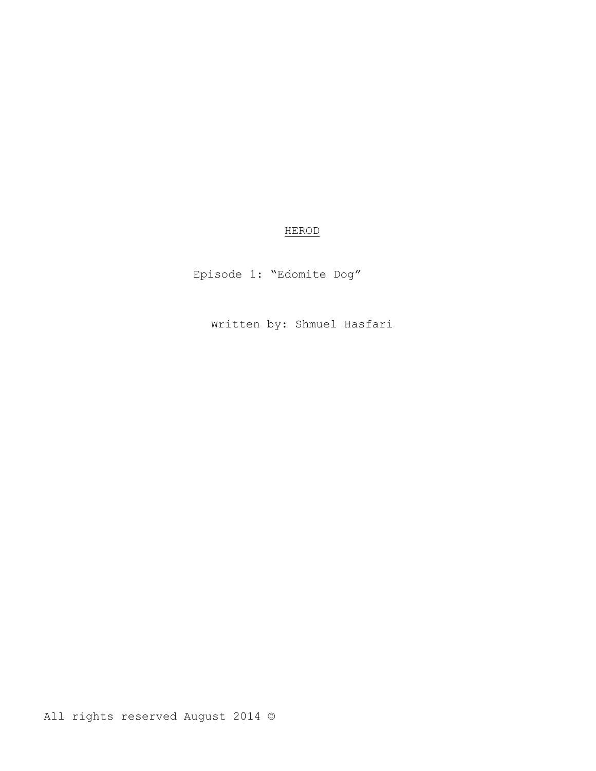# HEROD

Episode 1: “Edomite Dog”

Written by: Shmuel Hasfari

All rights reserved August 2014 ©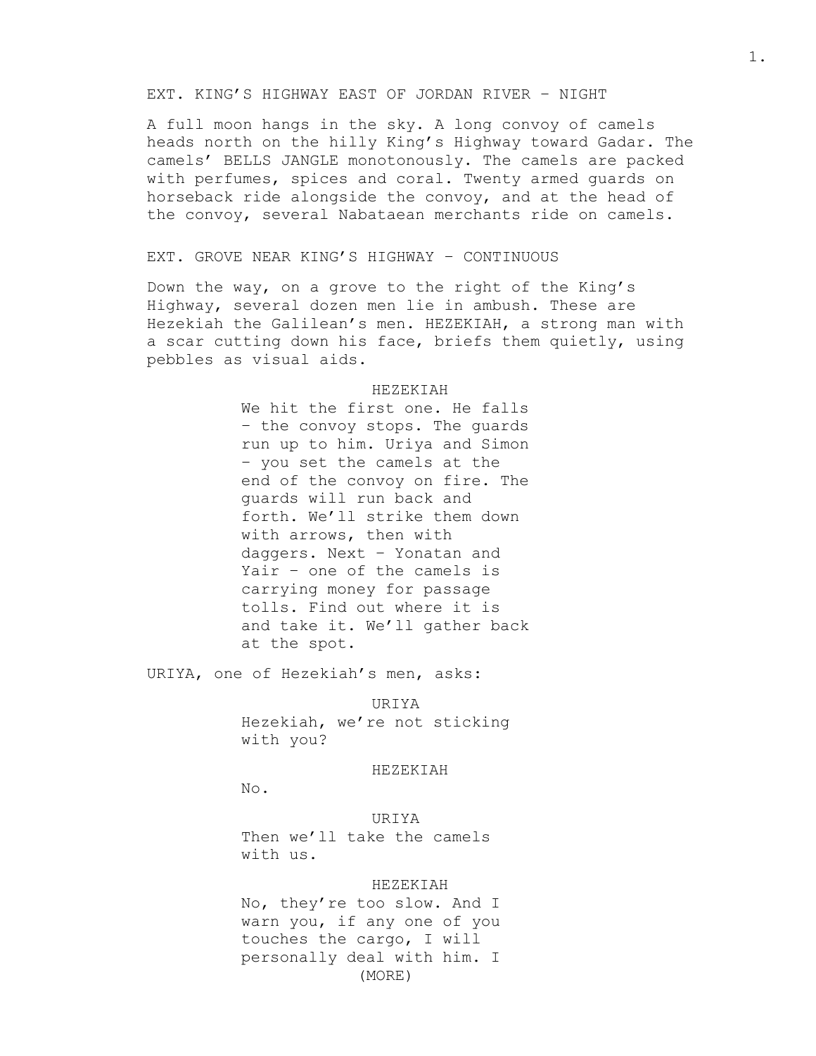EXT. KING'S HIGHWAY EAST OF JORDAN RIVER – NIGHT

A full moon hangs in the sky. A long convoy of camels heads north on the hilly King's Highway toward Gadar. The camels' BELLS JANGLE monotonously. The camels are packed with perfumes, spices and coral. Twenty armed guards on horseback ride alongside the convoy, and at the head of the convoy, several Nabataean merchants ride on camels.

EXT. GROVE NEAR KING'S HIGHWAY – CONTINUOUS

Down the way, on a grove to the right of the King's Highway, several dozen men lie in ambush. These are Hezekiah the Galilean's men. HEZEKIAH, a strong man with a scar cutting down his face, briefs them quietly, using pebbles as visual aids.

HEZEKIAH

We hit the first one. He falls – the convoy stops. The guards run up to him. Uriya and Simon – you set the camels at the end of the convoy on fire. The guards will run back and forth. We'll strike them down with arrows, then with daggers. Next – Yonatan and Yair – one of the camels is carrying money for passage tolls. Find out where it is and take it. We'll gather back at the spot.

URIYA, one of Hezekiah's men, asks:

URIYA

Hezekiah, we're not sticking with you?

HEZEKIAH

No.

URIYA

Then we'll take the camels with us.

HEZEKIAH

No, they're too slow. And I warn you, if any one of you touches the cargo, I will personally deal with him. I

(MORE)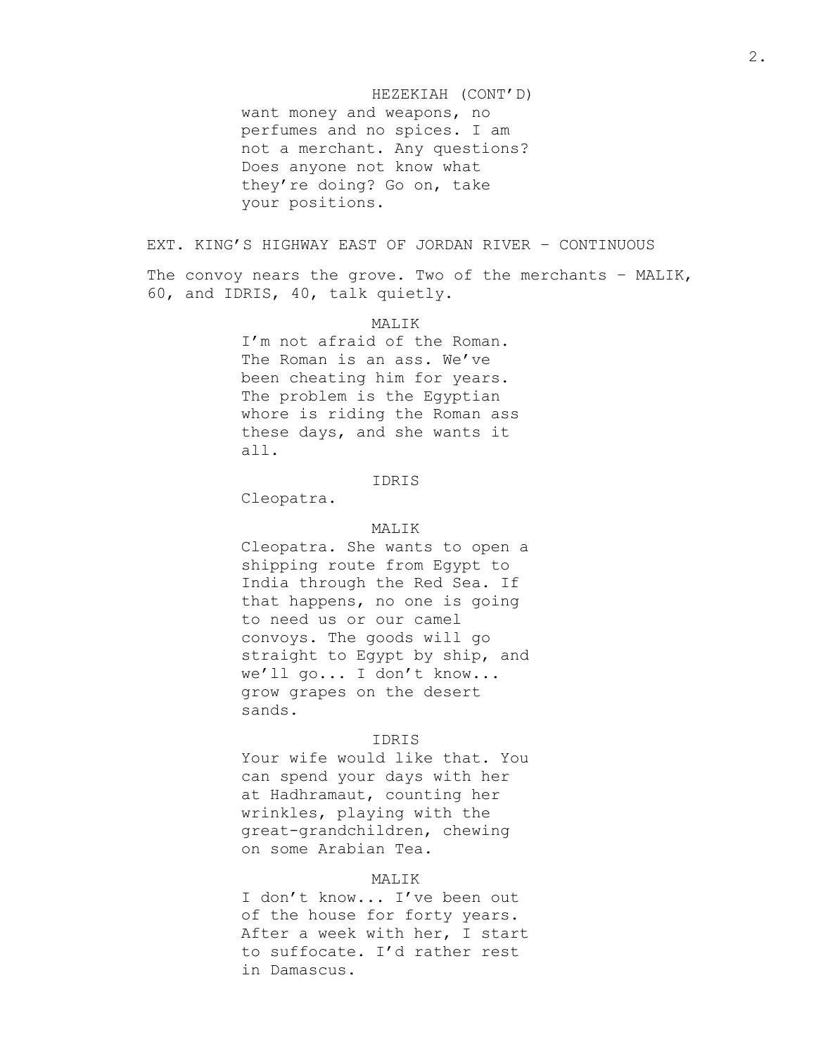HEZEKIAH (CONT'D)

want money and weapons, no perfumes and no spices. I am not a merchant. Any questions? Does anyone not know what they're doing? Go on, take your positions.

EXT. KING'S HIGHWAY EAST OF JORDAN RIVER – CONTINUOUS

The convoy nears the grove. Two of the merchants – MALIK, 60, and IDRIS, 40, talk quietly.

MALIK

I'm not afraid of the Roman. The Roman is an ass. We've been cheating him for years. The problem is the Egyptian whore is riding the Roman ass these days, and she wants it all.

IDRIS

Cleopatra.

MALIK

Cleopatra. She wants to open a shipping route from Egypt to India through the Red Sea. If that happens, no one is going to need us or our camel convoys. The goods will go straight to Egypt by ship, and we'll go... I don't know... grow grapes on the desert sands.

IDRIS

Your wife would like that. You can spend your days with her at Hadhramaut, counting her wrinkles, playing with the great-grandchildren, chewing on some Arabian Tea.

MALIK

I don't know... I've been out of the house for forty years. After a week with her, I start to suffocate. I'd rather rest in Damascus.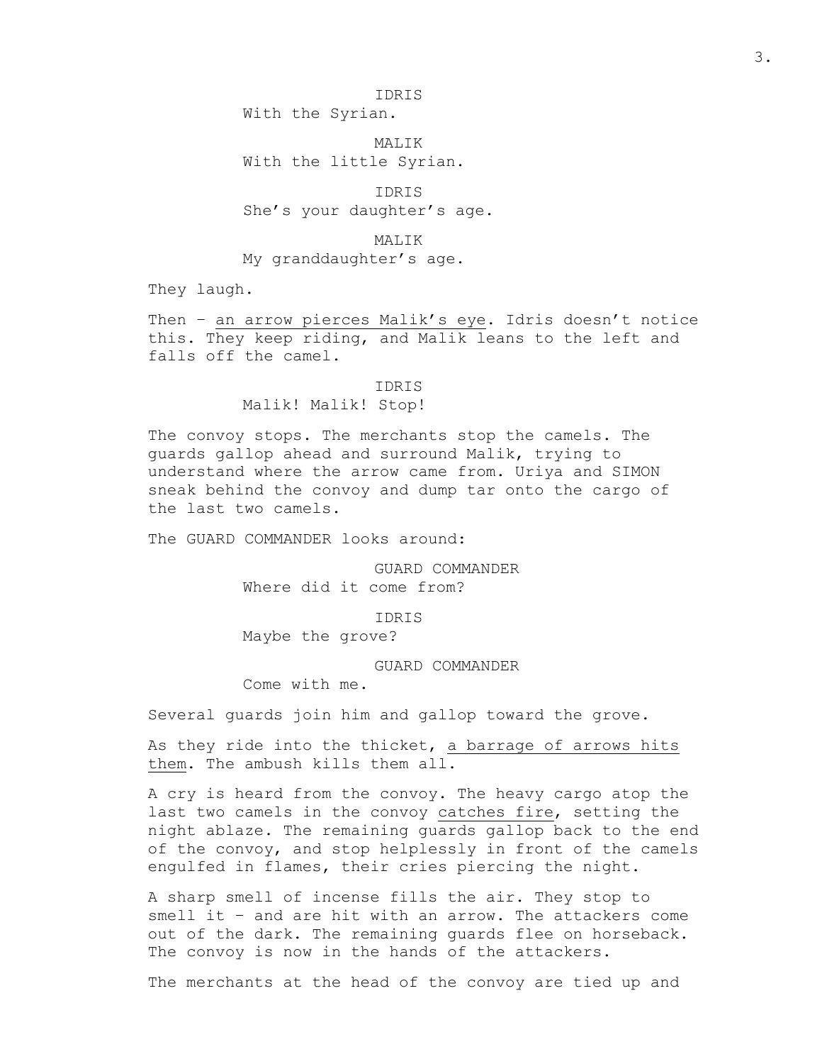IDRIS
With the Syrian.

MALIK
With the little Syrian.

IDRIS
She's your daughter's age.

MALIK
My granddaughter's age.

They laugh.

Then – <u>an arrow pierces Malik's eye</u>. Idris doesn't notice this. They keep riding, and Malik leans to the left and falls off the camel.

IDRIS
Malik! Malik! Stop!

The convoy stops. The merchants stop the camels. The guards gallop ahead and surround Malik, trying to understand where the arrow came from. Uriya and SIMON sneak behind the convoy and dump tar onto the cargo of the last two camels.

The GUARD COMMANDER looks around:

GUARD COMMANDER
Where did it come from?

IDRIS
Maybe the grove?

GUARD COMMANDER
Come with me.

Several guards join him and gallop toward the grove.

As they ride into the thicket, <u>a barrage of arrows hits them</u>. The ambush kills them all.

A cry is heard from the convoy. The heavy cargo atop the last two camels in the convoy <u>catches fire</u>, setting the night ablaze. The remaining guards gallop back to the end of the convoy, and stop helplessly in front of the camels engulfed in flames, their cries piercing the night.

A sharp smell of incense fills the air. They stop to smell it – and are hit with an arrow. The attackers come out of the dark. The remaining guards flee on horseback. The convoy is now in the hands of the attackers.

The merchants at the head of the convoy are tied up and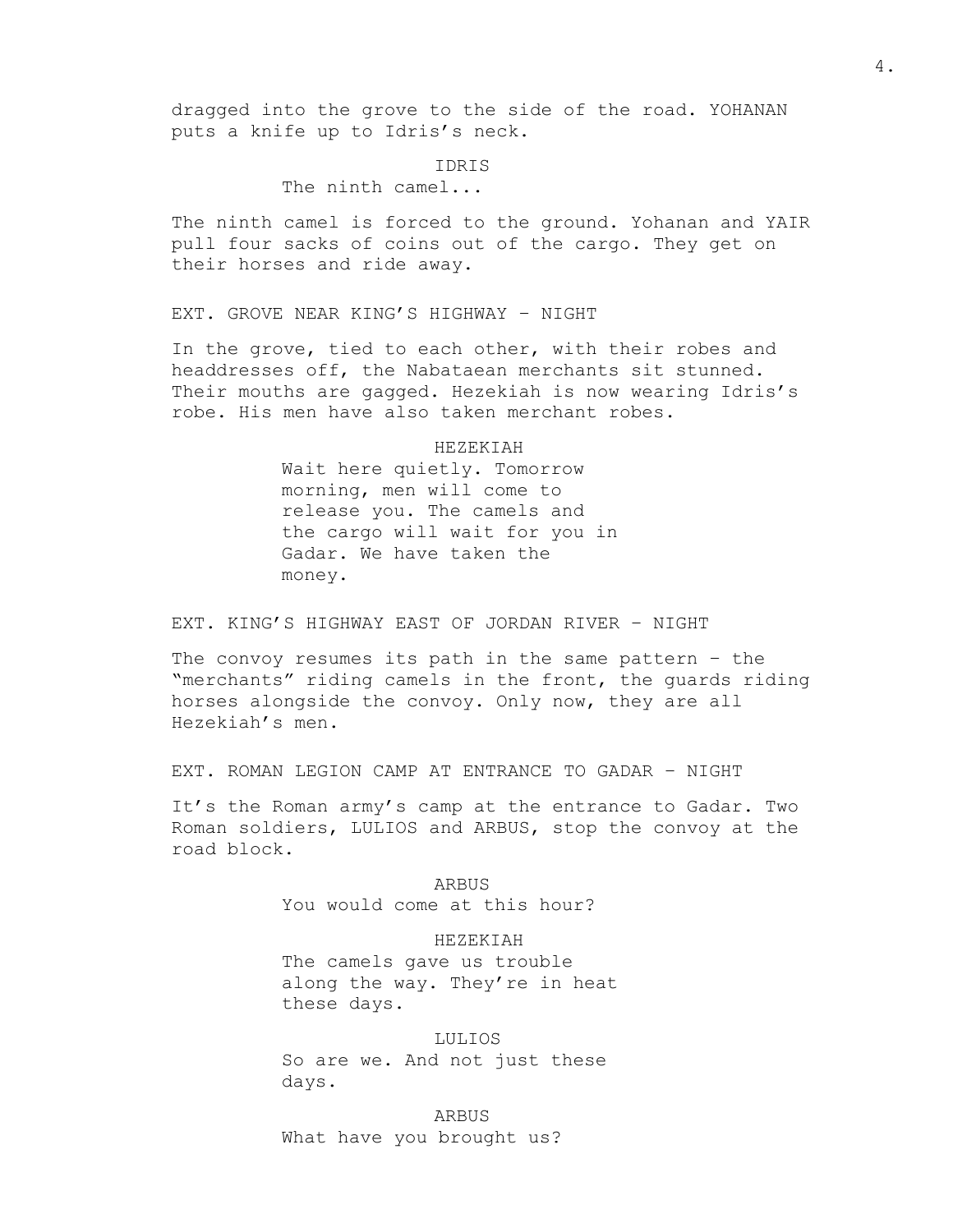dragged into the grove to the side of the road. YOHANAN puts a knife up to Idris's neck.

IDRIS
The ninth camel...

The ninth camel is forced to the ground. Yohanan and YAIR pull four sacks of coins out of the cargo. They get on their horses and ride away.

EXT. GROVE NEAR KING'S HIGHWAY – NIGHT

In the grove, tied to each other, with their robes and headdresses off, the Nabataean merchants sit stunned. Their mouths are gagged. Hezekiah is now wearing Idris's robe. His men have also taken merchant robes.

HEZEKIAH
Wait here quietly. Tomorrow morning, men will come to release you. The camels and the cargo will wait for you in Gadar. We have taken the money.

EXT. KING'S HIGHWAY EAST OF JORDAN RIVER – NIGHT

The convoy resumes its path in the same pattern – the "merchants" riding camels in the front, the guards riding horses alongside the convoy. Only now, they are all Hezekiah's men.

EXT. ROMAN LEGION CAMP AT ENTRANCE TO GADAR – NIGHT

It's the Roman army's camp at the entrance to Gadar. Two Roman soldiers, LULIOS and ARBUS, stop the convoy at the road block.

ARBUS
You would come at this hour?

HEZEKIAH
The camels gave us trouble along the way. They're in heat these days.

LULIOS
So are we. And not just these days.

ARBUS
What have you brought us?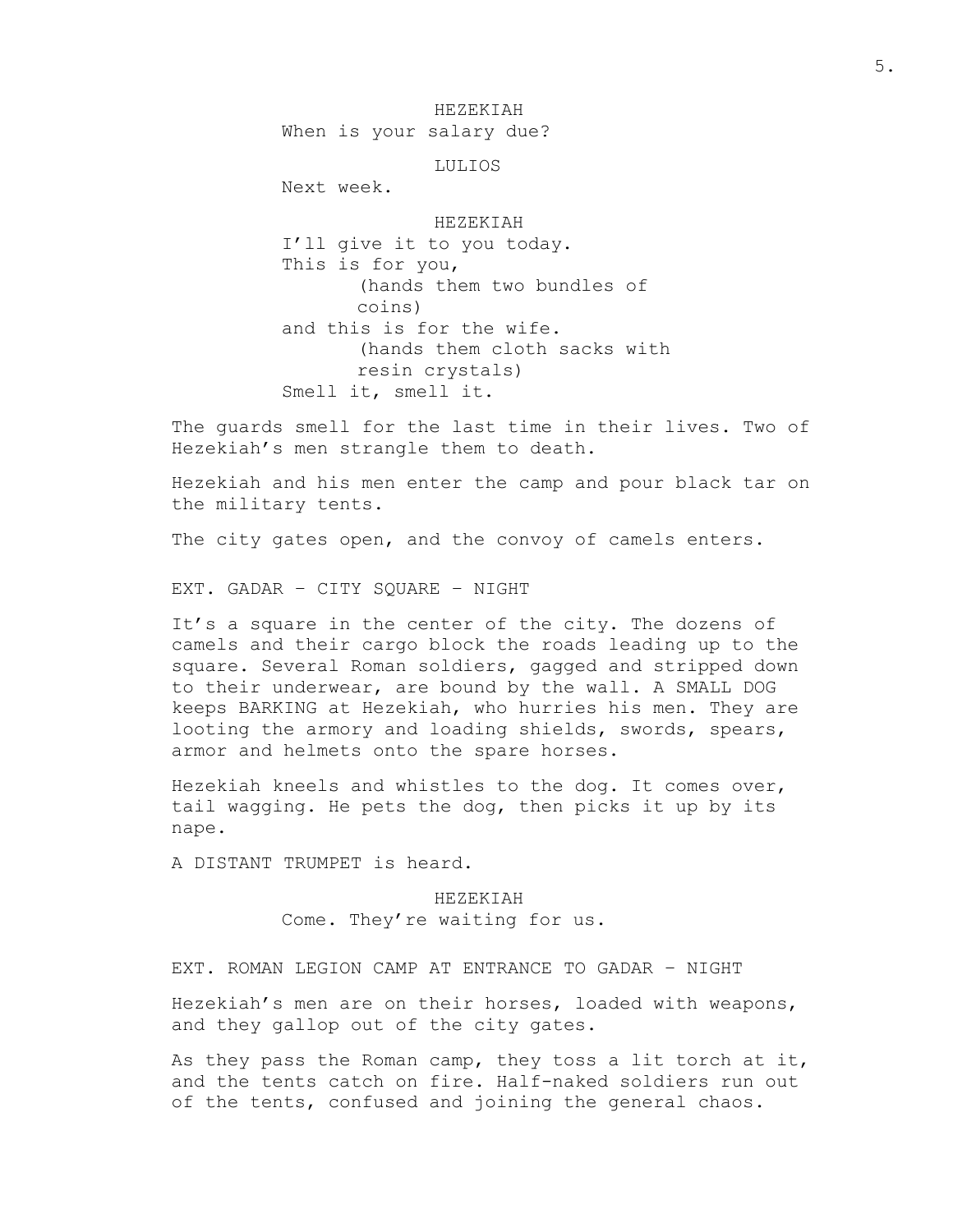HEZEKIAH
When is your salary due?

LULIOS
Next week.

HEZEKIAH
I'll give it to you today.
This is for you,
(hands them two bundles of coins)
and this is for the wife.
(hands them cloth sacks with resin crystals)
Smell it, smell it.

The guards smell for the last time in their lives. Two of Hezekiah's men strangle them to death.

Hezekiah and his men enter the camp and pour black tar on the military tents.

The city gates open, and the convoy of camels enters.

EXT. GADAR – CITY SQUARE – NIGHT

It's a square in the center of the city. The dozens of camels and their cargo block the roads leading up to the square. Several Roman soldiers, gagged and stripped down to their underwear, are bound by the wall. A SMALL DOG keeps BARKING at Hezekiah, who hurries his men. They are looting the armory and loading shields, swords, spears, armor and helmets onto the spare horses.

Hezekiah kneels and whistles to the dog. It comes over, tail wagging. He pets the dog, then picks it up by its nape.

A DISTANT TRUMPET is heard.

HEZEKIAH
Come. They're waiting for us.

EXT. ROMAN LEGION CAMP AT ENTRANCE TO GADAR – NIGHT

Hezekiah's men are on their horses, loaded with weapons, and they gallop out of the city gates.

As they pass the Roman camp, they toss a lit torch at it, and the tents catch on fire. Half-naked soldiers run out of the tents, confused and joining the general chaos.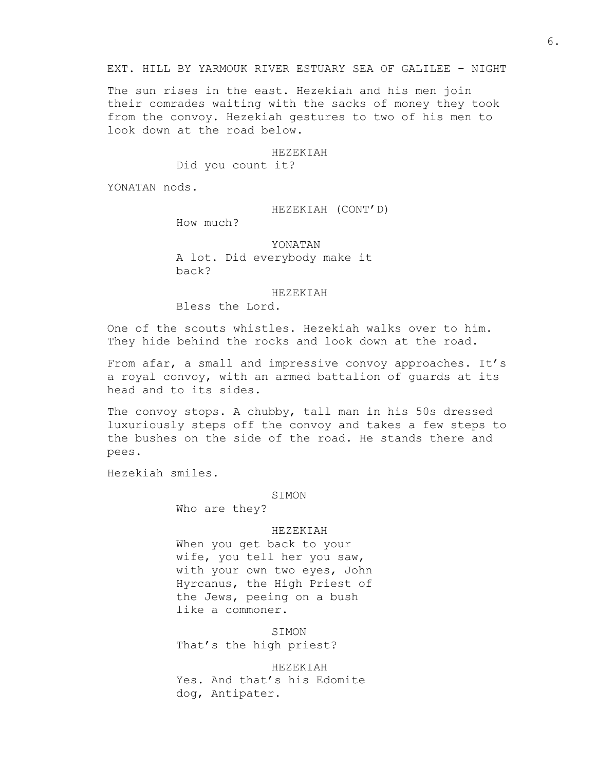EXT. HILL BY YARMOUK RIVER ESTUARY SEA OF GALILEE – NIGHT

The sun rises in the east. Hezekiah and his men join their comrades waiting with the sacks of money they took from the convoy. Hezekiah gestures to two of his men to look down at the road below.

HEZEKIAH
Did you count it?

YONATAN nods.

HEZEKIAH (CONT'D)
How much?

YONATAN
A lot. Did everybody make it back?

HEZEKIAH
Bless the Lord.

One of the scouts whistles. Hezekiah walks over to him. They hide behind the rocks and look down at the road.

From afar, a small and impressive convoy approaches. It's a royal convoy, with an armed battalion of guards at its head and to its sides.

The convoy stops. A chubby, tall man in his 50s dressed luxuriously steps off the convoy and takes a few steps to the bushes on the side of the road. He stands there and pees.

Hezekiah smiles.

SIMON
Who are they?

HEZEKIAH
When you get back to your wife, you tell her you saw, with your own two eyes, John Hyrcanus, the High Priest of the Jews, peeing on a bush like a commoner.

SIMON
That's the high priest?

HEZEKIAH
Yes. And that's his Edomite dog, Antipater.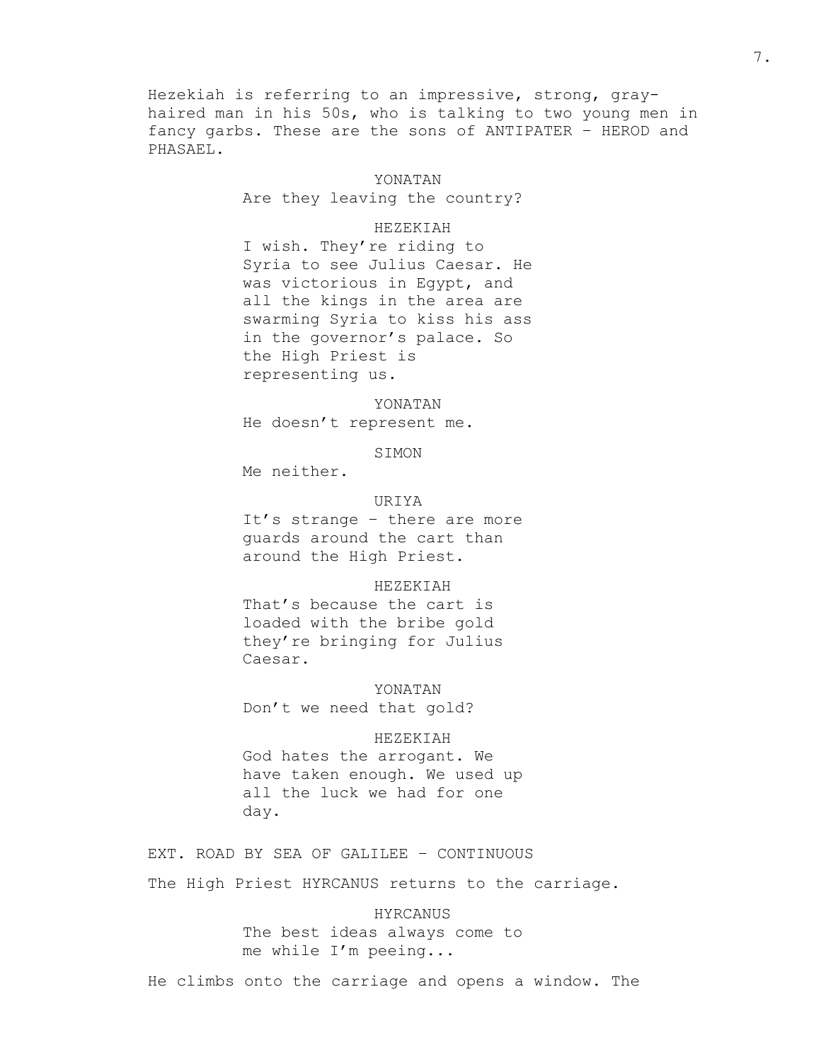Hezekiah is referring to an impressive, strong, gray-haired man in his 50s, who is talking to two young men in fancy garbs. These are the sons of ANTIPATER – HEROD and PHASAEL.

YONATAN
Are they leaving the country?

HEZEKIAH
I wish. They're riding to Syria to see Julius Caesar. He was victorious in Egypt, and all the kings in the area are swarming Syria to kiss his ass in the governor's palace. So the High Priest is representing us.

YONATAN
He doesn't represent me.

SIMON
Me neither.

URIYA
It's strange – there are more guards around the cart than around the High Priest.

HEZEKIAH
That's because the cart is loaded with the bribe gold they're bringing for Julius Caesar.

YONATAN
Don't we need that gold?

HEZEKIAH
God hates the arrogant. We have taken enough. We used up all the luck we had for one day.

EXT. ROAD BY SEA OF GALILEE – CONTINUOUS

The High Priest HYRCANUS returns to the carriage.

HYRCANUS
The best ideas always come to me while I'm peeing...

He climbs onto the carriage and opens a window. The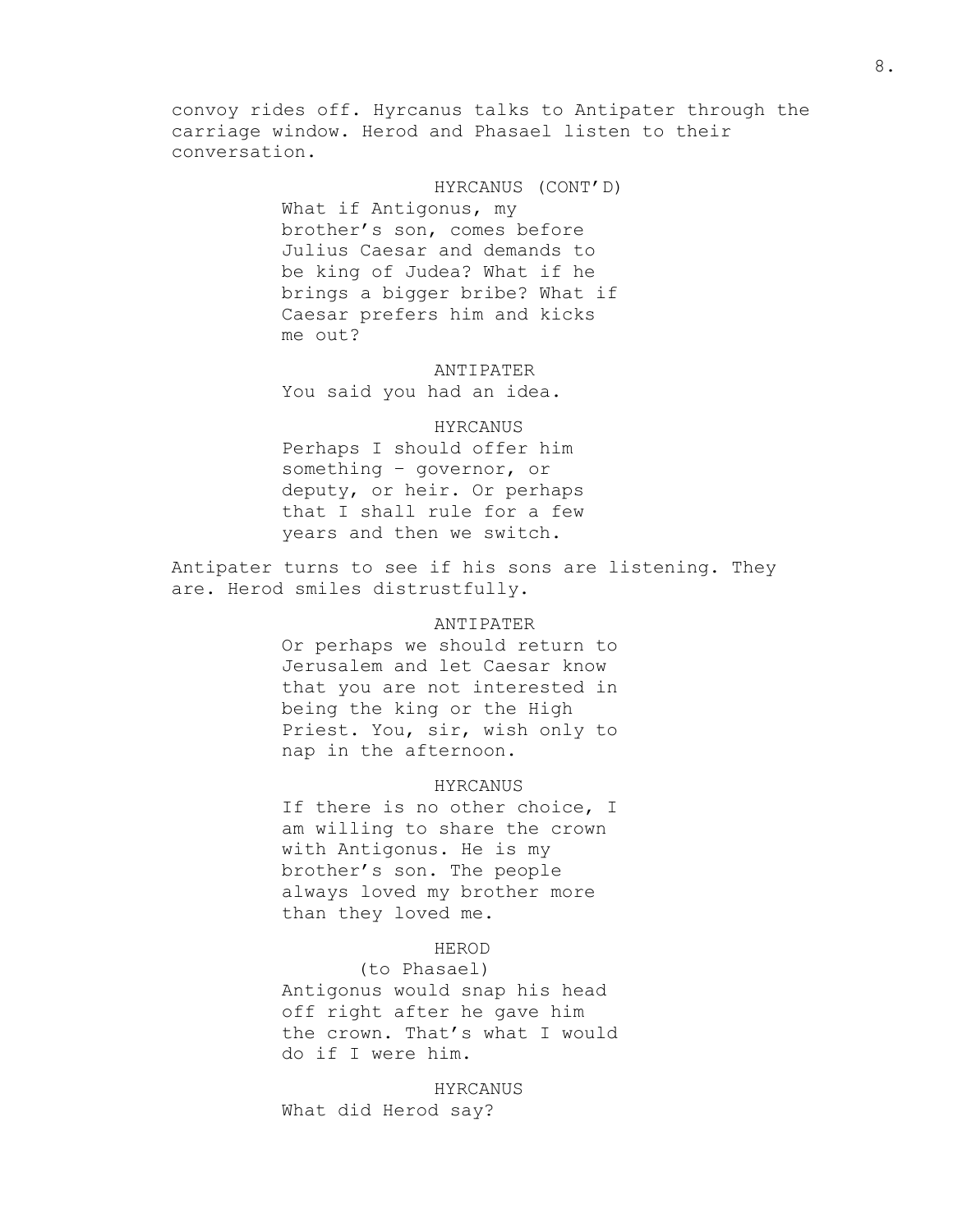convoy rides off. Hyrcanus talks to Antipater through the carriage window. Herod and Phasael listen to their conversation.

HYRCANUS (CONT'D)
What if Antigonus, my brother's son, comes before Julius Caesar and demands to be king of Judea? What if he brings a bigger bribe? What if Caesar prefers him and kicks me out?

ANTIPATER
You said you had an idea.

HYRCANUS
Perhaps I should offer him something - governor, or deputy, or heir. Or perhaps that I shall rule for a few years and then we switch.

Antipater turns to see if his sons are listening. They are. Herod smiles distrustfully.

ANTIPATER
Or perhaps we should return to Jerusalem and let Caesar know that you are not interested in being the king or the High Priest. You, sir, wish only to nap in the afternoon.

HYRCANUS
If there is no other choice, I am willing to share the crown with Antigonus. He is my brother's son. The people always loved my brother more than they loved me.

HEROD
(to Phasael)
Antigonus would snap his head off right after he gave him the crown. That's what I would do if I were him.

HYRCANUS
What did Herod say?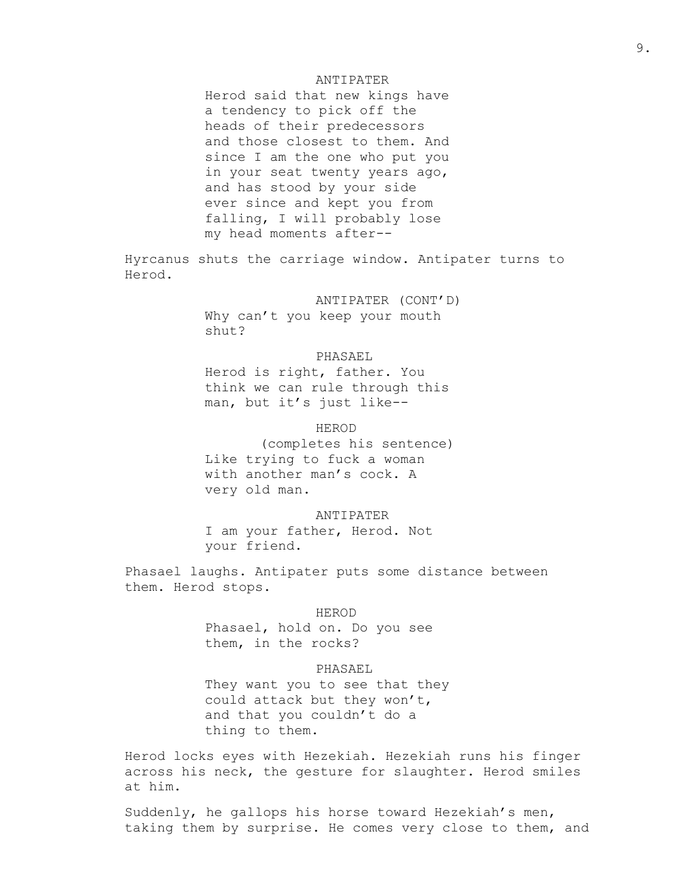ANTIPATER
Herod said that new kings have a tendency to pick off the heads of their predecessors and those closest to them. And since I am the one who put you in your seat twenty years ago, and has stood by your side ever since and kept you from falling, I will probably lose my head moments after--

Hyrcanus shuts the carriage window. Antipater turns to Herod.

ANTIPATER (CONT'D)
Why can't you keep your mouth shut?

PHASAEL
Herod is right, father. You think we can rule through this man, but it's just like--

HEROD
(completes his sentence)
Like trying to fuck a woman with another man's cock. A very old man.

ANTIPATER
I am your father, Herod. Not your friend.

Phasael laughs. Antipater puts some distance between them. Herod stops.

HEROD
Phasael, hold on. Do you see them, in the rocks?

PHASAEL
They want you to see that they could attack but they won't, and that you couldn't do a thing to them.

Herod locks eyes with Hezekiah. Hezekiah runs his finger across his neck, the gesture for slaughter. Herod smiles at him.

Suddenly, he gallops his horse toward Hezekiah's men, taking them by surprise. He comes very close to them, and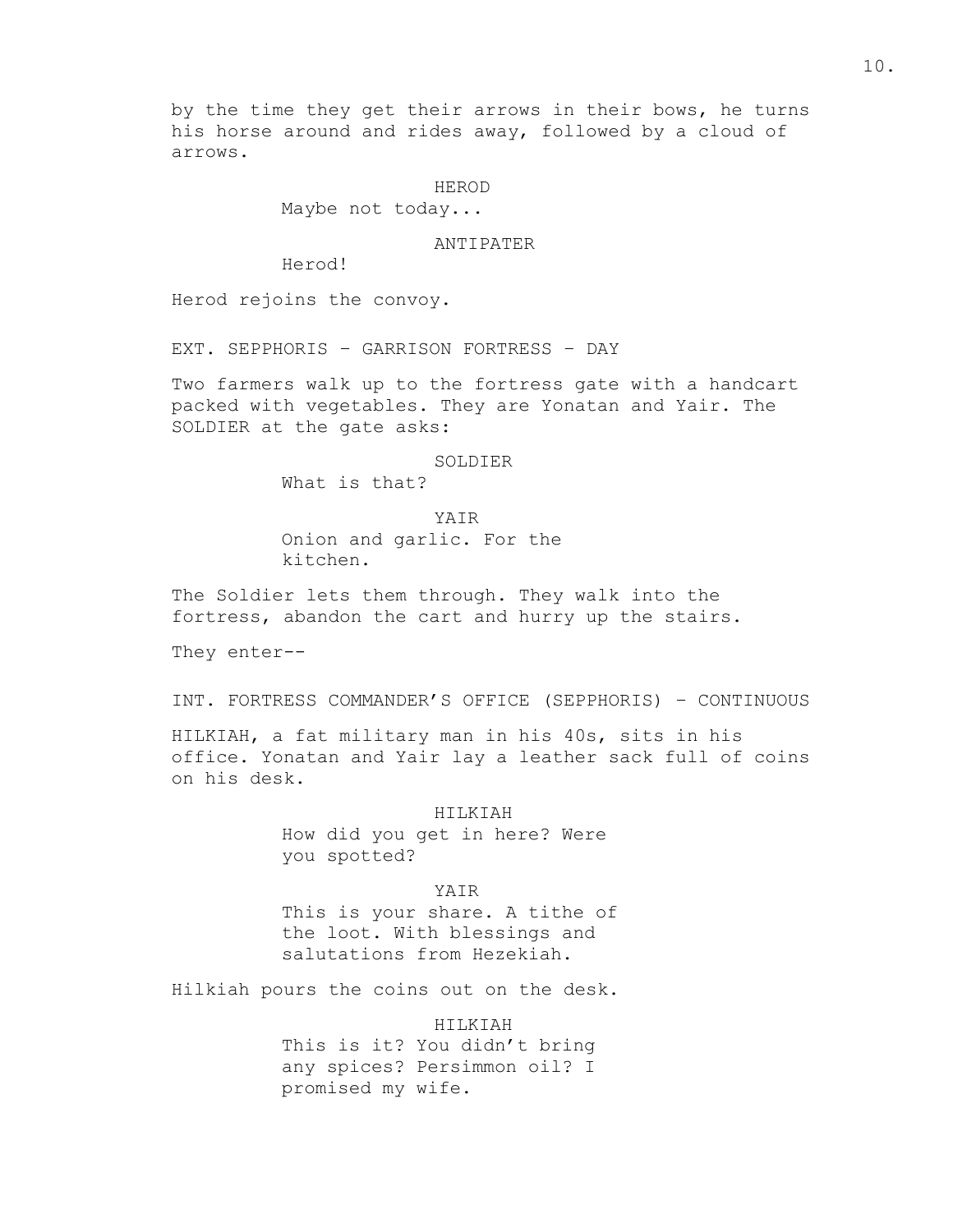by the time they get their arrows in their bows, he turns his horse around and rides away, followed by a cloud of arrows.

HEROD
Maybe not today...

ANTIPATER
Herod!

Herod rejoins the convoy.

EXT. SEPPHORIS – GARRISON FORTRESS – DAY

Two farmers walk up to the fortress gate with a handcart packed with vegetables. They are Yonatan and Yair. The SOLDIER at the gate asks:

SOLDIER
What is that?

YAIR
Onion and garlic. For the kitchen.

The Soldier lets them through. They walk into the fortress, abandon the cart and hurry up the stairs.

They enter--

INT. FORTRESS COMMANDER'S OFFICE (SEPPHORIS) – CONTINUOUS

HILKIAH, a fat military man in his 40s, sits in his office. Yonatan and Yair lay a leather sack full of coins on his desk.

HILKIAH
How did you get in here? Were you spotted?

YAIR
This is your share. A tithe of the loot. With blessings and salutations from Hezekiah.

Hilkiah pours the coins out on the desk.

HILKIAH
This is it? You didn't bring any spices? Persimmon oil? I promised my wife.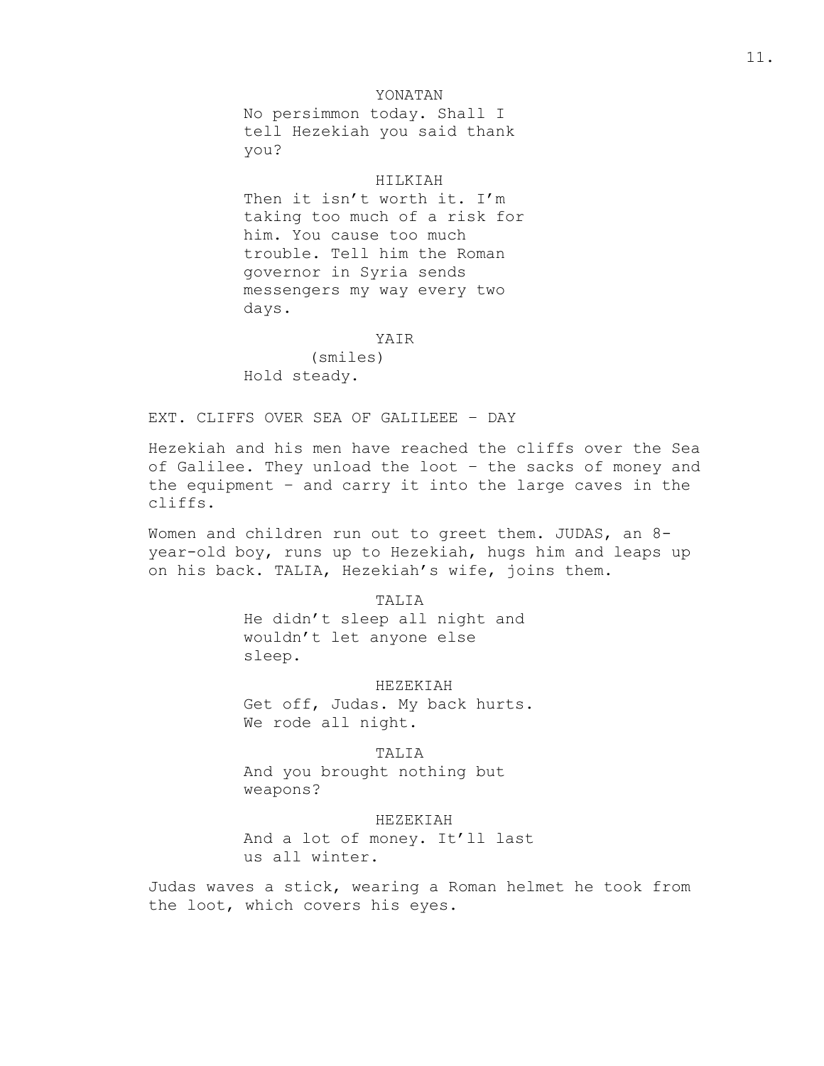YONATAN

No persimmon today. Shall I tell Hezekiah you said thank you?

HILKIAH

Then it isn't worth it. I'm taking too much of a risk for him. You cause too much trouble. Tell him the Roman governor in Syria sends messengers my way every two days.

YAIR

(smiles)

Hold steady.

EXT. CLIFFS OVER SEA OF GALILEEE – DAY

Hezekiah and his men have reached the cliffs over the Sea of Galilee. They unload the loot – the sacks of money and the equipment – and carry it into the large caves in the cliffs.

Women and children run out to greet them. JUDAS, an 8-year-old boy, runs up to Hezekiah, hugs him and leaps up on his back. TALIA, Hezekiah's wife, joins them.

TALIA

He didn't sleep all night and wouldn't let anyone else sleep.

HEZEKIAH

Get off, Judas. My back hurts. We rode all night.

TALIA

And you brought nothing but weapons?

HEZEKIAH

And a lot of money. It'll last us all winter.

Judas waves a stick, wearing a Roman helmet he took from the loot, which covers his eyes.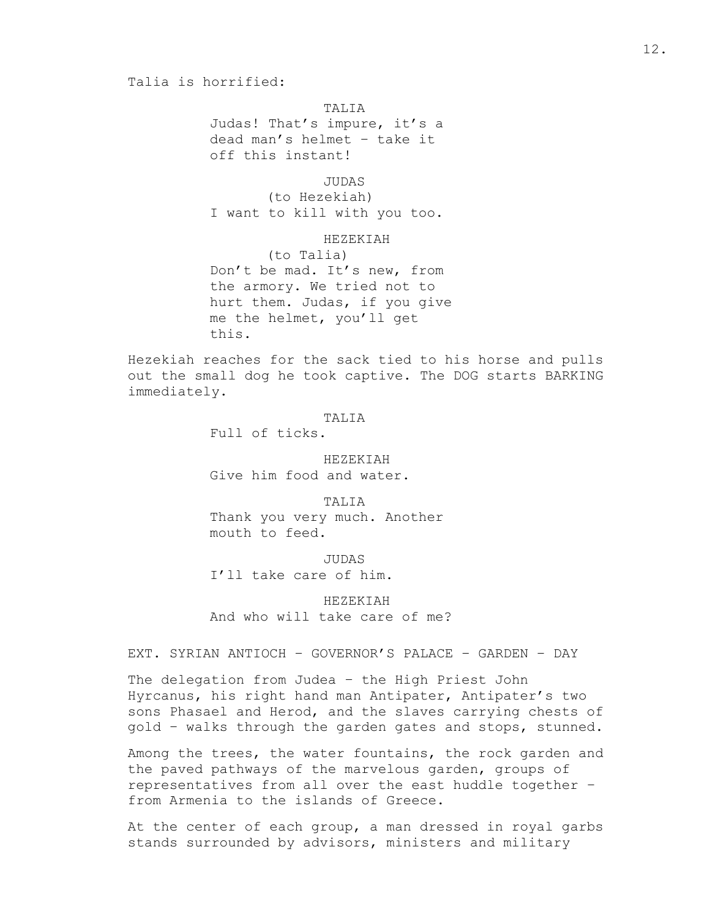Talia is horrified:

TALIA
Judas! That's impure, it's a dead man's helmet – take it off this instant!

JUDAS
(to Hezekiah)
I want to kill with you too.

HEZEKIAH
(to Talia)
Don't be mad. It's new, from the armory. We tried not to hurt them. Judas, if you give me the helmet, you'll get this.

Hezekiah reaches for the sack tied to his horse and pulls out the small dog he took captive. The DOG starts BARKING immediately.

TALIA
Full of ticks.

HEZEKIAH
Give him food and water.

TALIA
Thank you very much. Another mouth to feed.

JUDAS
I'll take care of him.

HEZEKIAH
And who will take care of me?

EXT. SYRIAN ANTIOCH – GOVERNOR'S PALACE – GARDEN – DAY

The delegation from Judea – the High Priest John Hyrcanus, his right hand man Antipater, Antipater's two sons Phasael and Herod, and the slaves carrying chests of gold – walks through the garden gates and stops, stunned.

Among the trees, the water fountains, the rock garden and the paved pathways of the marvelous garden, groups of representatives from all over the east huddle together – from Armenia to the islands of Greece.

At the center of each group, a man dressed in royal garbs stands surrounded by advisors, ministers and military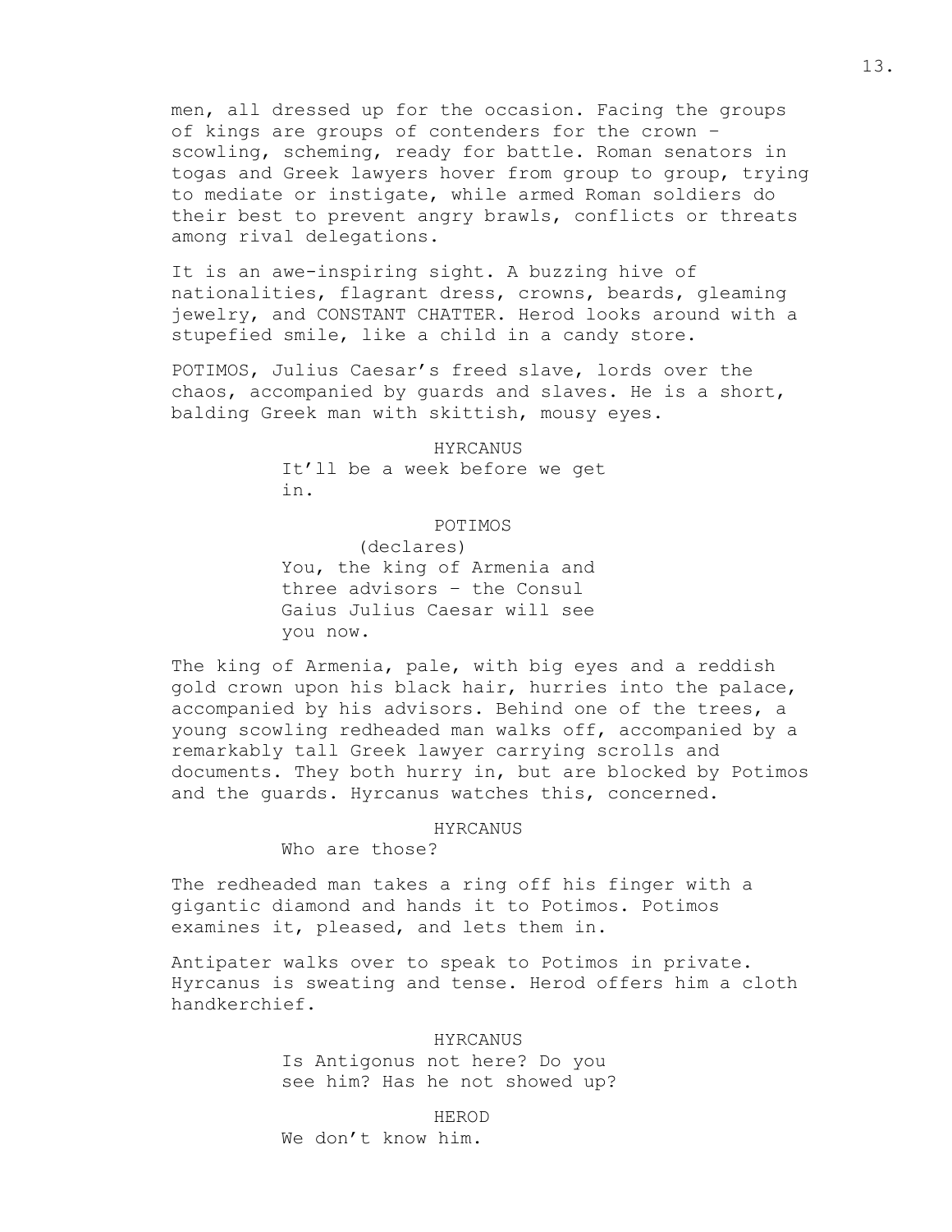men, all dressed up for the occasion. Facing the groups of kings are groups of contenders for the crown – scowling, scheming, ready for battle. Roman senators in togas and Greek lawyers hover from group to group, trying to mediate or instigate, while armed Roman soldiers do their best to prevent angry brawls, conflicts or threats among rival delegations.

It is an awe-inspiring sight. A buzzing hive of nationalities, flagrant dress, crowns, beards, gleaming jewelry, and CONSTANT CHATTER. Herod looks around with a stupefied smile, like a child in a candy store.

POTIMOS, Julius Caesar's freed slave, lords over the chaos, accompanied by guards and slaves. He is a short, balding Greek man with skittish, mousy eyes.

HYRCANUS

It'll be a week before we get in.

POTIMOS

(declares)

You, the king of Armenia and three advisors – the Consul Gaius Julius Caesar will see you now.

The king of Armenia, pale, with big eyes and a reddish gold crown upon his black hair, hurries into the palace, accompanied by his advisors. Behind one of the trees, a young scowling redheaded man walks off, accompanied by a remarkably tall Greek lawyer carrying scrolls and documents. They both hurry in, but are blocked by Potimos and the guards. Hyrcanus watches this, concerned.

HYRCANUS

Who are those?

The redheaded man takes a ring off his finger with a gigantic diamond and hands it to Potimos. Potimos examines it, pleased, and lets them in.

Antipater walks over to speak to Potimos in private. Hyrcanus is sweating and tense. Herod offers him a cloth handkerchief.

HYRCANUS

Is Antigonus not here? Do you see him? Has he not showed up?

HEROD

We don't know him.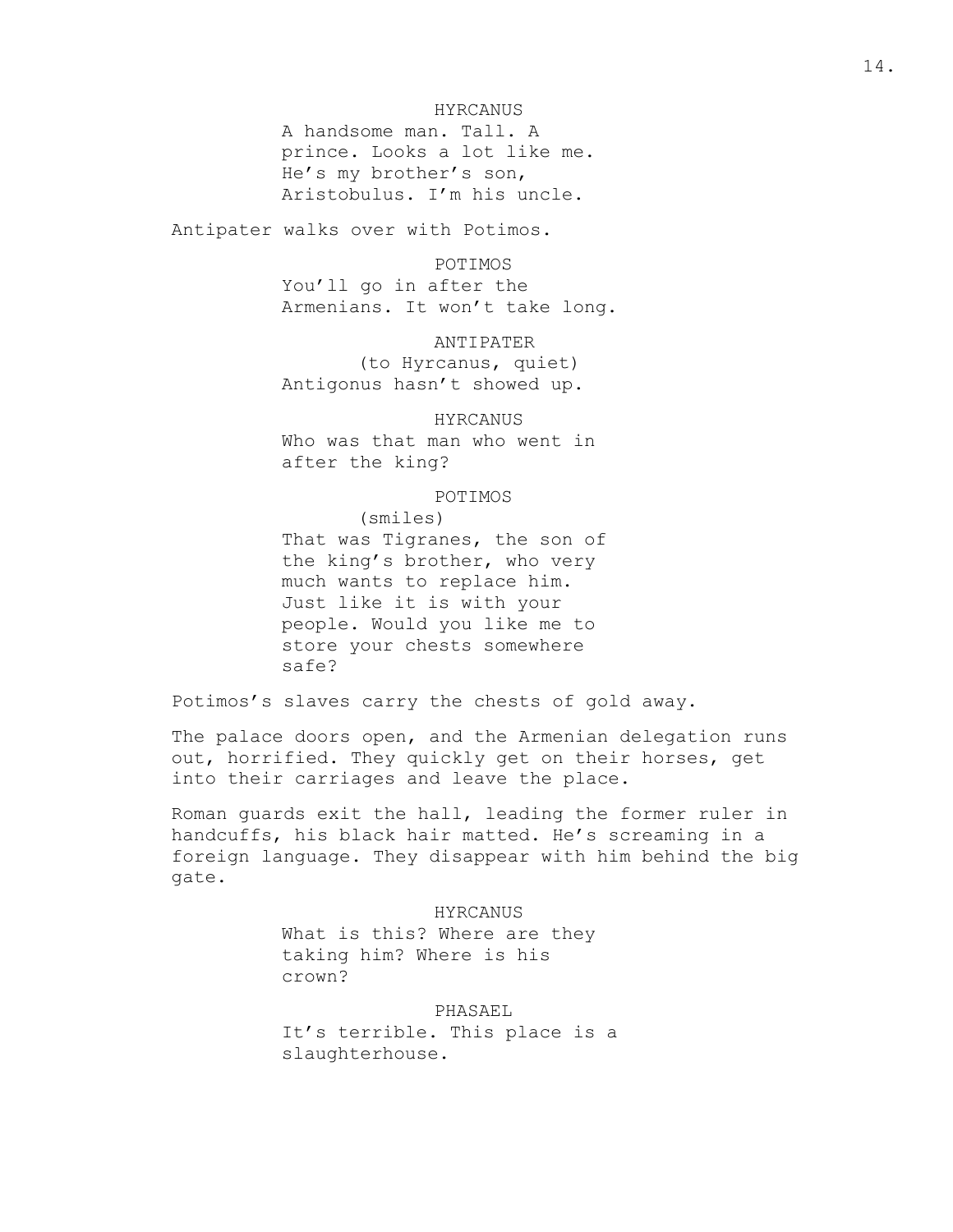HYRCANUS

A handsome man. Tall. A prince. Looks a lot like me. He's my brother's son, Aristobulus. I'm his uncle.

Antipater walks over with Potimos.

POTIMOS

You'll go in after the Armenians. It won't take long.

ANTIPATER

(to Hyrcanus, quiet)

Antigonus hasn't showed up.

HYRCANUS

Who was that man who went in after the king?

POTIMOS

(smiles)

That was Tigranes, the son of the king's brother, who very much wants to replace him. Just like it is with your people. Would you like me to store your chests somewhere safe?

Potimos's slaves carry the chests of gold away.

The palace doors open, and the Armenian delegation runs out, horrified. They quickly get on their horses, get into their carriages and leave the place.

Roman guards exit the hall, leading the former ruler in handcuffs, his black hair matted. He's screaming in a foreign language. They disappear with him behind the big gate.

HYRCANUS

What is this? Where are they taking him? Where is his crown?

PHASAEL

It's terrible. This place is a slaughterhouse.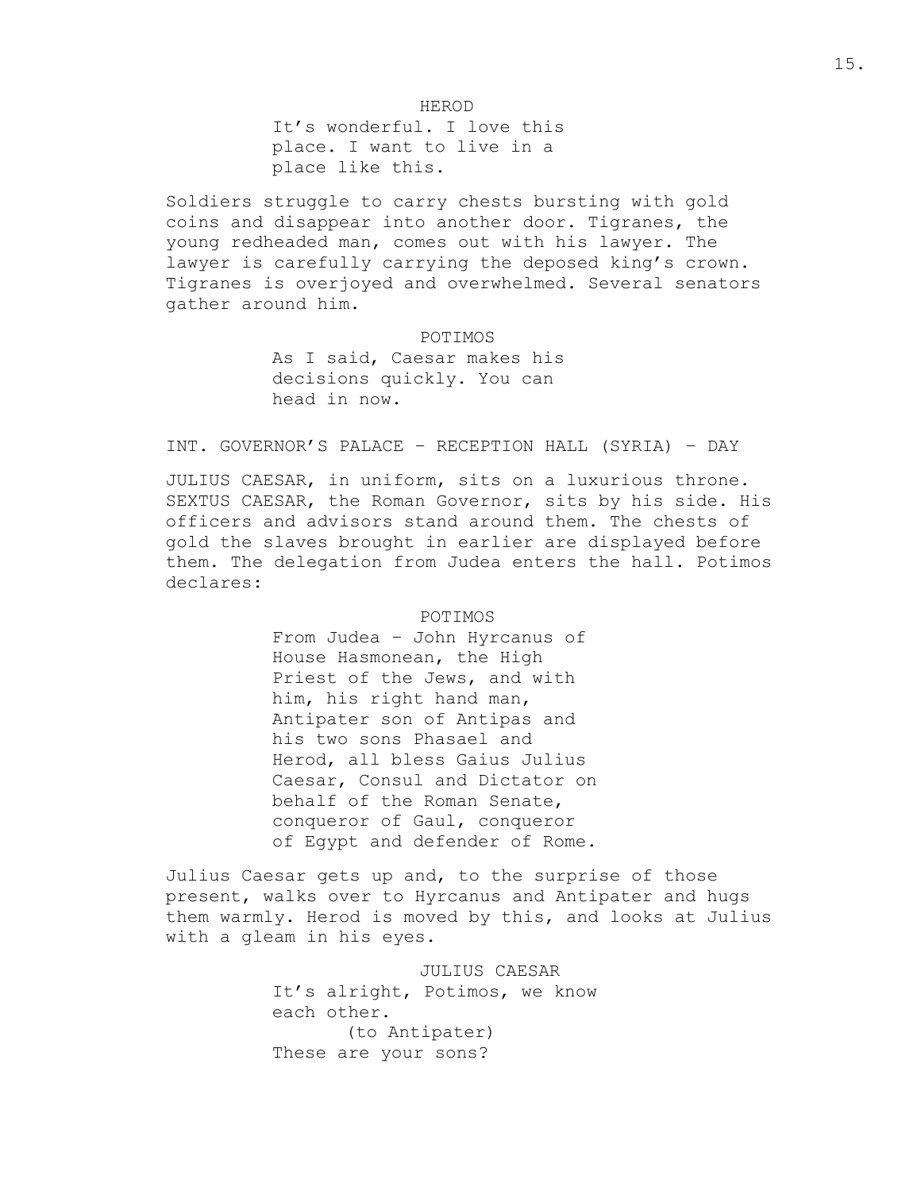HEROD

It's wonderful. I love this place. I want to live in a place like this.

Soldiers struggle to carry chests bursting with gold coins and disappear into another door. Tigranes, the young redheaded man, comes out with his lawyer. The lawyer is carefully carrying the deposed king's crown. Tigranes is overjoyed and overwhelmed. Several senators gather around him.

POTIMOS

As I said, Caesar makes his decisions quickly. You can head in now.

INT. GOVERNOR'S PALACE – RECEPTION HALL (SYRIA) – DAY

JULIUS CAESAR, in uniform, sits on a luxurious throne. SEXTUS CAESAR, the Roman Governor, sits by his side. His officers and advisors stand around them. The chests of gold the slaves brought in earlier are displayed before them. The delegation from Judea enters the hall. Potimos declares:

POTIMOS

From Judea – John Hyrcanus of House Hasmonean, the High Priest of the Jews, and with him, his right hand man, Antipater son of Antipas and his two sons Phasael and Herod, all bless Gaius Julius Caesar, Consul and Dictator on behalf of the Roman Senate, conqueror of Gaul, conqueror of Egypt and defender of Rome.

Julius Caesar gets up and, to the surprise of those present, walks over to Hyrcanus and Antipater and hugs them warmly. Herod is moved by this, and looks at Julius with a gleam in his eyes.

JULIUS CAESAR

It's alright, Potimos, we know each other.

(to Antipater)

These are your sons?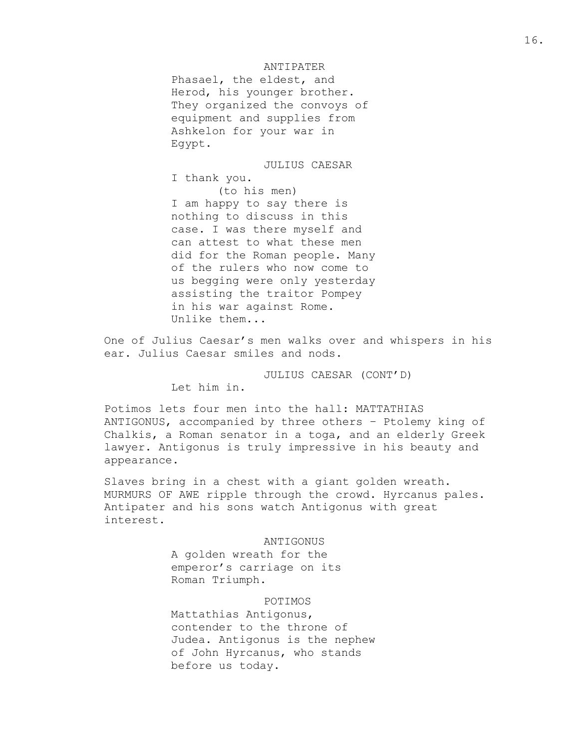ANTIPATER

Phasael, the eldest, and Herod, his younger brother. They organized the convoys of equipment and supplies from Ashkelon for your war in Egypt.

JULIUS CAESAR

I thank you.

(to his men)

I am happy to say there is nothing to discuss in this case. I was there myself and can attest to what these men did for the Roman people. Many of the rulers who now come to us begging were only yesterday assisting the traitor Pompey in his war against Rome. Unlike them...

One of Julius Caesar's men walks over and whispers in his ear. Julius Caesar smiles and nods.

JULIUS CAESAR (CONT'D)

Let him in.

Potimos lets four men into the hall: MATTATHIAS ANTIGONUS, accompanied by three others – Ptolemy king of Chalkis, a Roman senator in a toga, and an elderly Greek lawyer. Antigonus is truly impressive in his beauty and appearance.

Slaves bring in a chest with a giant golden wreath. MURMURS OF AWE ripple through the crowd. Hyrcanus pales. Antipater and his sons watch Antigonus with great interest.

ANTIGONUS

A golden wreath for the emperor's carriage on its Roman Triumph.

POTIMOS

Mattathias Antigonus, contender to the throne of Judea. Antigonus is the nephew of John Hyrcanus, who stands before us today.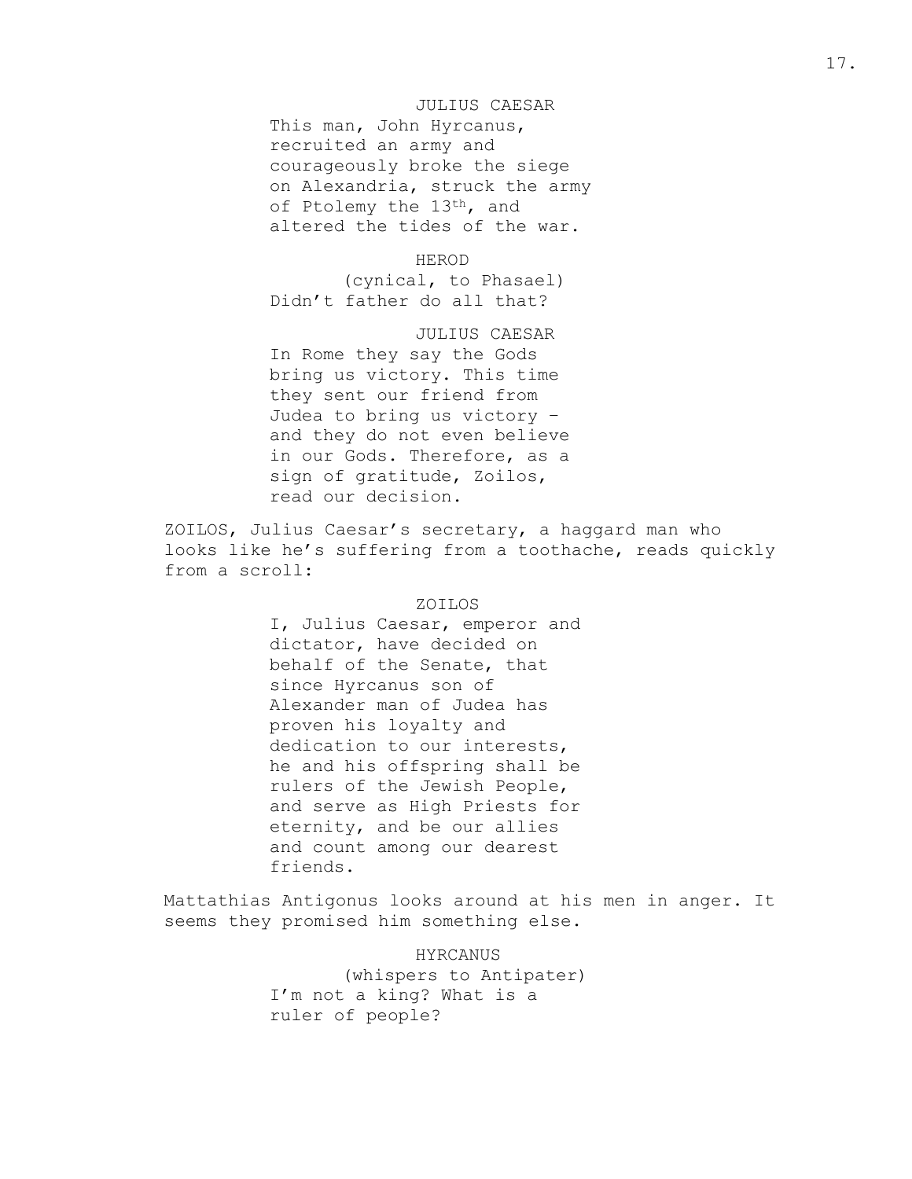JULIUS CAESAR

This man, John Hyrcanus, recruited an army and courageously broke the siege on Alexandria, struck the army of Ptolemy the 13th, and altered the tides of the war.

HEROD

(cynical, to Phasael)

Didn't father do all that?

JULIUS CAESAR

In Rome they say the Gods bring us victory. This time they sent our friend from Judea to bring us victory – and they do not even believe in our Gods. Therefore, as a sign of gratitude, Zoilos, read our decision.

ZOILOS, Julius Caesar's secretary, a haggard man who looks like he's suffering from a toothache, reads quickly from a scroll:

ZOILOS

I, Julius Caesar, emperor and dictator, have decided on behalf of the Senate, that since Hyrcanus son of Alexander man of Judea has proven his loyalty and dedication to our interests, he and his offspring shall be rulers of the Jewish People, and serve as High Priests for eternity, and be our allies and count among our dearest friends.

Mattathias Antigonus looks around at his men in anger. It seems they promised him something else.

HYRCANUS

(whispers to Antipater)

I'm not a king? What is a ruler of people?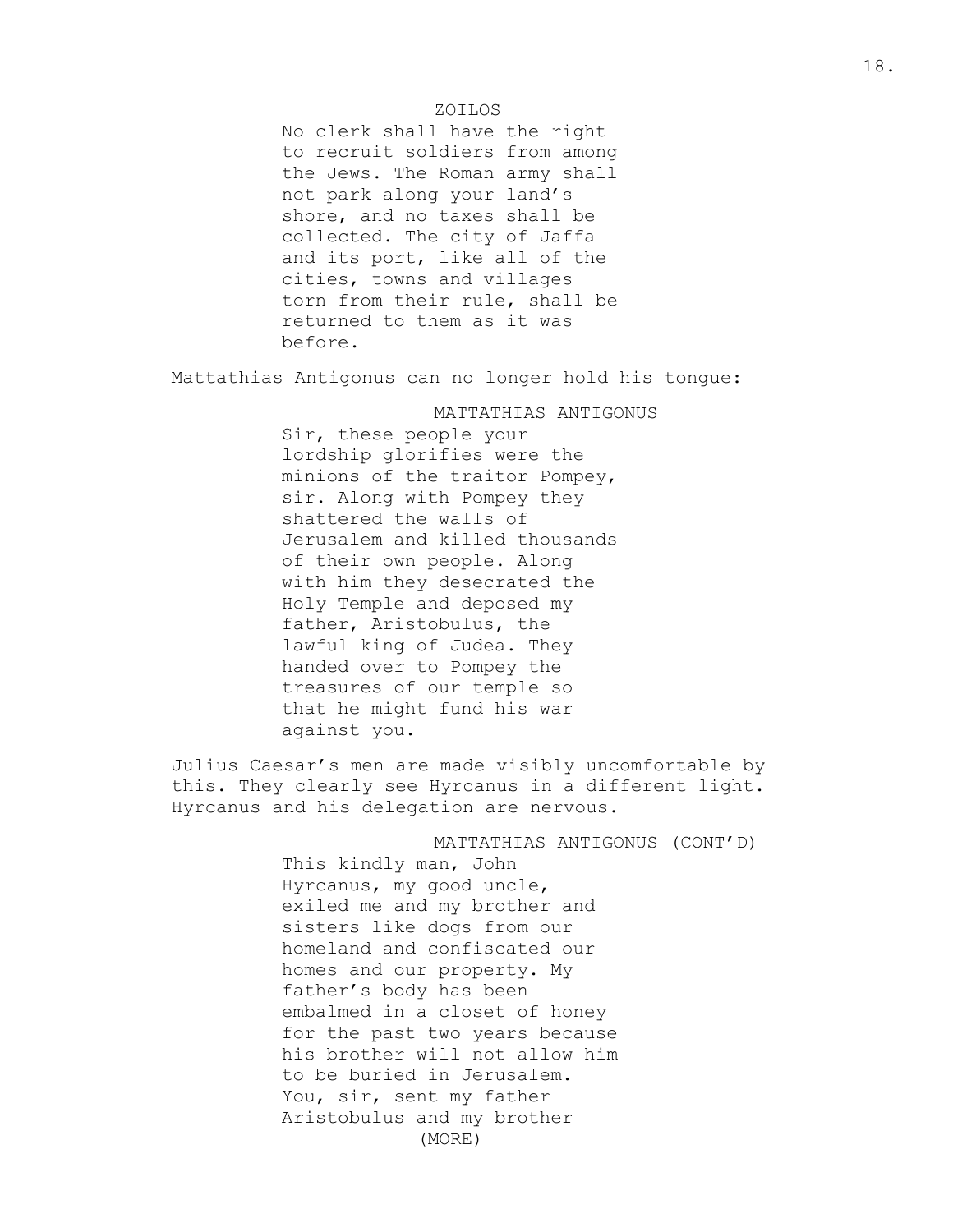ZOILOS

No clerk shall have the right to recruit soldiers from among the Jews. The Roman army shall not park along your land's shore, and no taxes shall be collected. The city of Jaffa and its port, like all of the cities, towns and villages torn from their rule, shall be returned to them as it was before.

Mattathias Antigonus can no longer hold his tongue:

MATTATHIAS ANTIGONUS

Sir, these people your lordship glorifies were the minions of the traitor Pompey, sir. Along with Pompey they shattered the walls of Jerusalem and killed thousands of their own people. Along with him they desecrated the Holy Temple and deposed my father, Aristobulus, the lawful king of Judea. They handed over to Pompey the treasures of our temple so that he might fund his war against you.

Julius Caesar's men are made visibly uncomfortable by this. They clearly see Hyrcanus in a different light. Hyrcanus and his delegation are nervous.

MATTATHIAS ANTIGONUS (CONT'D)

This kindly man, John Hyrcanus, my good uncle, exiled me and my brother and sisters like dogs from our homeland and confiscated our homes and our property. My father's body has been embalmed in a closet of honey for the past two years because his brother will not allow him to be buried in Jerusalem. You, sir, sent my father Aristobulus and my brother

(MORE)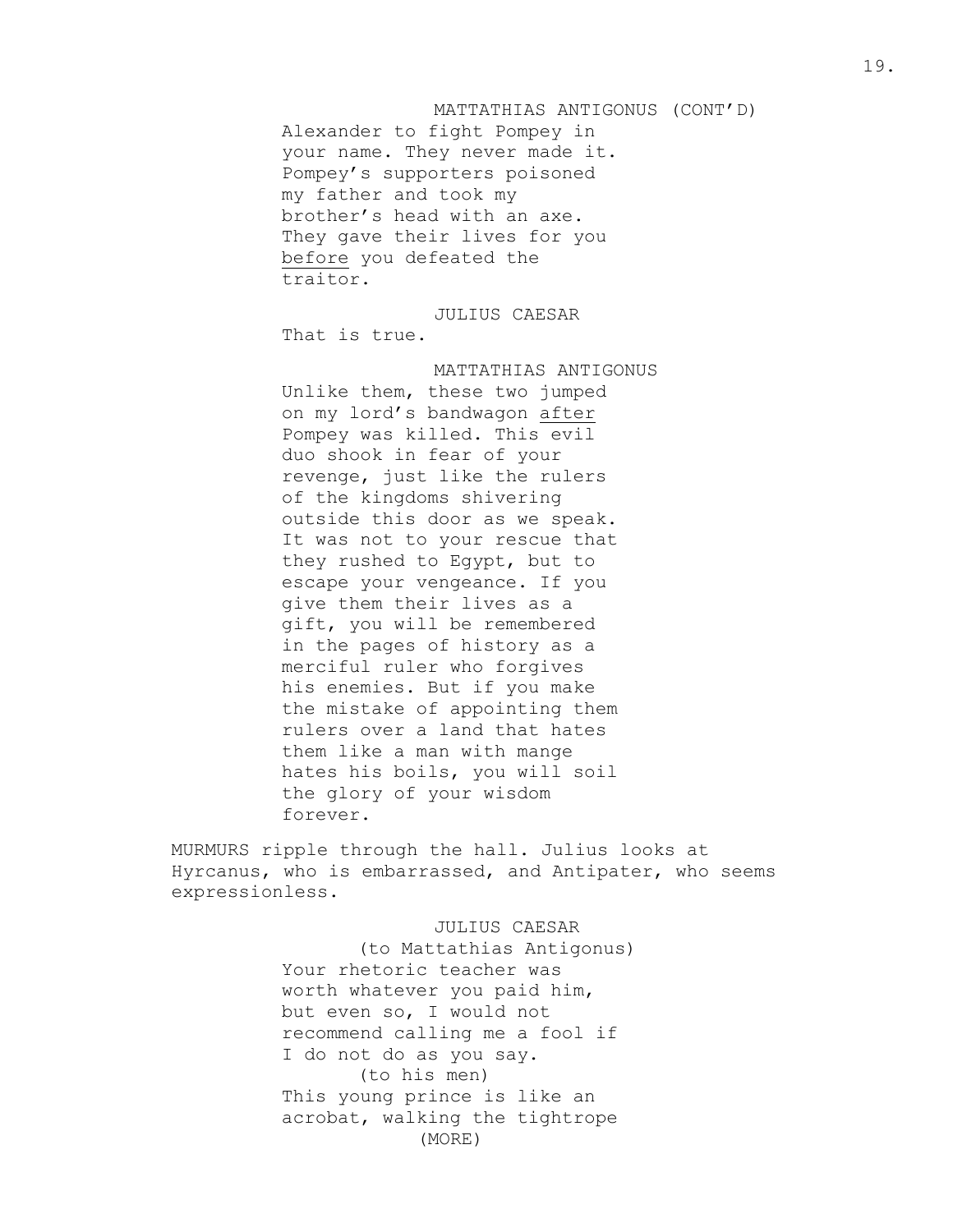MATTATHIAS ANTIGONUS (CONT'D)

Alexander to fight Pompey in your name. They never made it. Pompey's supporters poisoned my father and took my brother's head with an axe. They gave their lives for you <u>before</u> you defeated the traitor.

JULIUS CAESAR

That is true.

MATTATHIAS ANTIGONUS

Unlike them, these two jumped on my lord's bandwagon <u>after</u> Pompey was killed. This evil duo shook in fear of your revenge, just like the rulers of the kingdoms shivering outside this door as we speak. It was not to your rescue that they rushed to Egypt, but to escape your vengeance. If you give them their lives as a gift, you will be remembered in the pages of history as a merciful ruler who forgives his enemies. But if you make the mistake of appointing them rulers over a land that hates them like a man with mange hates his boils, you will soil the glory of your wisdom forever.

MURMURS ripple through the hall. Julius looks at Hyrcanus, who is embarrassed, and Antipater, who seems expressionless.

JULIUS CAESAR

(to Mattathias Antigonus)

Your rhetoric teacher was worth whatever you paid him, but even so, I would not recommend calling me a fool if I do not do as you say.

(to his men)

This young prince is like an acrobat, walking the tightrope

(MORE)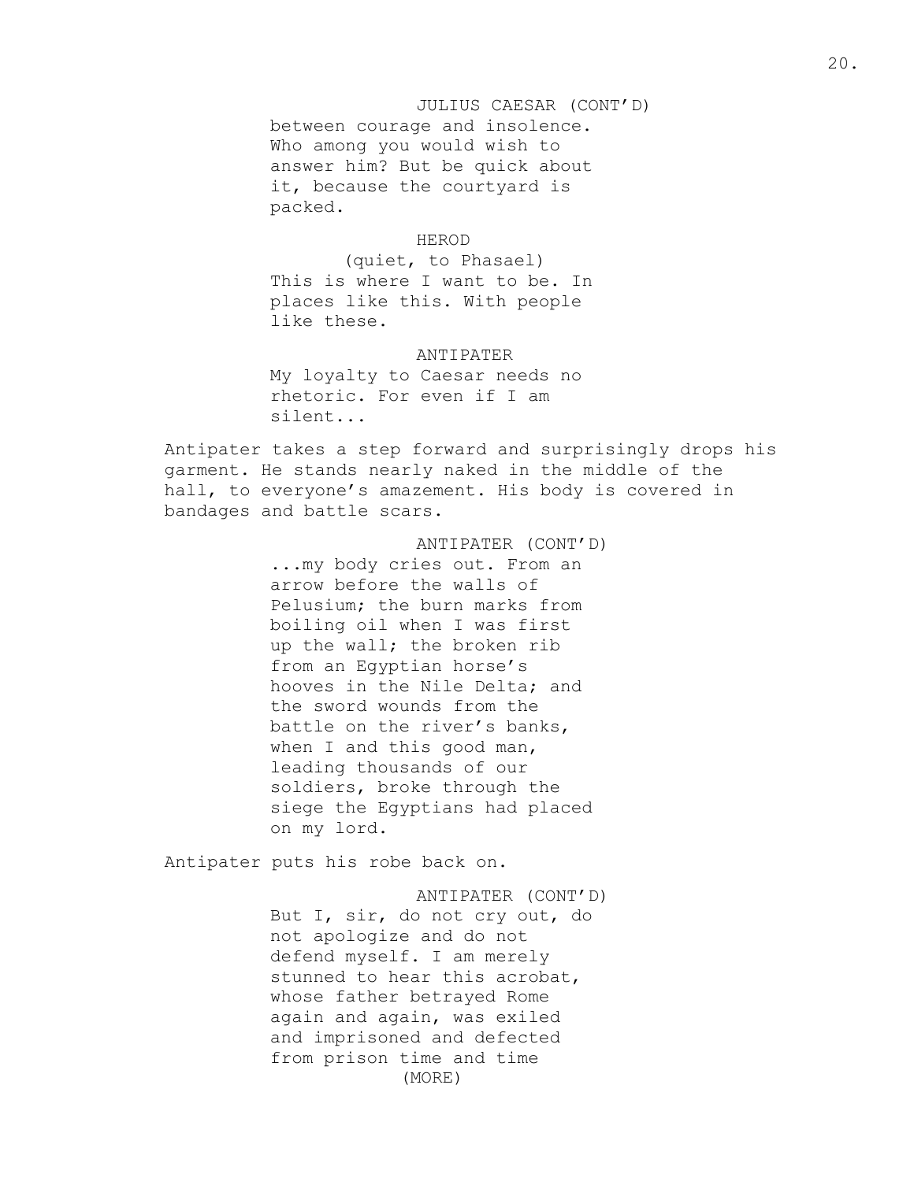JULIUS CAESAR (CONT'D)

between courage and insolence. Who among you would wish to answer him? But be quick about it, because the courtyard is packed.

HEROD

(quiet, to Phasael)

This is where I want to be. In places like this. With people like these.

ANTIPATER

My loyalty to Caesar needs no rhetoric. For even if I am silent...

Antipater takes a step forward and surprisingly drops his garment. He stands nearly naked in the middle of the hall, to everyone's amazement. His body is covered in bandages and battle scars.

ANTIPATER (CONT'D)

...my body cries out. From an arrow before the walls of Pelusium; the burn marks from boiling oil when I was first up the wall; the broken rib from an Egyptian horse's hooves in the Nile Delta; and the sword wounds from the battle on the river's banks, when I and this good man, leading thousands of our soldiers, broke through the siege the Egyptians had placed on my lord.

Antipater puts his robe back on.

ANTIPATER (CONT'D)

But I, sir, do not cry out, do not apologize and do not defend myself. I am merely stunned to hear this acrobat, whose father betrayed Rome again and again, was exiled and imprisoned and defected from prison time and time

(MORE)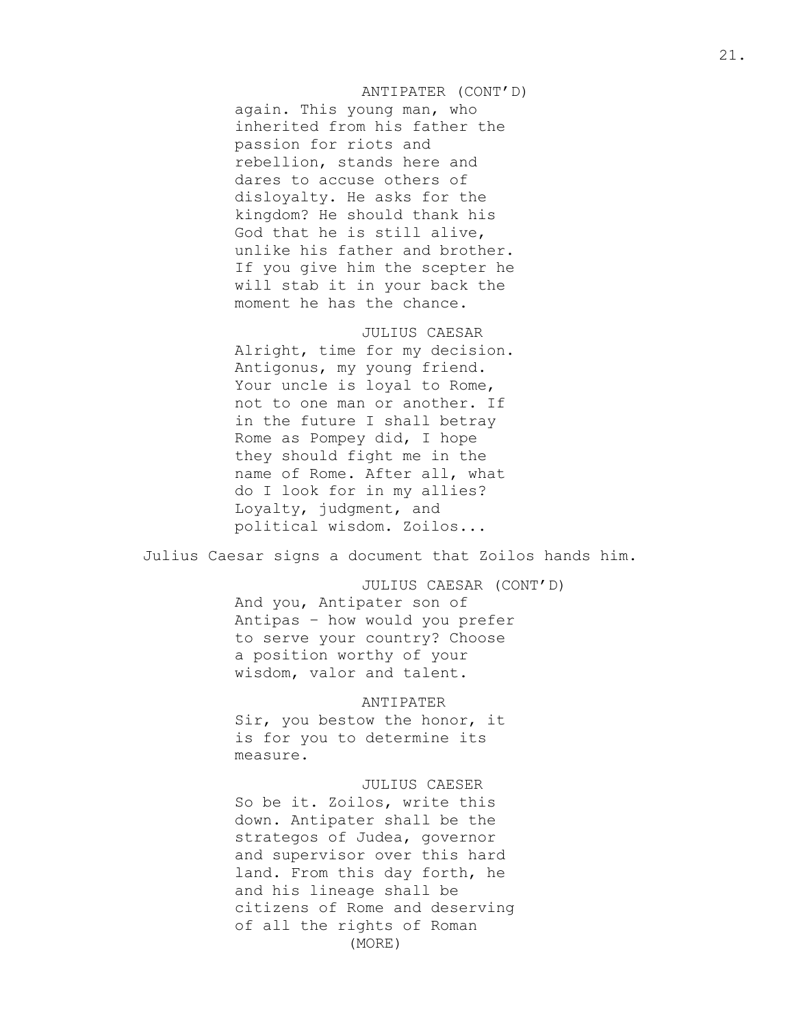ANTIPATER (CONT'D)
again. This young man, who inherited from his father the passion for riots and rebellion, stands here and dares to accuse others of disloyalty. He asks for the kingdom? He should thank his God that he is still alive, unlike his father and brother. If you give him the scepter he will stab it in your back the moment he has the chance.

JULIUS CAESAR
Alright, time for my decision. Antigonus, my young friend. Your uncle is loyal to Rome, not to one man or another. If in the future I shall betray Rome as Pompey did, I hope they should fight me in the name of Rome. After all, what do I look for in my allies? Loyalty, judgment, and political wisdom. Zoilos...

Julius Caesar signs a document that Zoilos hands him.

JULIUS CAESAR (CONT'D)
And you, Antipater son of Antipas - how would you prefer to serve your country? Choose a position worthy of your wisdom, valor and talent.

ANTIPATER
Sir, you bestow the honor, it is for you to determine its measure.

JULIUS CAESER
So be it. Zoilos, write this down. Antipater shall be the strategos of Judea, governor and supervisor over this hard land. From this day forth, he and his lineage shall be citizens of Rome and deserving of all the rights of Roman
(MORE)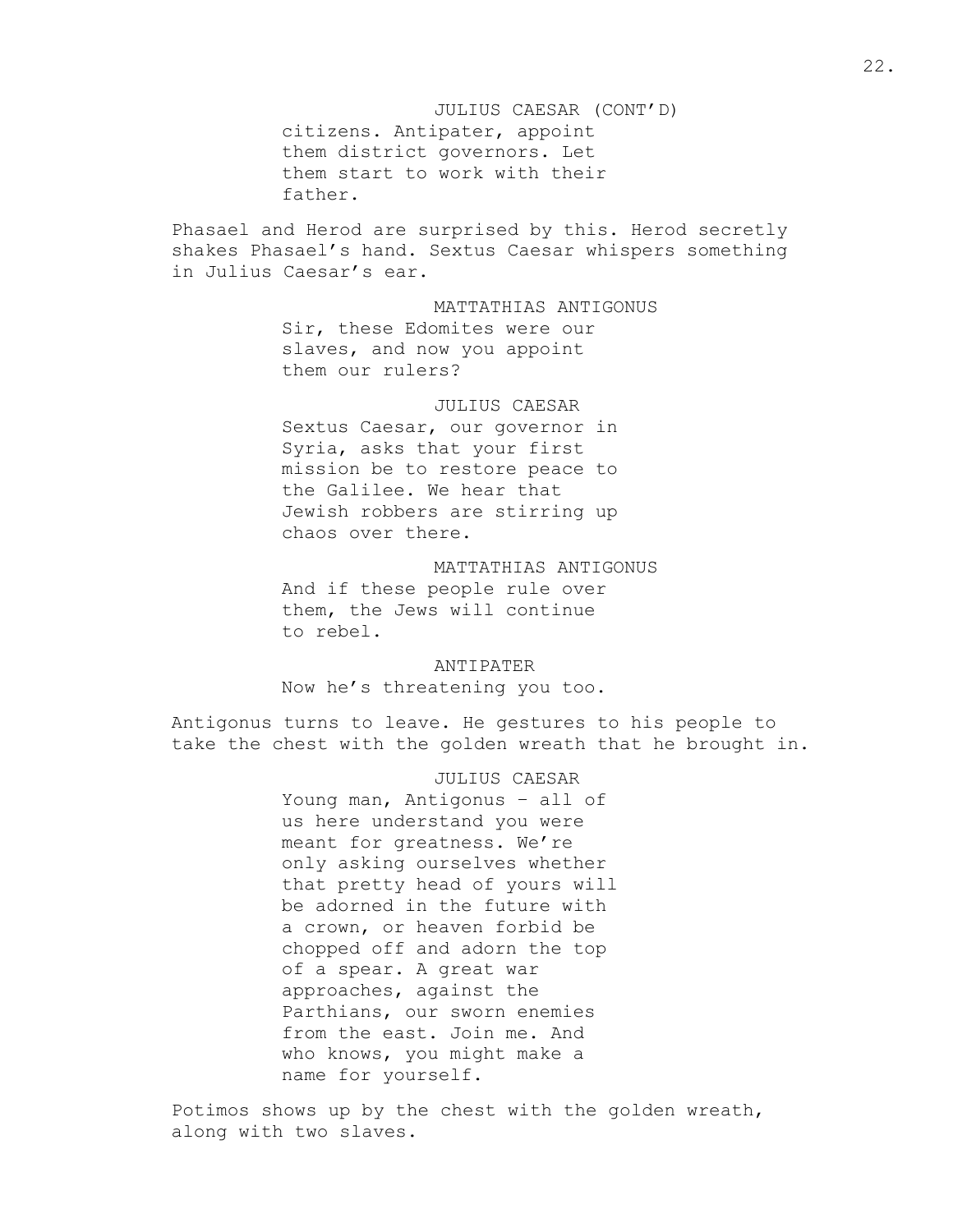JULIUS CAESAR (CONT'D)

citizens. Antipater, appoint them district governors. Let them start to work with their father.

Phasael and Herod are surprised by this. Herod secretly shakes Phasael's hand. Sextus Caesar whispers something in Julius Caesar's ear.

MATTATHIAS ANTIGONUS

Sir, these Edomites were our slaves, and now you appoint them our rulers?

JULIUS CAESAR

Sextus Caesar, our governor in Syria, asks that your first mission be to restore peace to the Galilee. We hear that Jewish robbers are stirring up chaos over there.

MATTATHIAS ANTIGONUS

And if these people rule over them, the Jews will continue to rebel.

ANTIPATER

Now he's threatening you too.

Antigonus turns to leave. He gestures to his people to take the chest with the golden wreath that he brought in.

JULIUS CAESAR

Young man, Antigonus – all of us here understand you were meant for greatness. We're only asking ourselves whether that pretty head of yours will be adorned in the future with a crown, or heaven forbid be chopped off and adorn the top of a spear. A great war approaches, against the Parthians, our sworn enemies from the east. Join me. And who knows, you might make a name for yourself.

Potimos shows up by the chest with the golden wreath, along with two slaves.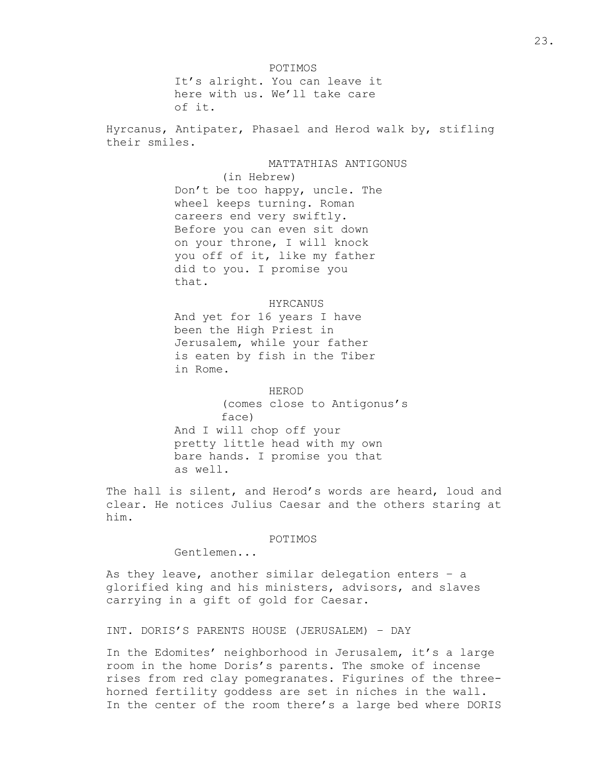POTIMOS

It's alright. You can leave it here with us. We'll take care of it.

Hyrcanus, Antipater, Phasael and Herod walk by, stifling their smiles.

MATTATHIAS ANTIGONUS

(in Hebrew)

Don't be too happy, uncle. The wheel keeps turning. Roman careers end very swiftly. Before you can even sit down on your throne, I will knock you off of it, like my father did to you. I promise you that.

HYRCANUS

And yet for 16 years I have been the High Priest in Jerusalem, while your father is eaten by fish in the Tiber in Rome.

HEROD

(comes close to Antigonus's face)

And I will chop off your pretty little head with my own bare hands. I promise you that as well.

The hall is silent, and Herod's words are heard, loud and clear. He notices Julius Caesar and the others staring at him.

POTIMOS

Gentlemen...

As they leave, another similar delegation enters – a glorified king and his ministers, advisors, and slaves carrying in a gift of gold for Caesar.

INT. DORIS'S PARENTS HOUSE (JERUSALEM) – DAY

In the Edomites' neighborhood in Jerusalem, it's a large room in the home Doris's parents. The smoke of incense rises from red clay pomegranates. Figurines of the three-horned fertility goddess are set in niches in the wall. In the center of the room there's a large bed where DORIS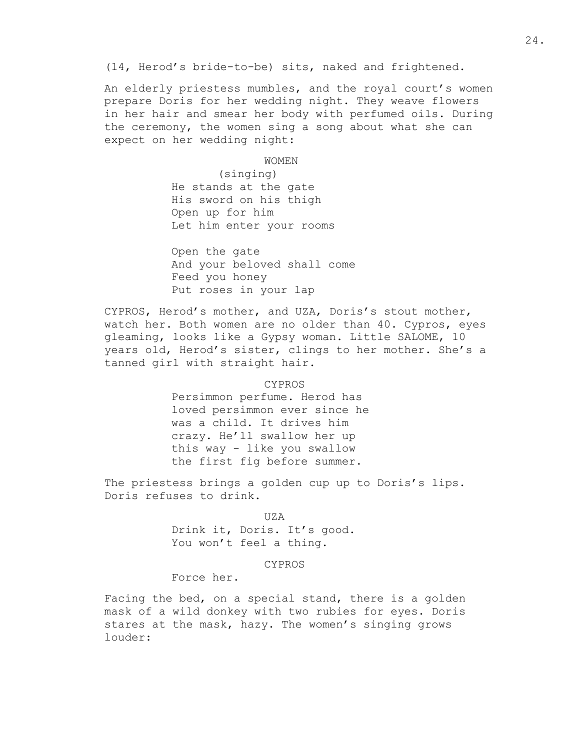(14, Herod's bride-to-be) sits, naked and frightened.

An elderly priestess mumbles, and the royal court's women prepare Doris for her wedding night. They weave flowers in her hair and smear her body with perfumed oils. During the ceremony, the women sing a song about what she can expect on her wedding night:

WOMEN
(singing)
He stands at the gate
His sword on his thigh
Open up for him
Let him enter your rooms

Open the gate
And your beloved shall come
Feed you honey
Put roses in your lap

CYPROS, Herod's mother, and UZA, Doris's stout mother, watch her. Both women are no older than 40. Cypros, eyes gleaming, looks like a Gypsy woman. Little SALOME, 10 years old, Herod's sister, clings to her mother. She's a tanned girl with straight hair.

CYPROS
Persimmon perfume. Herod has loved persimmon ever since he was a child. It drives him crazy. He'll swallow her up this way - like you swallow the first fig before summer.

The priestess brings a golden cup up to Doris's lips. Doris refuses to drink.

UZA
Drink it, Doris. It's good. You won't feel a thing.

CYPROS
Force her.

Facing the bed, on a special stand, there is a golden mask of a wild donkey with two rubies for eyes. Doris stares at the mask, hazy. The women's singing grows louder: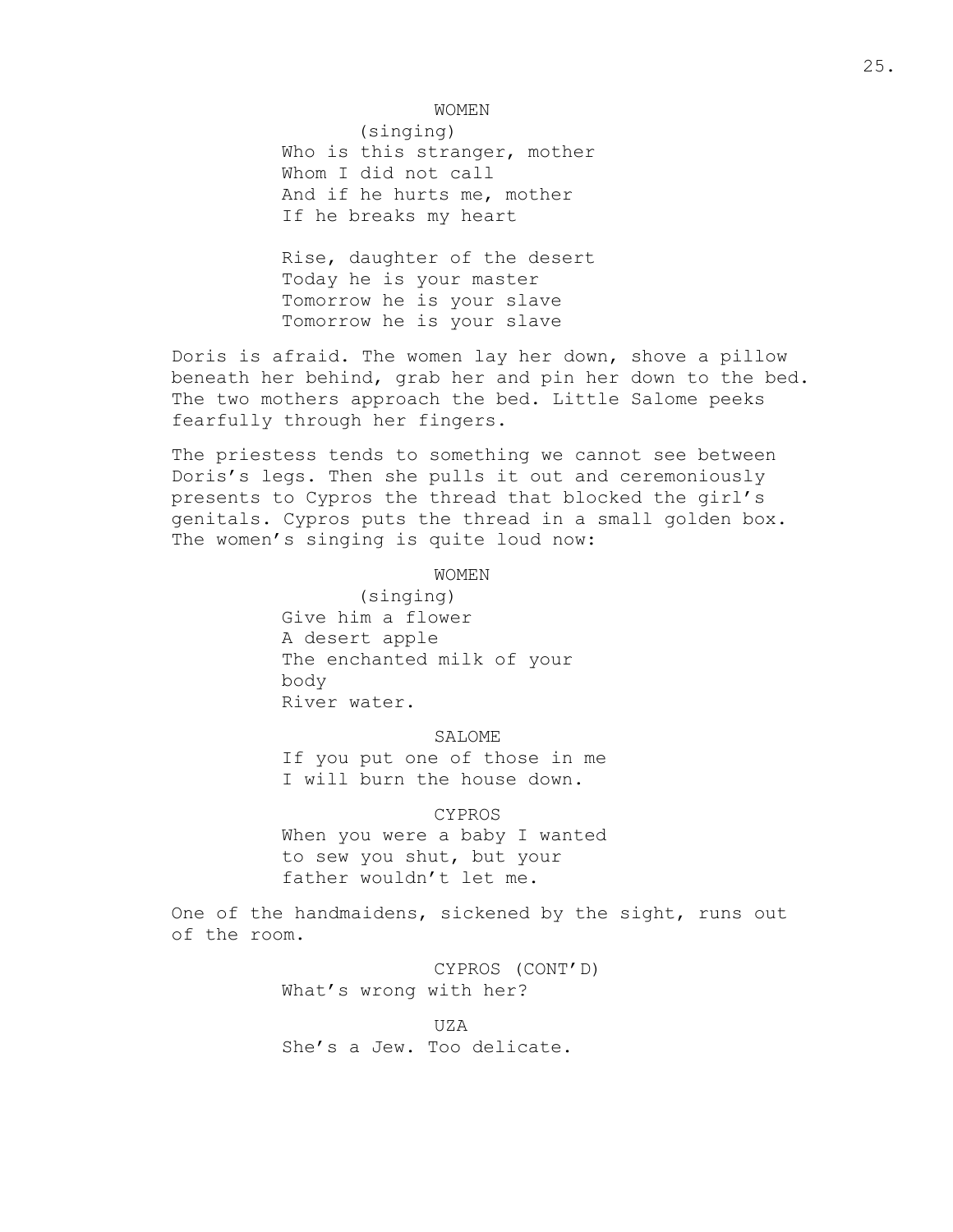WOMEN

(singing)

Who is this stranger, mother
Whom I did not call
And if he hurts me, mother
If he breaks my heart

Rise, daughter of the desert
Today he is your master
Tomorrow he is your slave
Tomorrow he is your slave

Doris is afraid. The women lay her down, shove a pillow beneath her behind, grab her and pin her down to the bed. The two mothers approach the bed. Little Salome peeks fearfully through her fingers.

The priestess tends to something we cannot see between Doris's legs. Then she pulls it out and ceremoniously presents to Cypros the thread that blocked the girl's genitals. Cypros puts the thread in a small golden box. The women's singing is quite loud now:

WOMEN

(singing)

Give him a flower
A desert apple
The enchanted milk of your
body
River water.

SALOME

If you put one of those in me
I will burn the house down.

CYPROS

When you were a baby I wanted
to sew you shut, but your
father wouldn't let me.

One of the handmaidens, sickened by the sight, runs out of the room.

CYPROS (CONT'D)

What's wrong with her?

UZA

She's a Jew. Too delicate.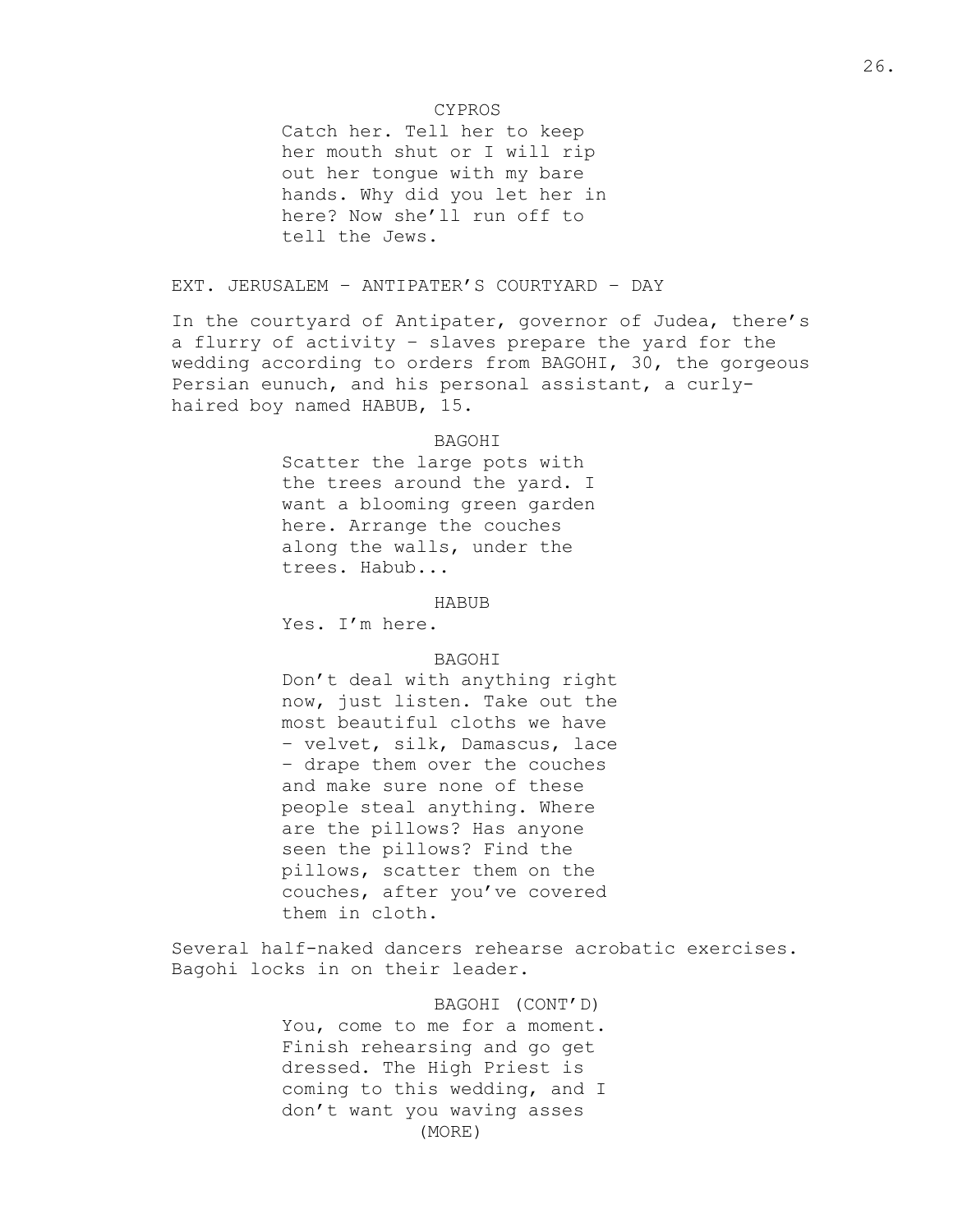CYPROS

Catch her. Tell her to keep her mouth shut or I will rip out her tongue with my bare hands. Why did you let her in here? Now she'll run off to tell the Jews.

EXT. JERUSALEM – ANTIPATER'S COURTYARD – DAY

In the courtyard of Antipater, governor of Judea, there's a flurry of activity – slaves prepare the yard for the wedding according to orders from BAGOHI, 30, the gorgeous Persian eunuch, and his personal assistant, a curly-haired boy named HABUB, 15.

BAGOHI

Scatter the large pots with the trees around the yard. I want a blooming green garden here. Arrange the couches along the walls, under the trees. Habub...

HABUB

Yes. I'm here.

BAGOHI

Don't deal with anything right now, just listen. Take out the most beautiful cloths we have – velvet, silk, Damascus, lace – drape them over the couches and make sure none of these people steal anything. Where are the pillows? Has anyone seen the pillows? Find the pillows, scatter them on the couches, after you've covered them in cloth.

Several half-naked dancers rehearse acrobatic exercises. Bagohi locks in on their leader.

BAGOHI (CONT'D)

You, come to me for a moment. Finish rehearsing and go get dressed. The High Priest is coming to this wedding, and I don't want you waving asses

(MORE)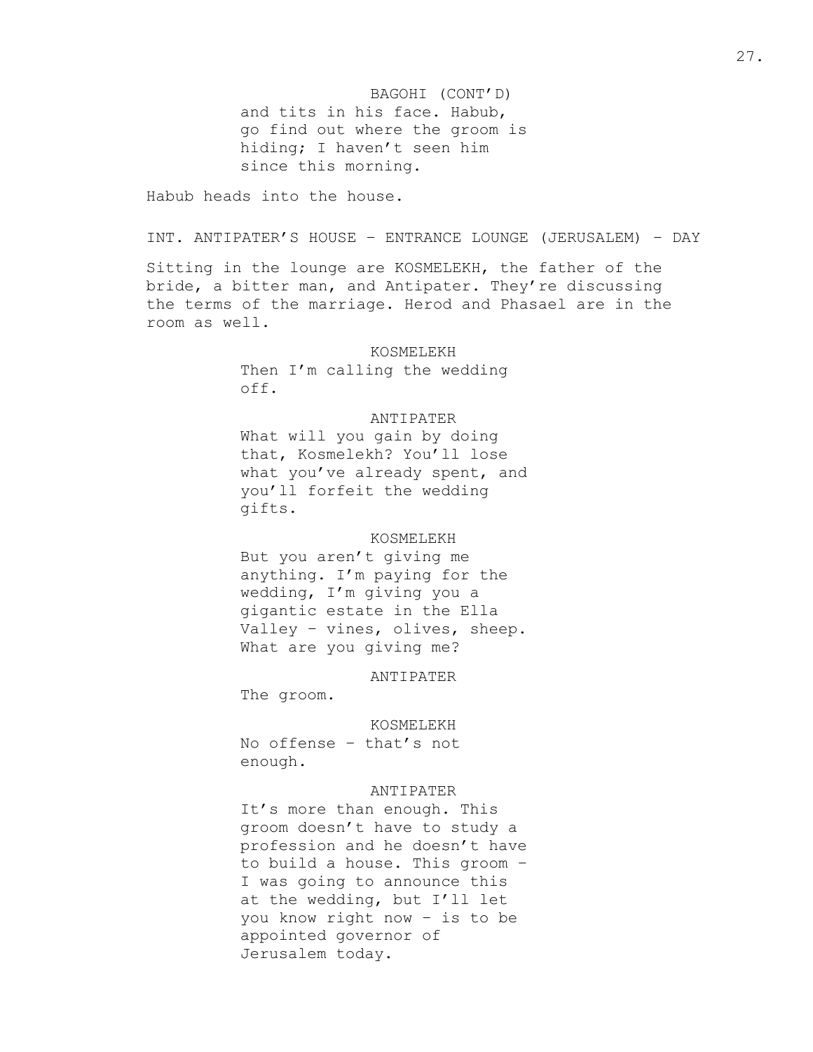BAGOHI (CONT'D)
and tits in his face. Habub, go find out where the groom is hiding; I haven't seen him since this morning.

Habub heads into the house.

INT. ANTIPATER'S HOUSE – ENTRANCE LOUNGE (JERUSALEM) – DAY

Sitting in the lounge are KOSMELEKH, the father of the bride, a bitter man, and Antipater. They're discussing the terms of the marriage. Herod and Phasael are in the room as well.

KOSMELEKH
Then I'm calling the wedding off.

ANTIPATER
What will you gain by doing that, Kosmelekh? You'll lose what you've already spent, and you'll forfeit the wedding gifts.

KOSMELEKH
But you aren't giving me anything. I'm paying for the wedding, I'm giving you a gigantic estate in the Ella Valley – vines, olives, sheep. What are you giving me?

ANTIPATER
The groom.

KOSMELEKH
No offense – that's not enough.

ANTIPATER
It's more than enough. This groom doesn't have to study a profession and he doesn't have to build a house. This groom – I was going to announce this at the wedding, but I'll let you know right now – is to be appointed governor of Jerusalem today.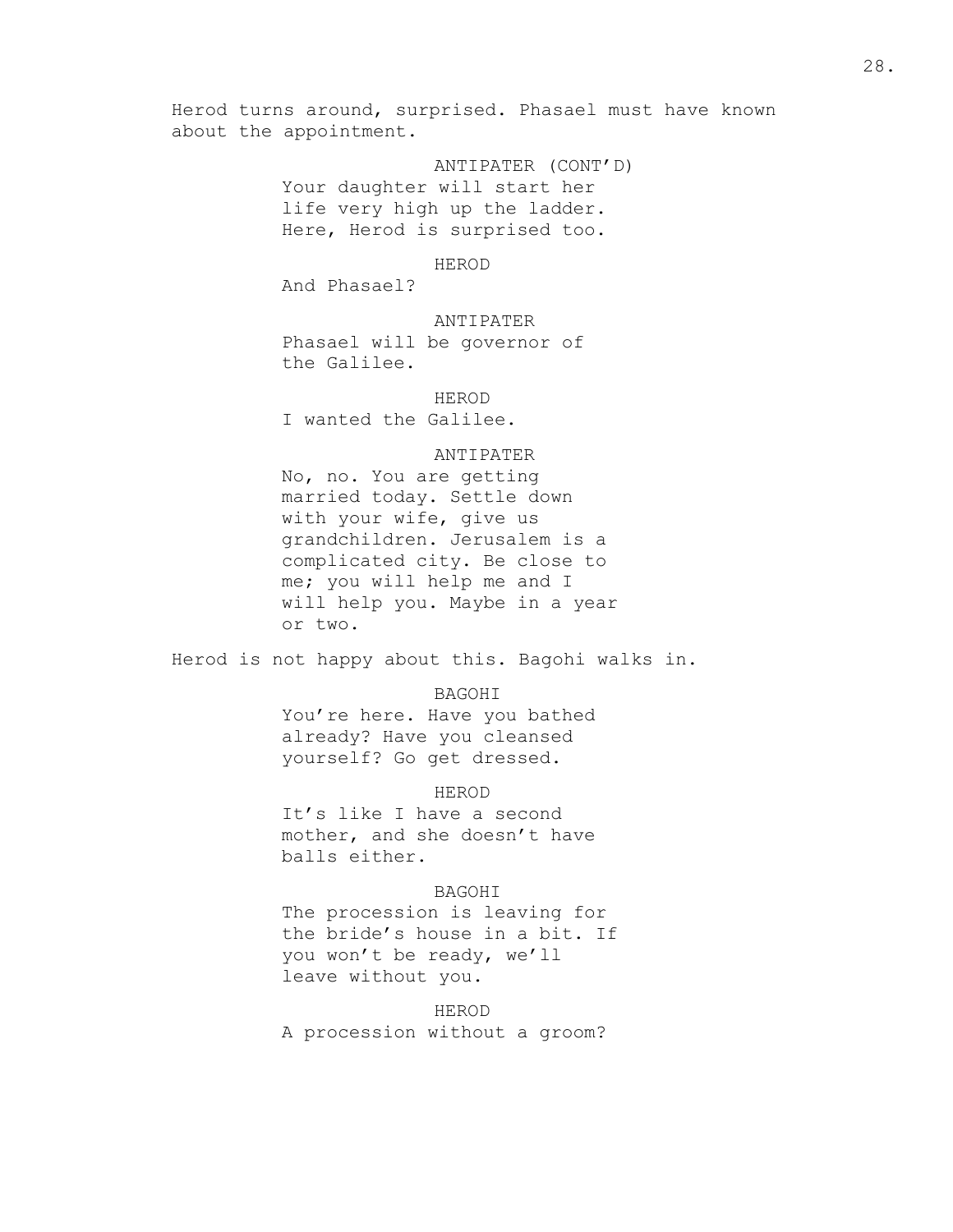Herod turns around, surprised. Phasael must have known about the appointment.

ANTIPATER (CONT'D)
Your daughter will start her life very high up the ladder. Here, Herod is surprised too.

HEROD
And Phasael?

ANTIPATER
Phasael will be governor of the Galilee.

HEROD
I wanted the Galilee.

ANTIPATER
No, no. You are getting married today. Settle down with your wife, give us grandchildren. Jerusalem is a complicated city. Be close to me; you will help me and I will help you. Maybe in a year or two.

Herod is not happy about this. Bagohi walks in.

BAGOHI
You're here. Have you bathed already? Have you cleansed yourself? Go get dressed.

HEROD
It's like I have a second mother, and she doesn't have balls either.

BAGOHI
The procession is leaving for the bride's house in a bit. If you won't be ready, we'll leave without you.

HEROD
A procession without a groom?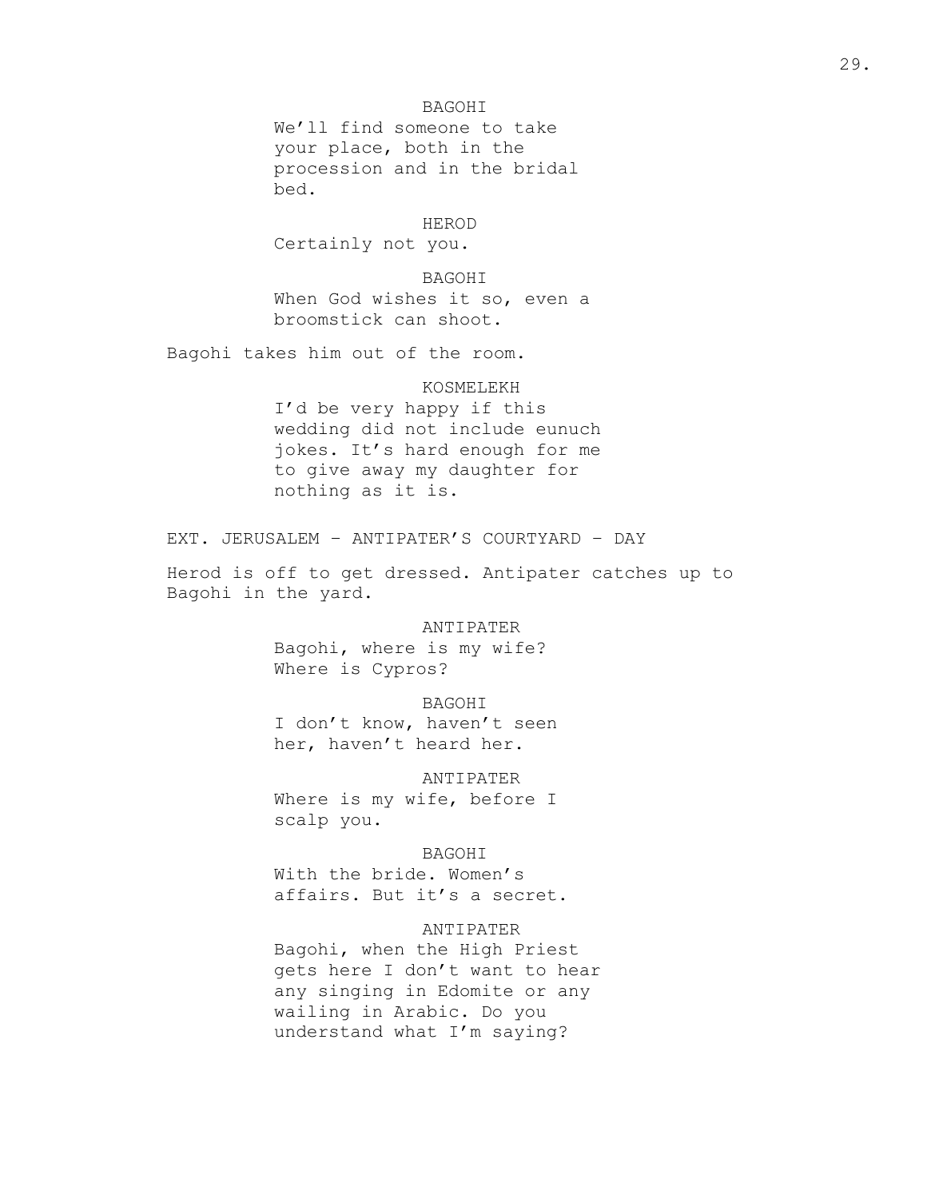BAGOHI
We'll find someone to take your place, both in the procession and in the bridal bed.

HEROD
Certainly not you.

BAGOHI
When God wishes it so, even a broomstick can shoot.

Bagohi takes him out of the room.

KOSMELEKH
I'd be very happy if this wedding did not include eunuch jokes. It's hard enough for me to give away my daughter for nothing as it is.

EXT. JERUSALEM – ANTIPATER'S COURTYARD – DAY

Herod is off to get dressed. Antipater catches up to Bagohi in the yard.

ANTIPATER
Bagohi, where is my wife? Where is Cypros?

BAGOHI
I don't know, haven't seen her, haven't heard her.

ANTIPATER
Where is my wife, before I scalp you.

BAGOHI
With the bride. Women's affairs. But it's a secret.

ANTIPATER
Bagohi, when the High Priest gets here I don't want to hear any singing in Edomite or any wailing in Arabic. Do you understand what I'm saying?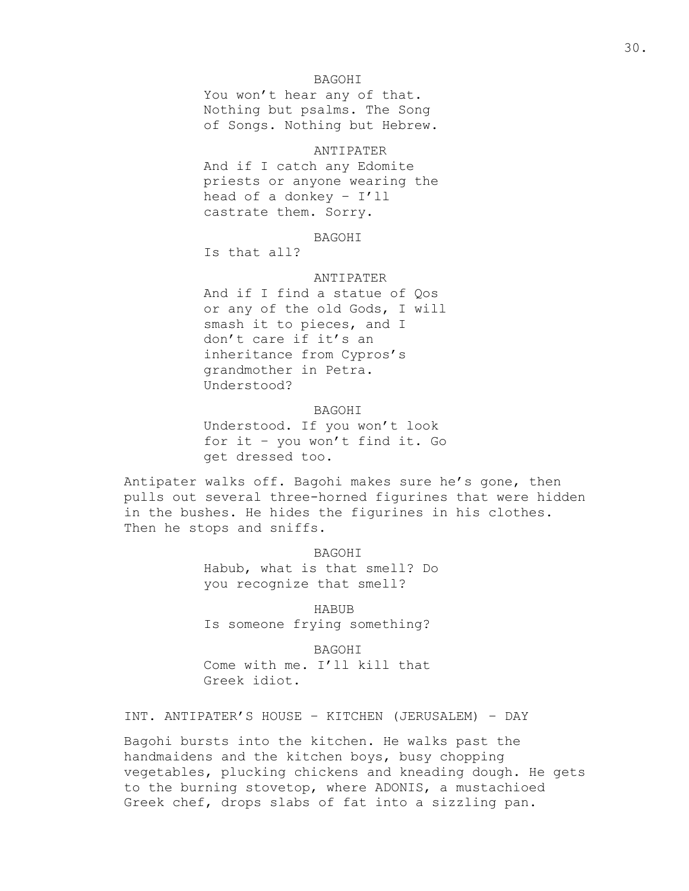BAGOHI

You won't hear any of that. Nothing but psalms. The Song of Songs. Nothing but Hebrew.

ANTIPATER

And if I catch any Edomite priests or anyone wearing the head of a donkey – I'll castrate them. Sorry.

BAGOHI

Is that all?

ANTIPATER

And if I find a statue of Qos or any of the old Gods, I will smash it to pieces, and I don't care if it's an inheritance from Cypros's grandmother in Petra. Understood?

BAGOHI

Understood. If you won't look for it – you won't find it. Go get dressed too.

Antipater walks off. Bagohi makes sure he's gone, then pulls out several three-horned figurines that were hidden in the bushes. He hides the figurines in his clothes. Then he stops and sniffs.

BAGOHI

Habub, what is that smell? Do you recognize that smell?

HABUB

Is someone frying something?

BAGOHI

Come with me. I'll kill that Greek idiot.

INT. ANTIPATER'S HOUSE – KITCHEN (JERUSALEM) – DAY

Bagohi bursts into the kitchen. He walks past the handmaidens and the kitchen boys, busy chopping vegetables, plucking chickens and kneading dough. He gets to the burning stovetop, where ADONIS, a mustachioed Greek chef, drops slabs of fat into a sizzling pan.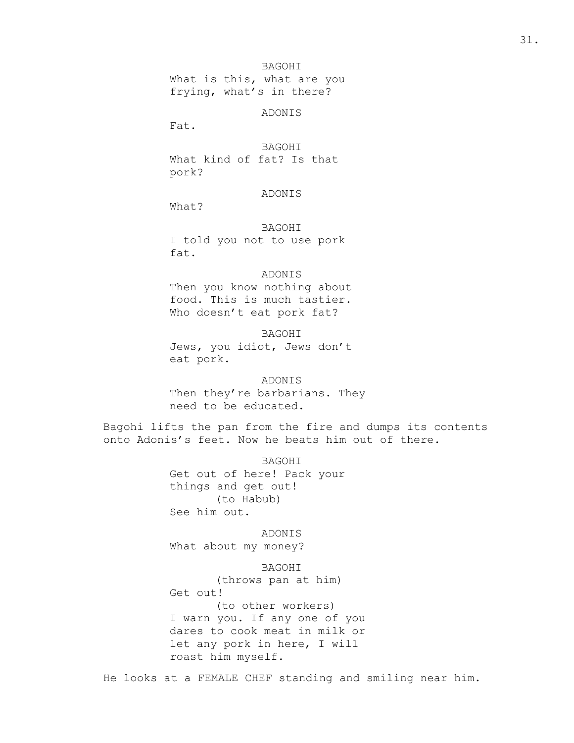BAGOHI
What is this, what are you frying, what's in there?

ADONIS
Fat.

BAGOHI
What kind of fat? Is that pork?

ADONIS
What?

BAGOHI
I told you not to use pork fat.

ADONIS
Then you know nothing about food. This is much tastier. Who doesn't eat pork fat?

BAGOHI
Jews, you idiot, Jews don't eat pork.

ADONIS
Then they're barbarians. They need to be educated.

Bagohi lifts the pan from the fire and dumps its contents onto Adonis's feet. Now he beats him out of there.

BAGOHI
Get out of here! Pack your things and get out!
(to Habub)
See him out.

ADONIS
What about my money?

BAGOHI
(throws pan at him)
Get out!
(to other workers)
I warn you. If any one of you dares to cook meat in milk or let any pork in here, I will roast him myself.

He looks at a FEMALE CHEF standing and smiling near him.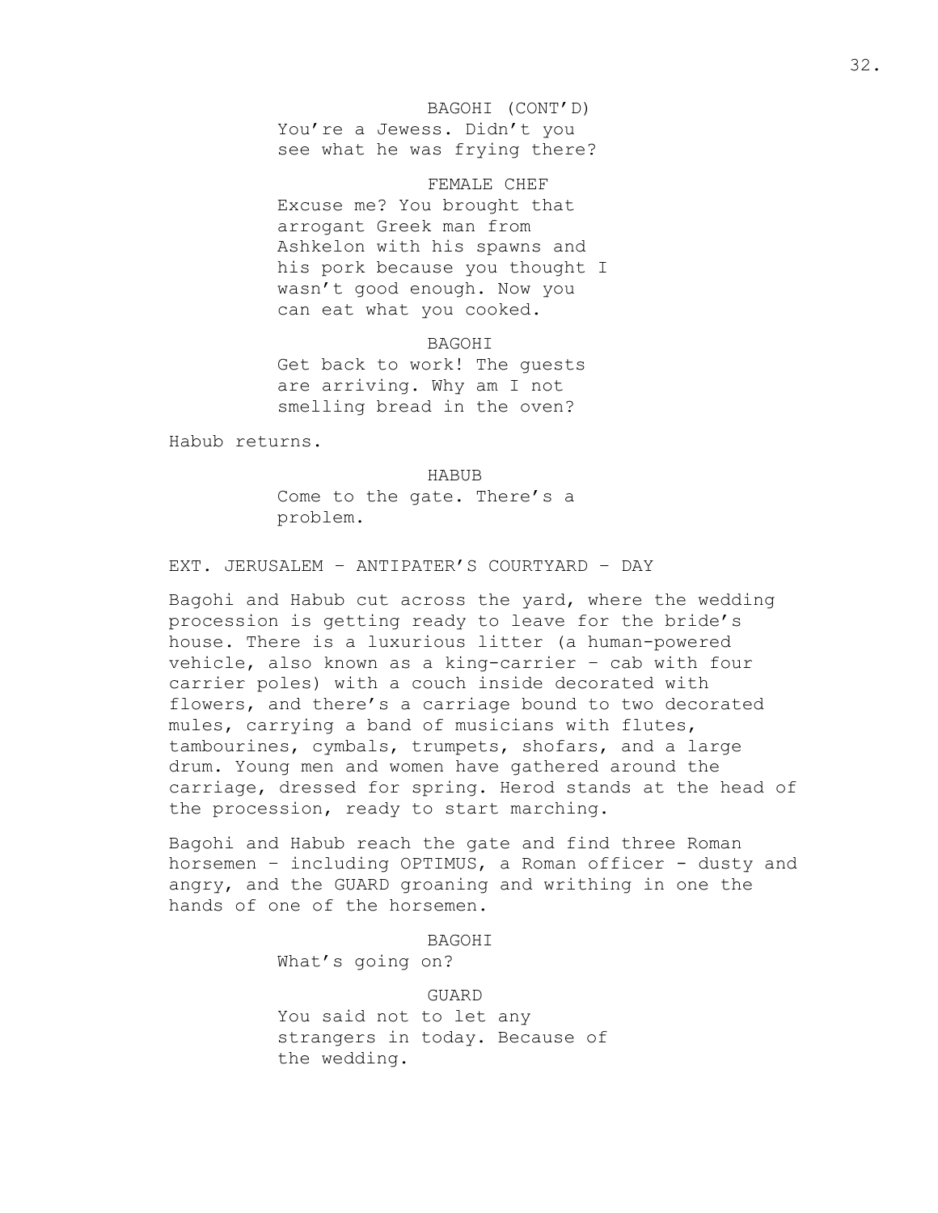BAGOHI (CONT'D)
You're a Jewess. Didn't you see what he was frying there?

FEMALE CHEF
Excuse me? You brought that arrogant Greek man from Ashkelon with his spawns and his pork because you thought I wasn't good enough. Now you can eat what you cooked.

BAGOHI
Get back to work! The guests are arriving. Why am I not smelling bread in the oven?

Habub returns.

HABUB
Come to the gate. There's a problem.

EXT. JERUSALEM – ANTIPATER'S COURTYARD – DAY

Bagohi and Habub cut across the yard, where the wedding procession is getting ready to leave for the bride's house. There is a luxurious litter (a human-powered vehicle, also known as a king-carrier – cab with four carrier poles) with a couch inside decorated with flowers, and there's a carriage bound to two decorated mules, carrying a band of musicians with flutes, tambourines, cymbals, trumpets, shofars, and a large drum. Young men and women have gathered around the carriage, dressed for spring. Herod stands at the head of the procession, ready to start marching.

Bagohi and Habub reach the gate and find three Roman horsemen – including OPTIMUS, a Roman officer - dusty and angry, and the GUARD groaning and writhing in one the hands of one of the horsemen.

BAGOHI
What's going on?

GUARD
You said not to let any strangers in today. Because of the wedding.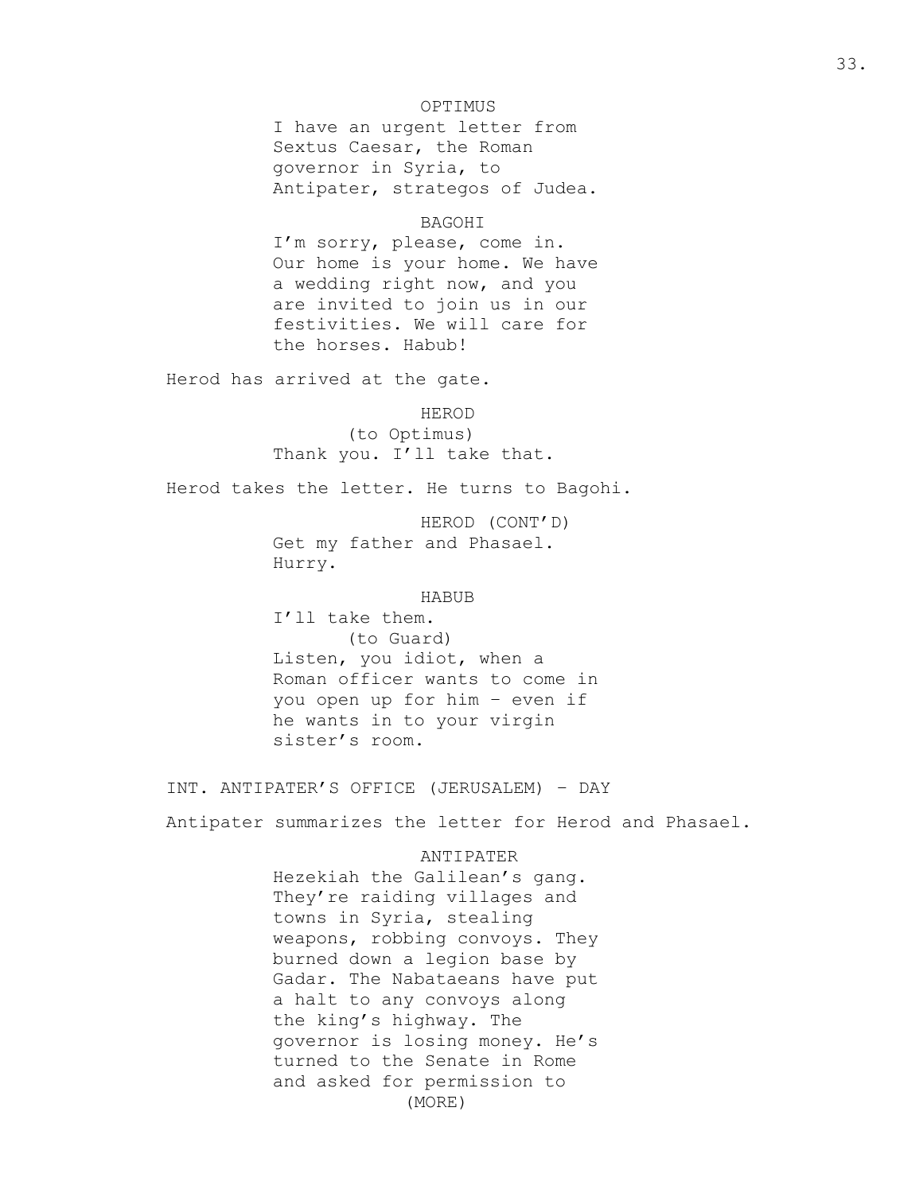OPTIMUS
I have an urgent letter from Sextus Caesar, the Roman governor in Syria, to Antipater, strategos of Judea.

BAGOHI
I'm sorry, please, come in. Our home is your home. We have a wedding right now, and you are invited to join us in our festivities. We will care for the horses. Habub!

Herod has arrived at the gate.

HEROD
(to Optimus)
Thank you. I'll take that.

Herod takes the letter. He turns to Bagohi.

HEROD (CONT'D)
Get my father and Phasael. Hurry.

HABUB
I'll take them.
(to Guard)
Listen, you idiot, when a Roman officer wants to come in you open up for him - even if he wants in to your virgin sister's room.

INT. ANTIPATER'S OFFICE (JERUSALEM) - DAY

Antipater summarizes the letter for Herod and Phasael.

ANTIPATER
Hezekiah the Galilean's gang. They're raiding villages and towns in Syria, stealing weapons, robbing convoys. They burned down a legion base by Gadar. The Nabataeans have put a halt to any convoys along the king's highway. The governor is losing money. He's turned to the Senate in Rome and asked for permission to
(MORE)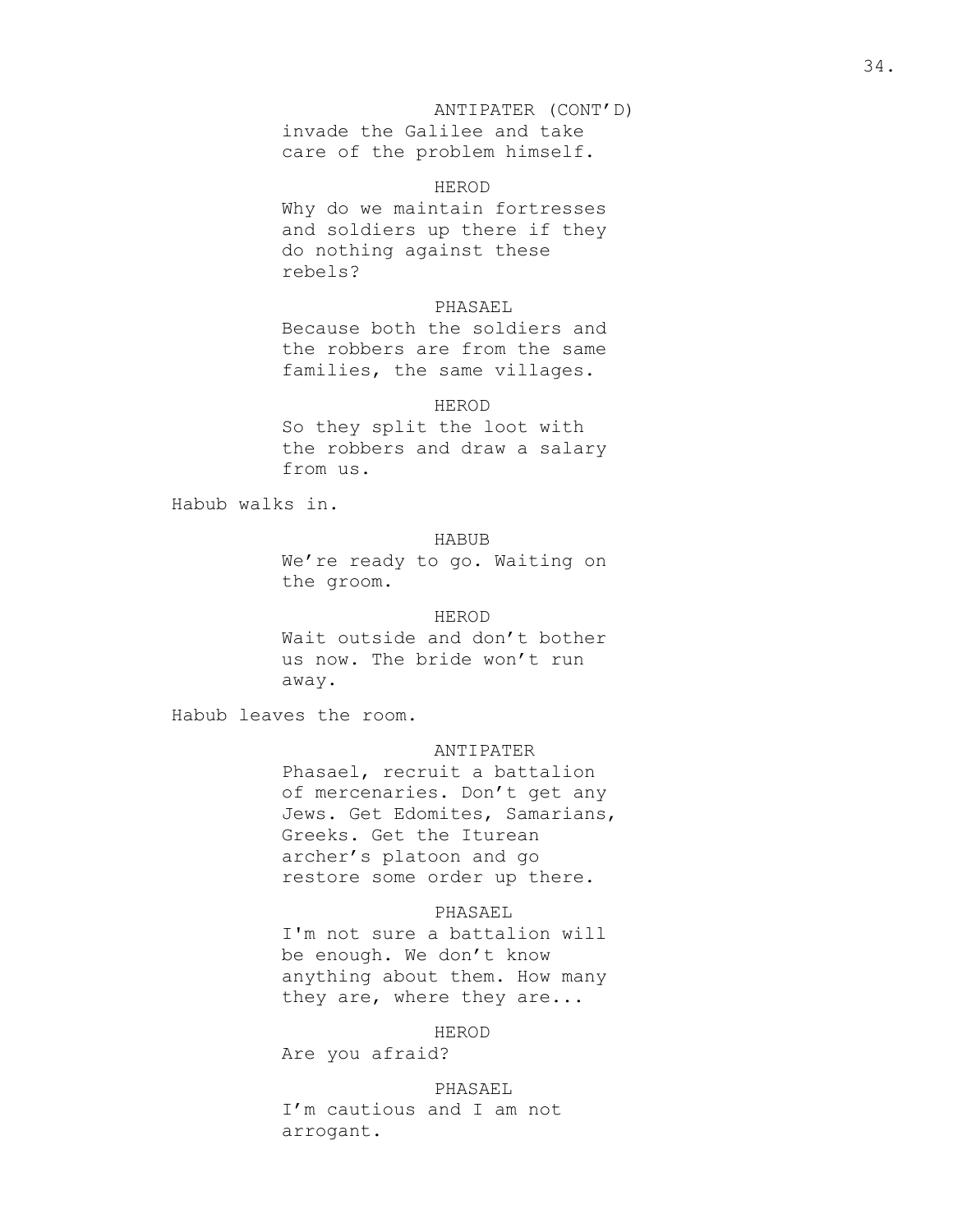ANTIPATER (CONT'D)
invade the Galilee and take care of the problem himself.

HEROD
Why do we maintain fortresses and soldiers up there if they do nothing against these rebels?

PHASAEL
Because both the soldiers and the robbers are from the same families, the same villages.

HEROD
So they split the loot with the robbers and draw a salary from us.

Habub walks in.

HABUB
We're ready to go. Waiting on the groom.

HEROD
Wait outside and don't bother us now. The bride won't run away.

Habub leaves the room.

ANTIPATER
Phasael, recruit a battalion of mercenaries. Don't get any Jews. Get Edomites, Samarians, Greeks. Get the Iturean archer's platoon and go restore some order up there.

PHASAEL
I'm not sure a battalion will be enough. We don't know anything about them. How many they are, where they are...

HEROD
Are you afraid?

PHASAEL
I'm cautious and I am not arrogant.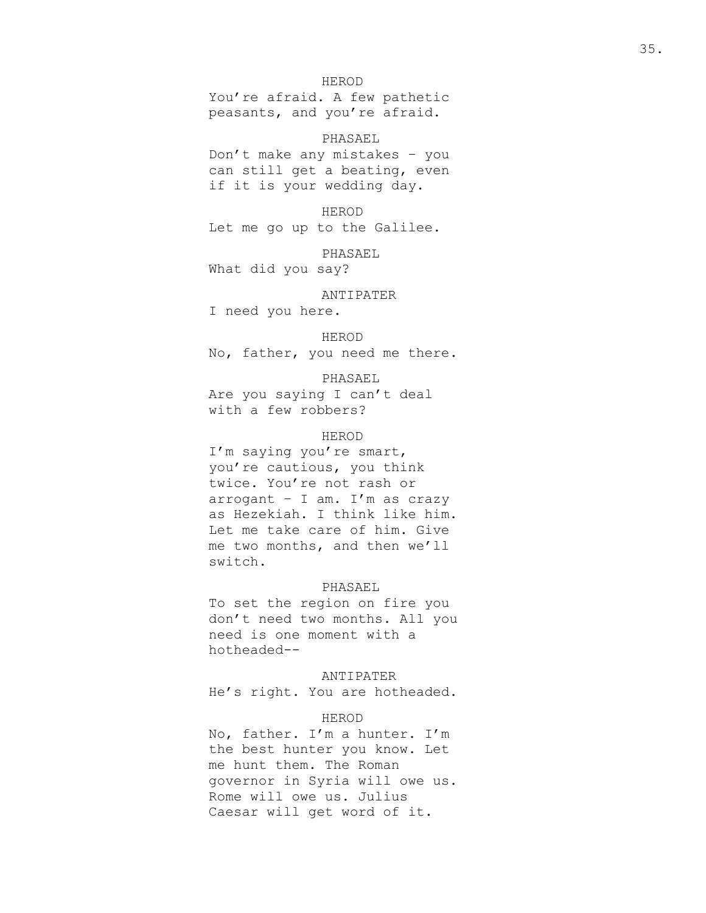HEROD

You're afraid. A few pathetic peasants, and you're afraid.

PHASAEL

Don't make any mistakes – you can still get a beating, even if it is your wedding day.

HEROD

Let me go up to the Galilee.

PHASAEL

What did you say?

ANTIPATER

I need you here.

HEROD

No, father, you need me there.

PHASAEL

Are you saying I can't deal with a few robbers?

HEROD

I'm saying you're smart, you're cautious, you think twice. You're not rash or arrogant – I am. I'm as crazy as Hezekiah. I think like him. Let me take care of him. Give me two months, and then we'll switch.

PHASAEL

To set the region on fire you don't need two months. All you need is one moment with a hotheaded--

ANTIPATER

He's right. You are hotheaded.

HEROD

No, father. I'm a hunter. I'm the best hunter you know. Let me hunt them. The Roman governor in Syria will owe us. Rome will owe us. Julius Caesar will get word of it.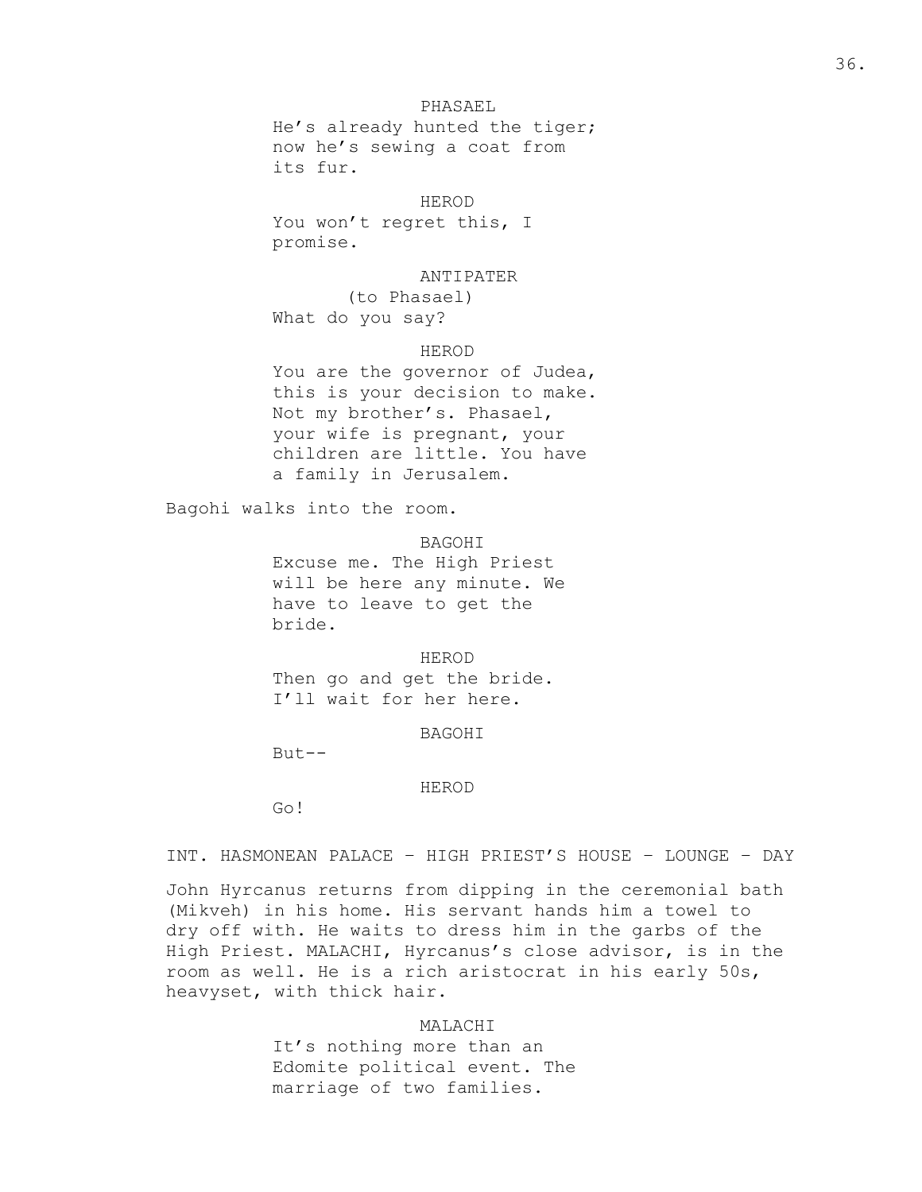PHASAEL

He's already hunted the tiger; now he's sewing a coat from its fur.

HEROD

You won't regret this, I promise.

ANTIPATER

(to Phasael)

What do you say?

HEROD

You are the governor of Judea, this is your decision to make. Not my brother's. Phasael, your wife is pregnant, your children are little. You have a family in Jerusalem.

Bagohi walks into the room.

BAGOHI

Excuse me. The High Priest will be here any minute. We have to leave to get the bride.

HEROD

Then go and get the bride. I'll wait for her here.

BAGOHI

But--

HEROD

Go!

INT. HASMONEAN PALACE – HIGH PRIEST'S HOUSE – LOUNGE – DAY

John Hyrcanus returns from dipping in the ceremonial bath (Mikveh) in his home. His servant hands him a towel to dry off with. He waits to dress him in the garbs of the High Priest. MALACHI, Hyrcanus's close advisor, is in the room as well. He is a rich aristocrat in his early 50s, heavyset, with thick hair.

MALACHI

It's nothing more than an Edomite political event. The marriage of two families.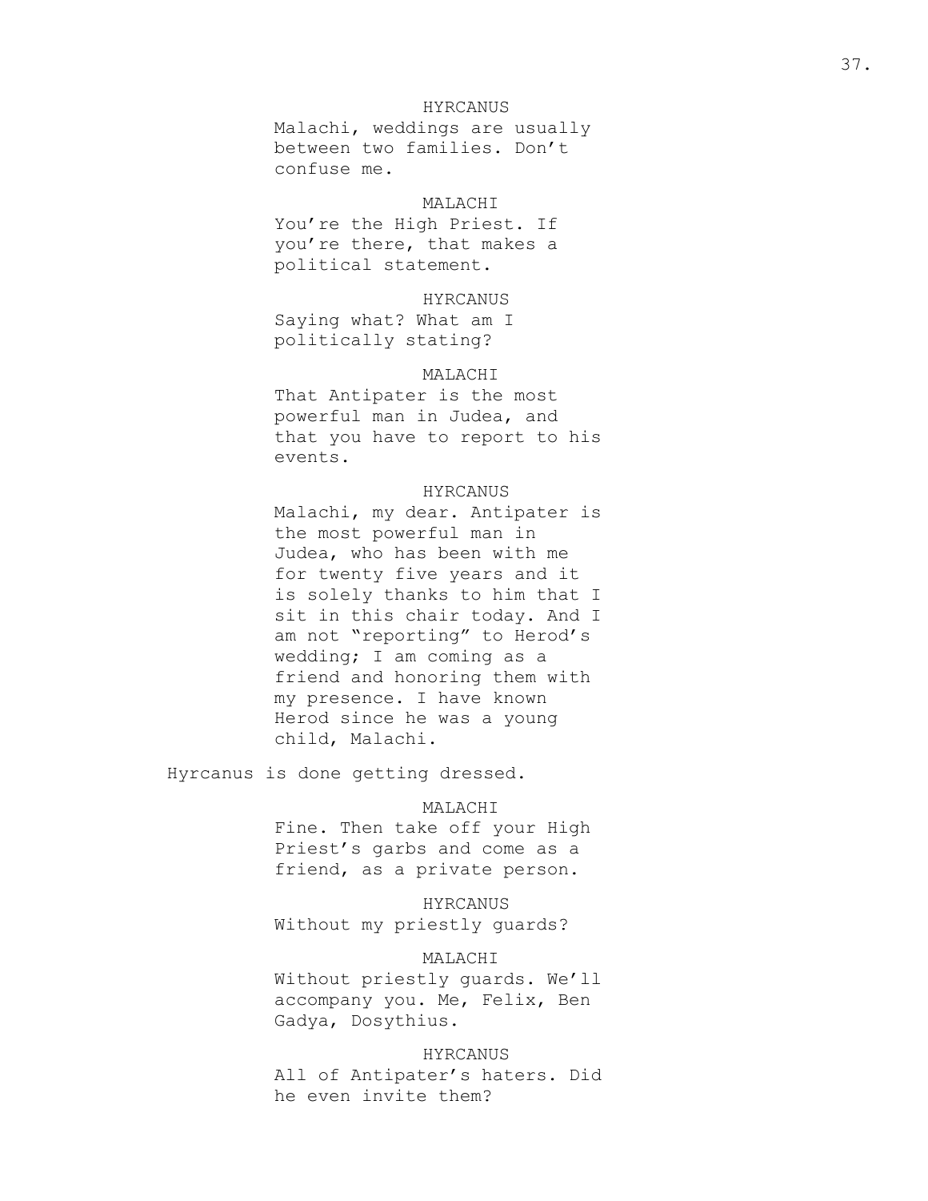HYRCANUS

Malachi, weddings are usually between two families. Don't confuse me.

MALACHI

You're the High Priest. If you're there, that makes a political statement.

HYRCANUS

Saying what? What am I politically stating?

MALACHI

That Antipater is the most powerful man in Judea, and that you have to report to his events.

HYRCANUS

Malachi, my dear. Antipater is the most powerful man in Judea, who has been with me for twenty five years and it is solely thanks to him that I sit in this chair today. And I am not "reporting" to Herod's wedding; I am coming as a friend and honoring them with my presence. I have known Herod since he was a young child, Malachi.

Hyrcanus is done getting dressed.

MALACHI

Fine. Then take off your High Priest's garbs and come as a friend, as a private person.

HYRCANUS

Without my priestly guards?

MALACHI

Without priestly guards. We'll accompany you. Me, Felix, Ben Gadya, Dosythius.

HYRCANUS

All of Antipater's haters. Did he even invite them?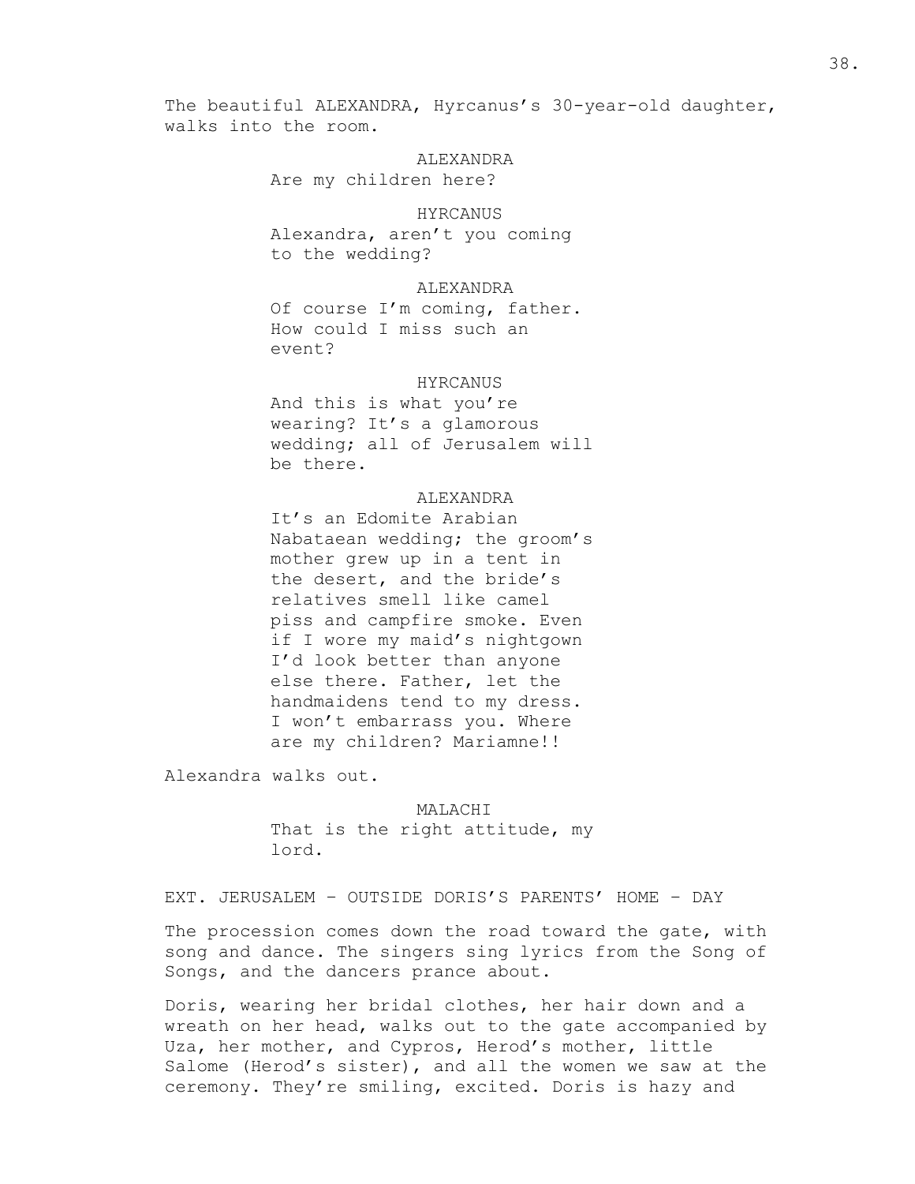The beautiful ALEXANDRA, Hyrcanus's 30-year-old daughter, walks into the room.

ALEXANDRA
Are my children here?

HYRCANUS
Alexandra, aren't you coming to the wedding?

ALEXANDRA
Of course I'm coming, father. How could I miss such an event?

HYRCANUS
And this is what you're wearing? It's a glamorous wedding; all of Jerusalem will be there.

ALEXANDRA
It's an Edomite Arabian Nabataean wedding; the groom's mother grew up in a tent in the desert, and the bride's relatives smell like camel piss and campfire smoke. Even if I wore my maid's nightgown I'd look better than anyone else there. Father, let the handmaidens tend to my dress. I won't embarrass you. Where are my children? Mariamne!!

Alexandra walks out.

MALACHI
That is the right attitude, my lord.

EXT. JERUSALEM – OUTSIDE DORIS'S PARENTS' HOME – DAY

The procession comes down the road toward the gate, with song and dance. The singers sing lyrics from the Song of Songs, and the dancers prance about.

Doris, wearing her bridal clothes, her hair down and a wreath on her head, walks out to the gate accompanied by Uza, her mother, and Cypros, Herod's mother, little Salome (Herod's sister), and all the women we saw at the ceremony. They're smiling, excited. Doris is hazy and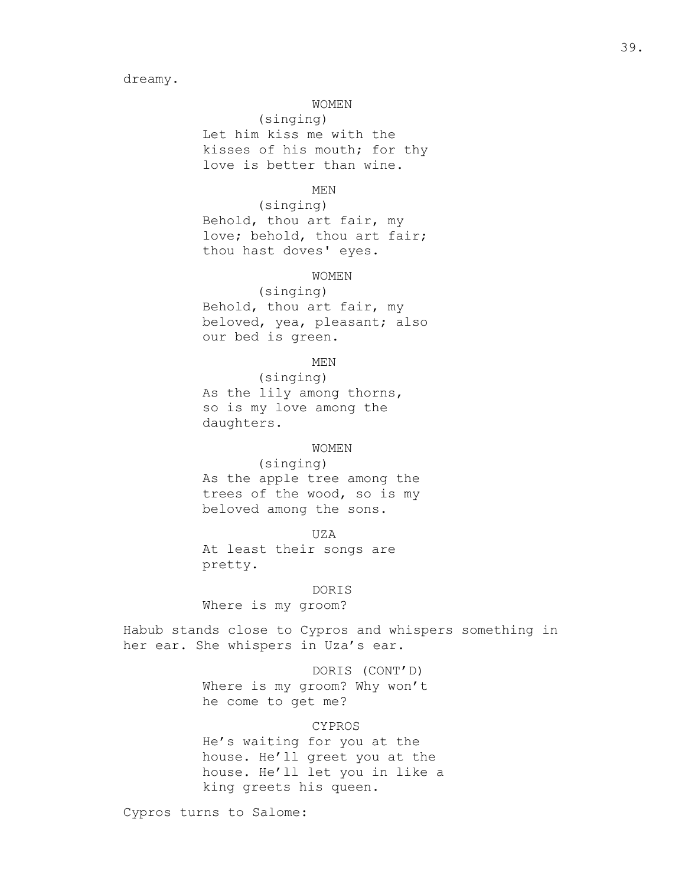dreamy.

WOMEN
(singing)
Let him kiss me with the kisses of his mouth; for thy love is better than wine.

MEN
(singing)
Behold, thou art fair, my love; behold, thou art fair; thou hast doves' eyes.

WOMEN
(singing)
Behold, thou art fair, my beloved, yea, pleasant; also our bed is green.

MEN
(singing)
As the lily among thorns, so is my love among the daughters.

WOMEN
(singing)
As the apple tree among the trees of the wood, so is my beloved among the sons.

UZA
At least their songs are pretty.

DORIS
Where is my groom?

Habub stands close to Cypros and whispers something in her ear. She whispers in Uza’s ear.

DORIS (CONT’D)
Where is my groom? Why won’t he come to get me?

CYPROS
He’s waiting for you at the house. He’ll greet you at the house. He’ll let you in like a king greets his queen.

Cypros turns to Salome: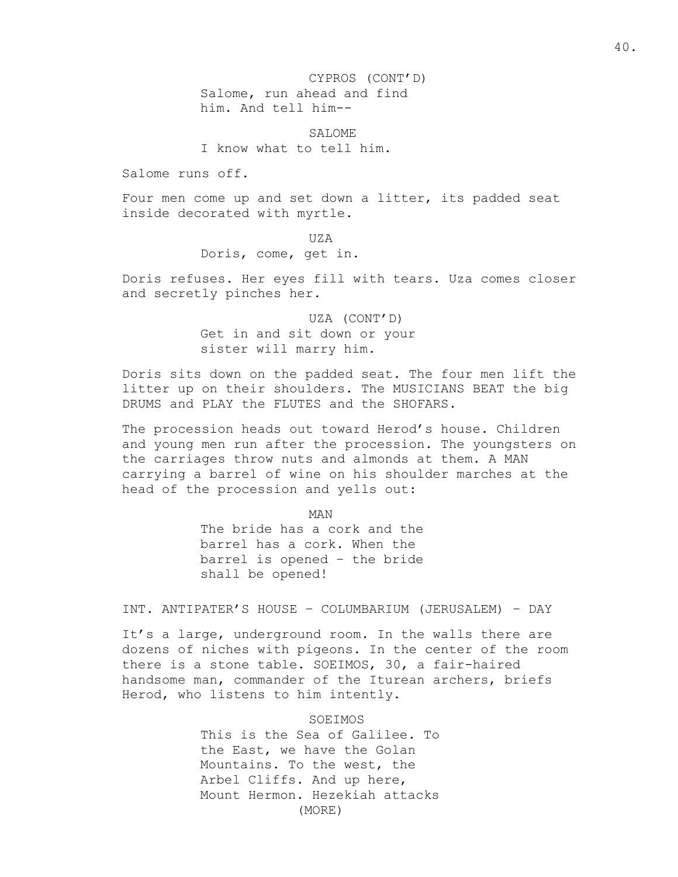CYPROS (CONT'D)
Salome, run ahead and find him. And tell him--

SALOME
I know what to tell him.

Salome runs off.

Four men come up and set down a litter, its padded seat inside decorated with myrtle.

UZA
Doris, come, get in.

Doris refuses. Her eyes fill with tears. Uza comes closer and secretly pinches her.

UZA (CONT'D)
Get in and sit down or your sister will marry him.

Doris sits down on the padded seat. The four men lift the litter up on their shoulders. The MUSICIANS BEAT the big DRUMS and PLAY the FLUTES and the SHOFARS.

The procession heads out toward Herod's house. Children and young men run after the procession. The youngsters on the carriages throw nuts and almonds at them. A MAN carrying a barrel of wine on his shoulder marches at the head of the procession and yells out:

MAN
The bride has a cork and the barrel has a cork. When the barrel is opened – the bride shall be opened!

INT. ANTIPATER'S HOUSE – COLUMBARIUM (JERUSALEM) – DAY

It's a large, underground room. In the walls there are dozens of niches with pigeons. In the center of the room there is a stone table. SOEIMOS, 30, a fair-haired handsome man, commander of the Iturean archers, briefs Herod, who listens to him intently.

SOEIMOS
This is the Sea of Galilee. To the East, we have the Golan Mountains. To the west, the Arbel Cliffs. And up here, Mount Hermon. Hezekiah attacks
(MORE)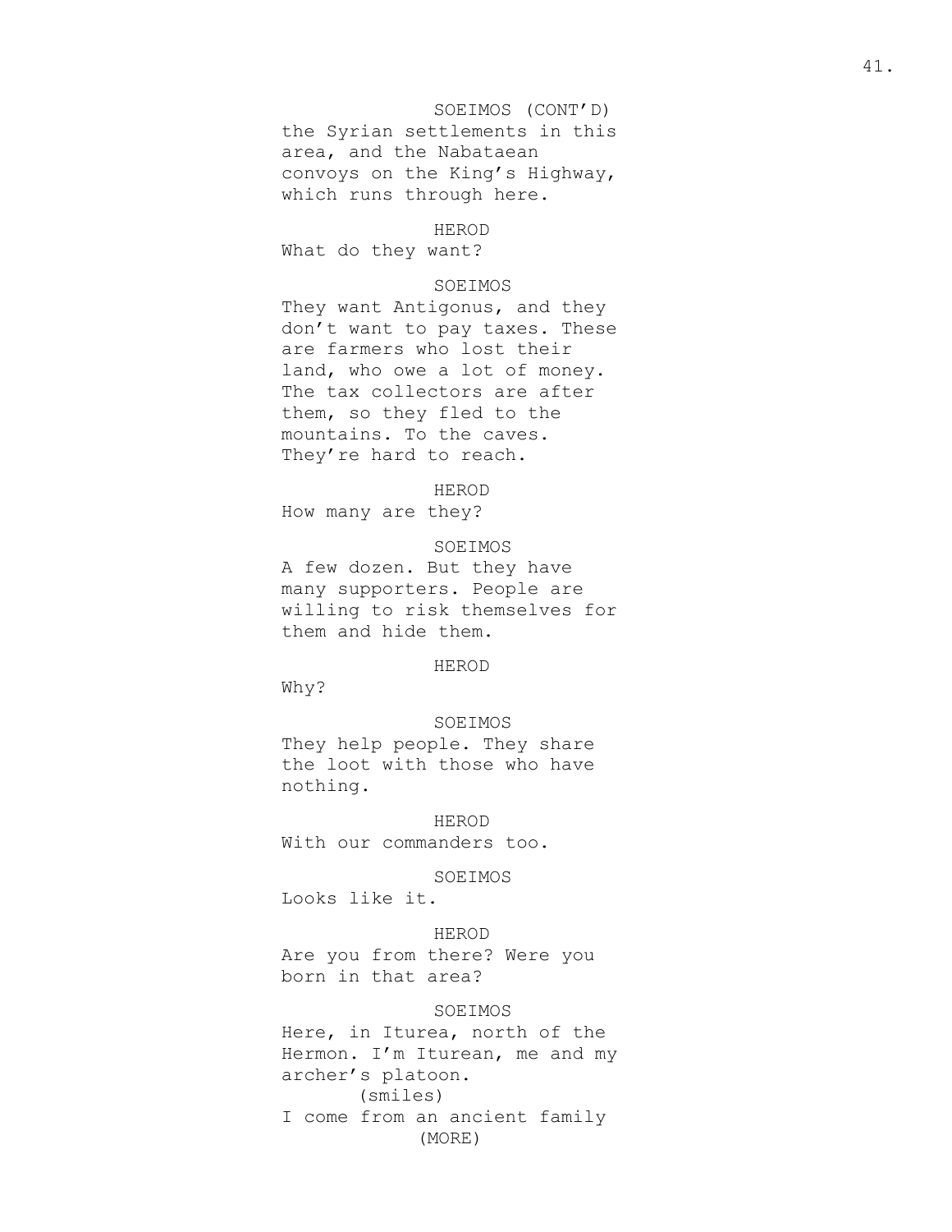SOEIMOS (CONT'D)

the Syrian settlements in this area, and the Nabataean convoys on the King's Highway, which runs through here.

HEROD

What do they want?

SOEIMOS

They want Antigonus, and they don't want to pay taxes. These are farmers who lost their land, who owe a lot of money. The tax collectors are after them, so they fled to the mountains. To the caves. They're hard to reach.

HEROD

How many are they?

SOEIMOS

A few dozen. But they have many supporters. People are willing to risk themselves for them and hide them.

HEROD

Why?

SOEIMOS

They help people. They share the loot with those who have nothing.

HEROD

With our commanders too.

SOEIMOS

Looks like it.

HEROD

Are you from there? Were you born in that area?

SOEIMOS

Here, in Iturea, north of the Hermon. I'm Iturean, me and my archer's platoon.

(smiles)

I come from an ancient family

(MORE)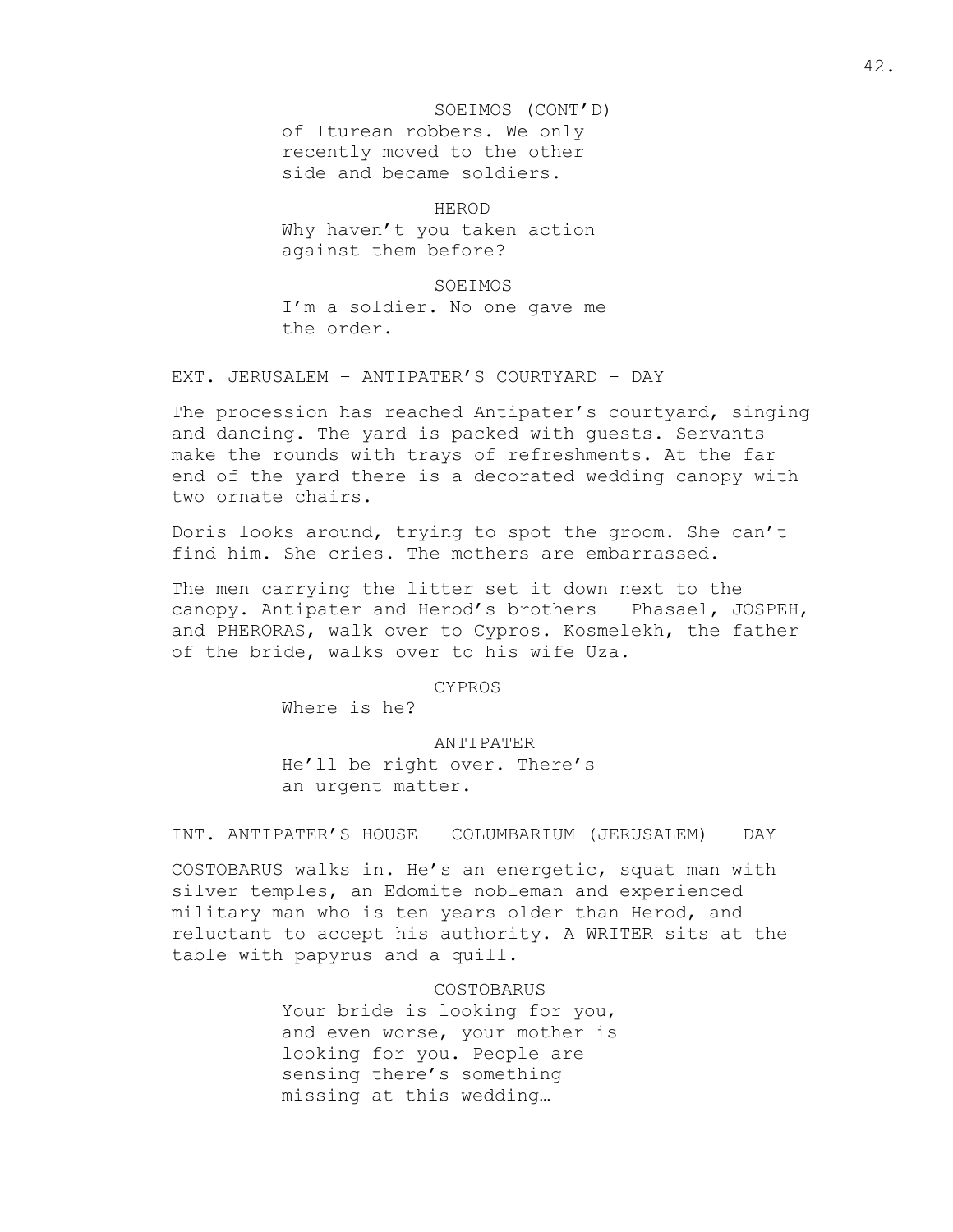SOEIMOS (CONT'D)
of Iturean robbers. We only recently moved to the other side and became soldiers.

HEROD
Why haven't you taken action against them before?

SOEIMOS
I'm a soldier. No one gave me the order.

EXT. JERUSALEM – ANTIPATER'S COURTYARD – DAY

The procession has reached Antipater's courtyard, singing and dancing. The yard is packed with guests. Servants make the rounds with trays of refreshments. At the far end of the yard there is a decorated wedding canopy with two ornate chairs.

Doris looks around, trying to spot the groom. She can't find him. She cries. The mothers are embarrassed.

The men carrying the litter set it down next to the canopy. Antipater and Herod's brothers – Phasael, JOSPEH, and PHERORAS, walk over to Cypros. Kosmelekh, the father of the bride, walks over to his wife Uza.

CYPROS
Where is he?

ANTIPATER
He'll be right over. There's an urgent matter.

INT. ANTIPATER'S HOUSE – COLUMBARIUM (JERUSALEM) – DAY

COSTOBARUS walks in. He's an energetic, squat man with silver temples, an Edomite nobleman and experienced military man who is ten years older than Herod, and reluctant to accept his authority. A WRITER sits at the table with papyrus and a quill.

COSTOBARUS
Your bride is looking for you, and even worse, your mother is looking for you. People are sensing there's something missing at this wedding…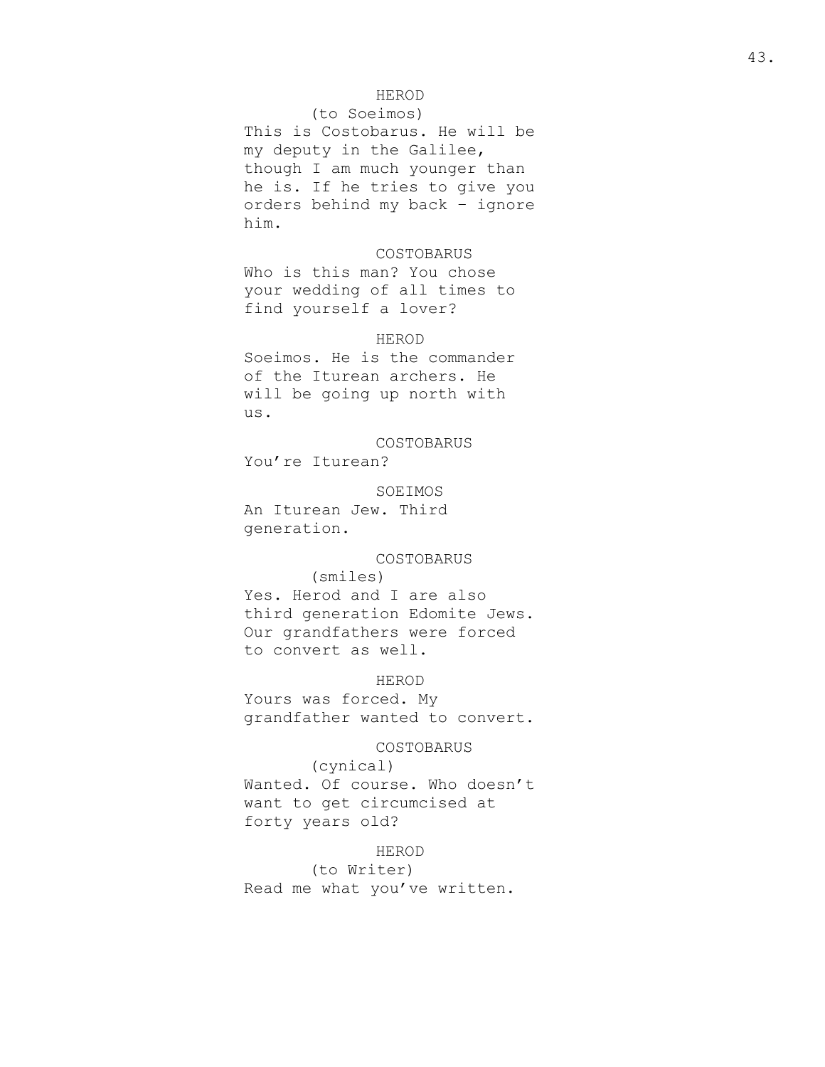HEROD

(to Soeimos)

This is Costobarus. He will be my deputy in the Galilee, though I am much younger than he is. If he tries to give you orders behind my back – ignore him.

COSTOBARUS

Who is this man? You chose your wedding of all times to find yourself a lover?

HEROD

Soeimos. He is the commander of the Iturean archers. He will be going up north with us.

COSTOBARUS

You're Iturean?

SOEIMOS

An Iturean Jew. Third generation.

COSTOBARUS

(smiles)

Yes. Herod and I are also third generation Edomite Jews. Our grandfathers were forced to convert as well.

HEROD

Yours was forced. My grandfather wanted to convert.

COSTOBARUS

(cynical)

Wanted. Of course. Who doesn't want to get circumcised at forty years old?

HEROD

(to Writer)

Read me what you've written.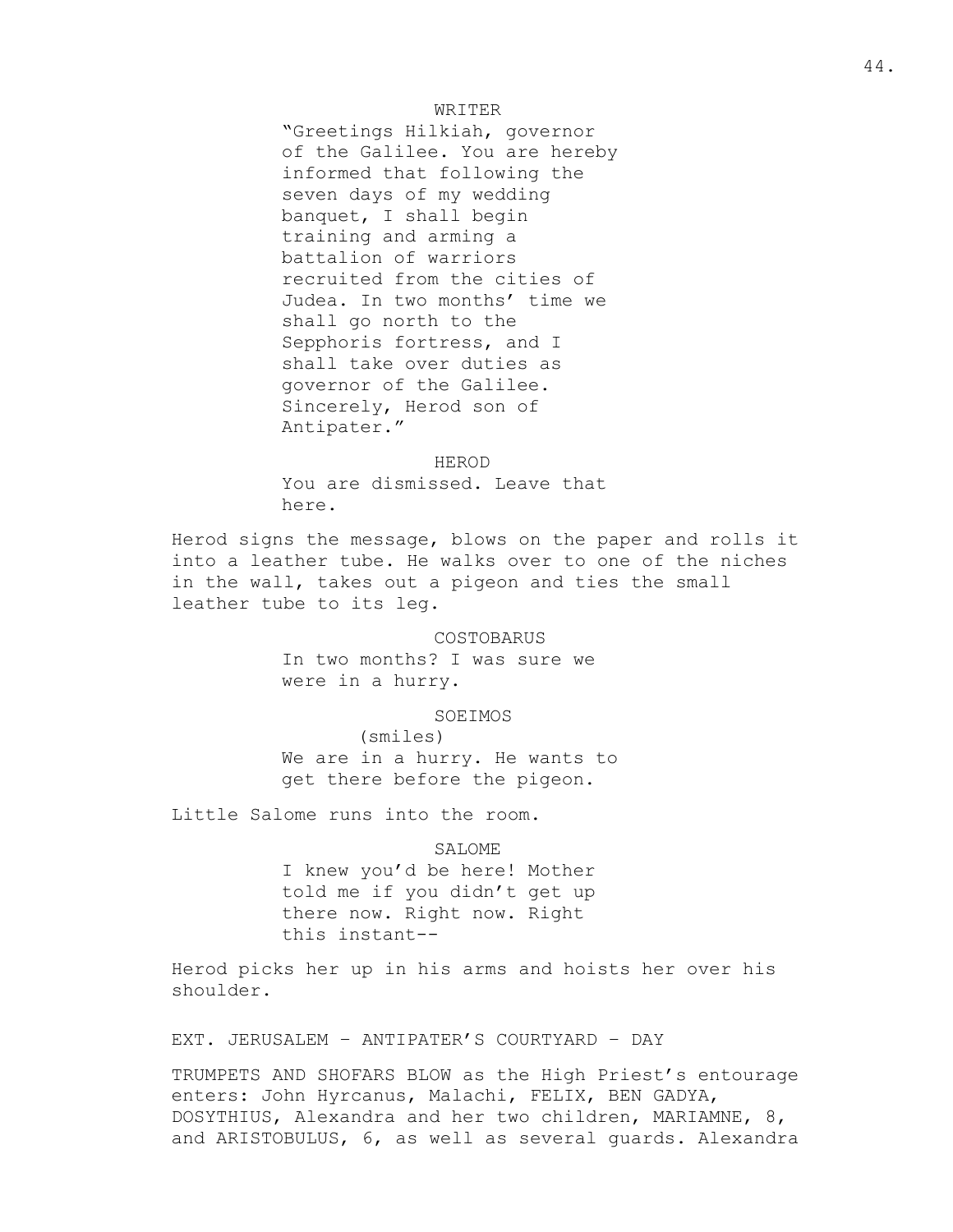WRITER

"Greetings Hilkiah, governor of the Galilee. You are hereby informed that following the seven days of my wedding banquet, I shall begin training and arming a battalion of warriors recruited from the cities of Judea. In two months' time we shall go north to the Sepphoris fortress, and I shall take over duties as governor of the Galilee. Sincerely, Herod son of Antipater."

HEROD

You are dismissed. Leave that here.

Herod signs the message, blows on the paper and rolls it into a leather tube. He walks over to one of the niches in the wall, takes out a pigeon and ties the small leather tube to its leg.

COSTOBARUS

In two months? I was sure we were in a hurry.

SOEIMOS

(smiles)

We are in a hurry. He wants to get there before the pigeon.

Little Salome runs into the room.

SALOME

I knew you'd be here! Mother told me if you didn't get up there now. Right now. Right this instant--

Herod picks her up in his arms and hoists her over his shoulder.

EXT. JERUSALEM – ANTIPATER'S COURTYARD – DAY

TRUMPETS AND SHOFARS BLOW as the High Priest's entourage enters: John Hyrcanus, Malachi, FELIX, BEN GADYA, DOSYTHIUS, Alexandra and her two children, MARIAMNE, 8, and ARISTOBULUS, 6, as well as several guards. Alexandra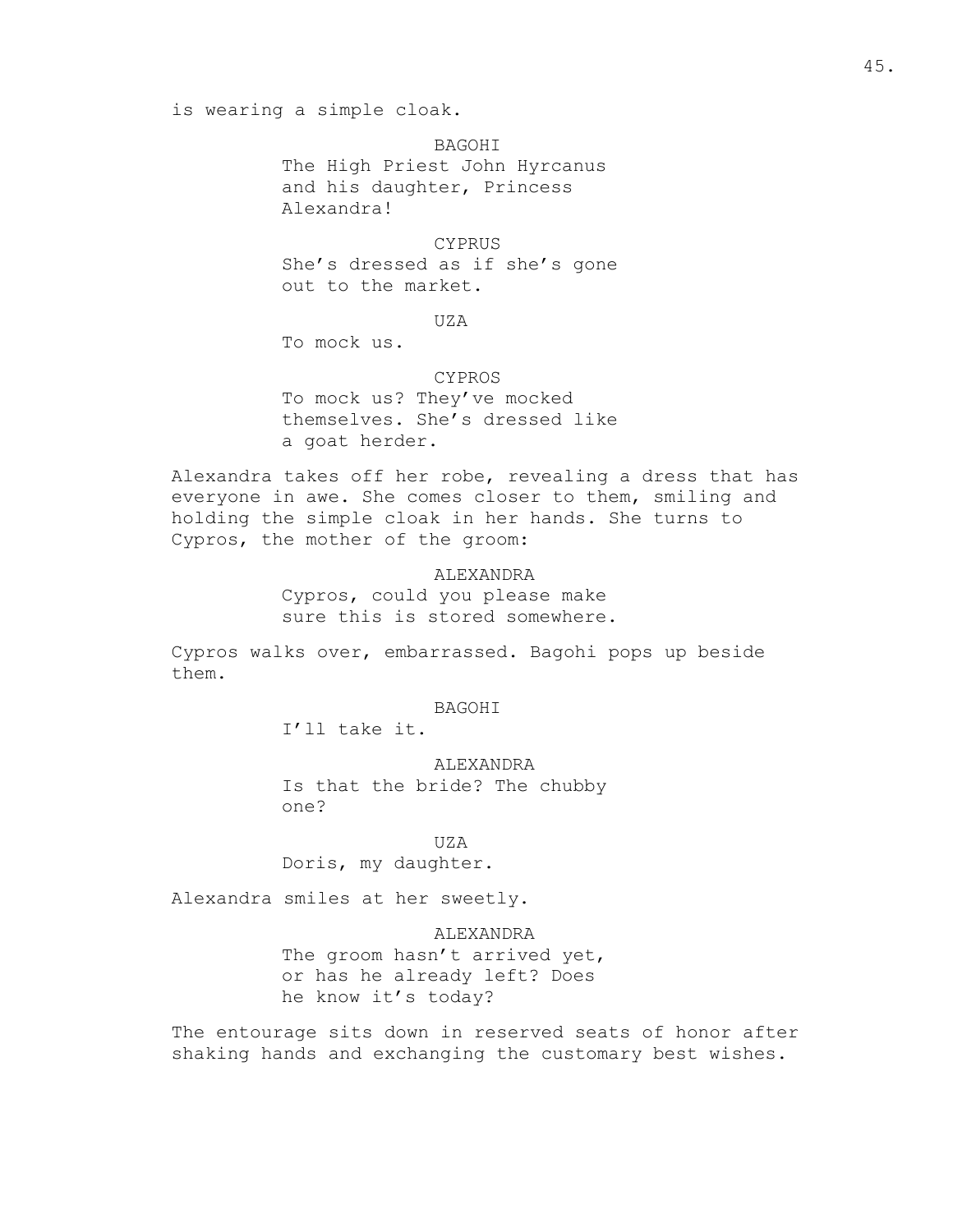is wearing a simple cloak.

BAGOHI
The High Priest John Hyrcanus and his daughter, Princess Alexandra!

CYPRUS
She's dressed as if she's gone out to the market.

UZA
To mock us.

CYPROS
To mock us? They've mocked themselves. She's dressed like a goat herder.

Alexandra takes off her robe, revealing a dress that has everyone in awe. She comes closer to them, smiling and holding the simple cloak in her hands. She turns to Cypros, the mother of the groom:

ALEXANDRA
Cypros, could you please make sure this is stored somewhere.

Cypros walks over, embarrassed. Bagohi pops up beside them.

BAGOHI
I'll take it.

ALEXANDRA
Is that the bride? The chubby one?

UZA
Doris, my daughter.

Alexandra smiles at her sweetly.

ALEXANDRA
The groom hasn't arrived yet, or has he already left? Does he know it's today?

The entourage sits down in reserved seats of honor after shaking hands and exchanging the customary best wishes.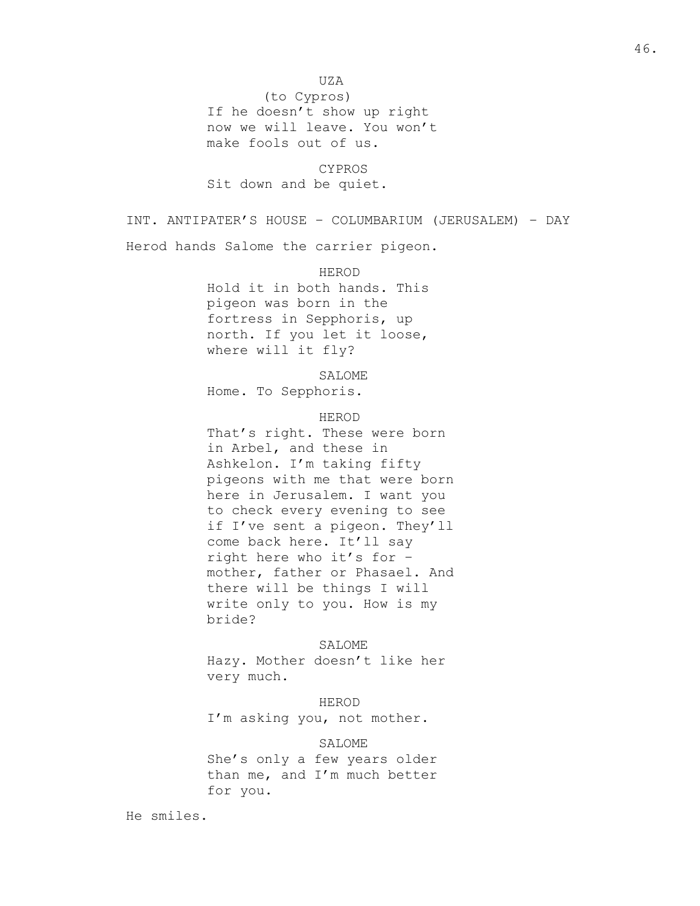UZA

(to Cypros)

If he doesn't show up right now we will leave. You won't make fools out of us.

CYPROS

Sit down and be quiet.

INT. ANTIPATER'S HOUSE – COLUMBARIUM (JERUSALEM) – DAY

Herod hands Salome the carrier pigeon.

HEROD

Hold it in both hands. This pigeon was born in the fortress in Sepphoris, up north. If you let it loose, where will it fly?

SALOME

Home. To Sepphoris.

HEROD

That's right. These were born in Arbel, and these in Ashkelon. I'm taking fifty pigeons with me that were born here in Jerusalem. I want you to check every evening to see if I've sent a pigeon. They'll come back here. It'll say right here who it's for – mother, father or Phasael. And there will be things I will write only to you. How is my bride?

SALOME

Hazy. Mother doesn't like her very much.

HEROD

I'm asking you, not mother.

SALOME

She's only a few years older than me, and I'm much better for you.

He smiles.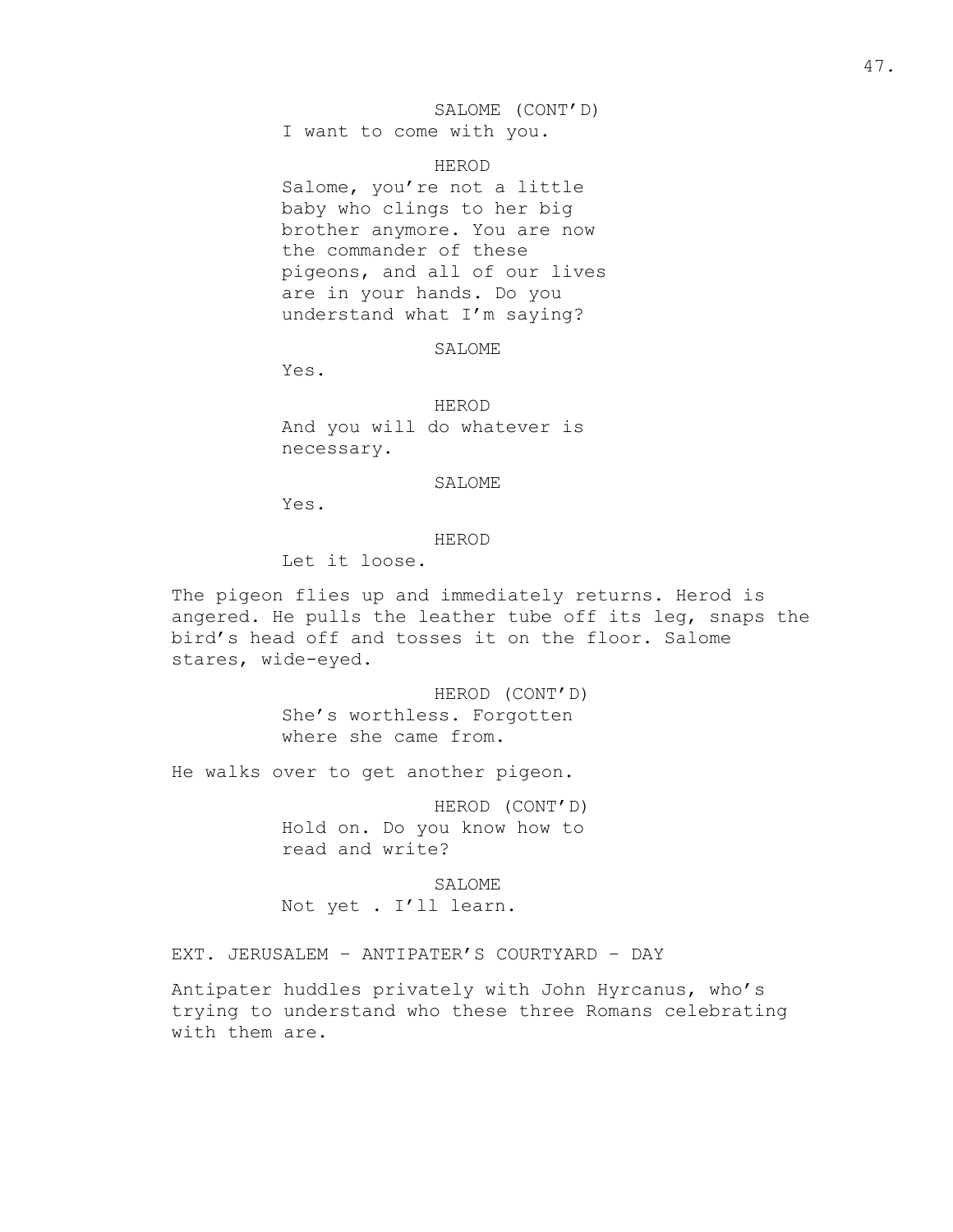SALOME (CONT'D)
I want to come with you.

HEROD
Salome, you're not a little baby who clings to her big brother anymore. You are now the commander of these pigeons, and all of our lives are in your hands. Do you understand what I'm saying?

SALOME
Yes.

HEROD
And you will do whatever is necessary.

SALOME
Yes.

HEROD
Let it loose.

The pigeon flies up and immediately returns. Herod is angered. He pulls the leather tube off its leg, snaps the bird's head off and tosses it on the floor. Salome stares, wide-eyed.

HEROD (CONT'D)
She's worthless. Forgotten where she came from.

He walks over to get another pigeon.

HEROD (CONT'D)
Hold on. Do you know how to read and write?

SALOME
Not yet . I'll learn.

EXT. JERUSALEM – ANTIPATER'S COURTYARD – DAY

Antipater huddles privately with John Hyrcanus, who's trying to understand who these three Romans celebrating with them are.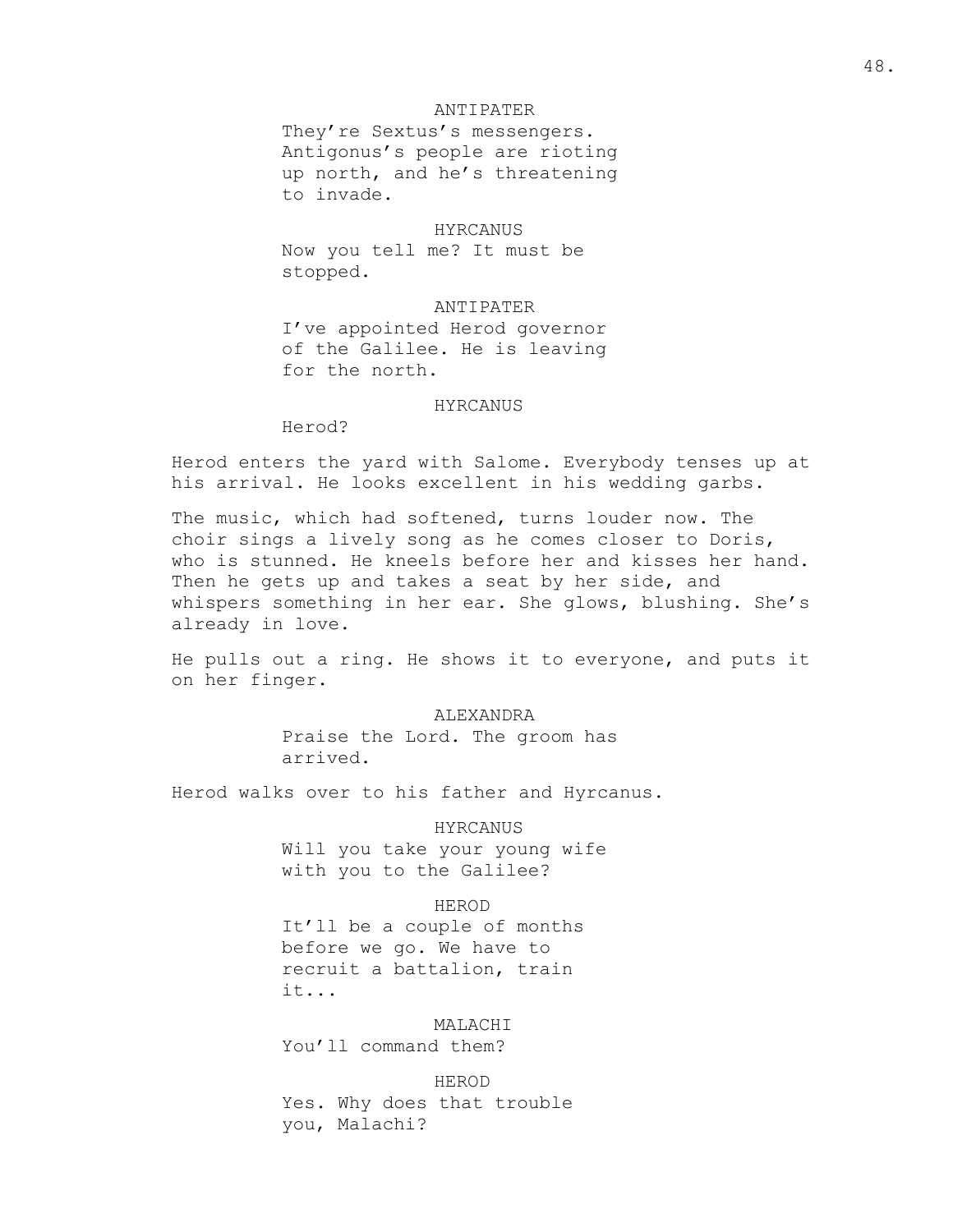ANTIPATER

They're Sextus's messengers. Antigonus's people are rioting up north, and he's threatening to invade.

HYRCANUS

Now you tell me? It must be stopped.

ANTIPATER

I've appointed Herod governor of the Galilee. He is leaving for the north.

HYRCANUS

Herod?

Herod enters the yard with Salome. Everybody tenses up at his arrival. He looks excellent in his wedding garbs.

The music, which had softened, turns louder now. The choir sings a lively song as he comes closer to Doris, who is stunned. He kneels before her and kisses her hand. Then he gets up and takes a seat by her side, and whispers something in her ear. She glows, blushing. She's already in love.

He pulls out a ring. He shows it to everyone, and puts it on her finger.

ALEXANDRA

Praise the Lord. The groom has arrived.

Herod walks over to his father and Hyrcanus.

HYRCANUS

Will you take your young wife with you to the Galilee?

HEROD

It'll be a couple of months before we go. We have to recruit a battalion, train it...

MALACHI

You'll command them?

HEROD

Yes. Why does that trouble you, Malachi?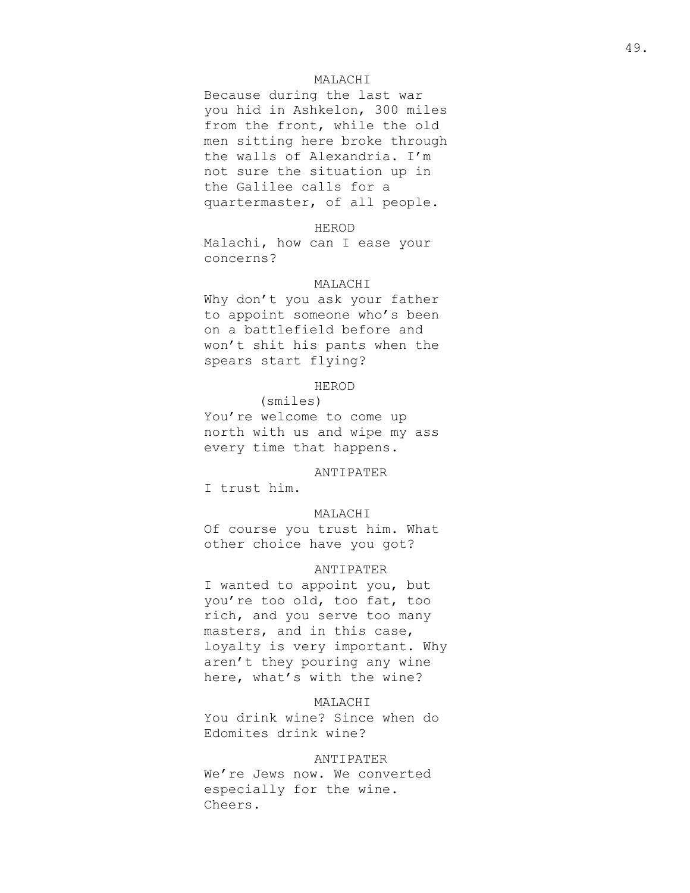MALACHI

Because during the last war you hid in Ashkelon, 300 miles from the front, while the old men sitting here broke through the walls of Alexandria. I'm not sure the situation up in the Galilee calls for a quartermaster, of all people.

HEROD

Malachi, how can I ease your concerns?

MALACHI

Why don't you ask your father to appoint someone who's been on a battlefield before and won't shit his pants when the spears start flying?

HEROD

(smiles)

You're welcome to come up north with us and wipe my ass every time that happens.

ANTIPATER

I trust him.

MALACHI

Of course you trust him. What other choice have you got?

ANTIPATER

I wanted to appoint you, but you're too old, too fat, too rich, and you serve too many masters, and in this case, loyalty is very important. Why aren't they pouring any wine here, what's with the wine?

MALACHI

You drink wine? Since when do Edomites drink wine?

ANTIPATER

We're Jews now. We converted especially for the wine. Cheers.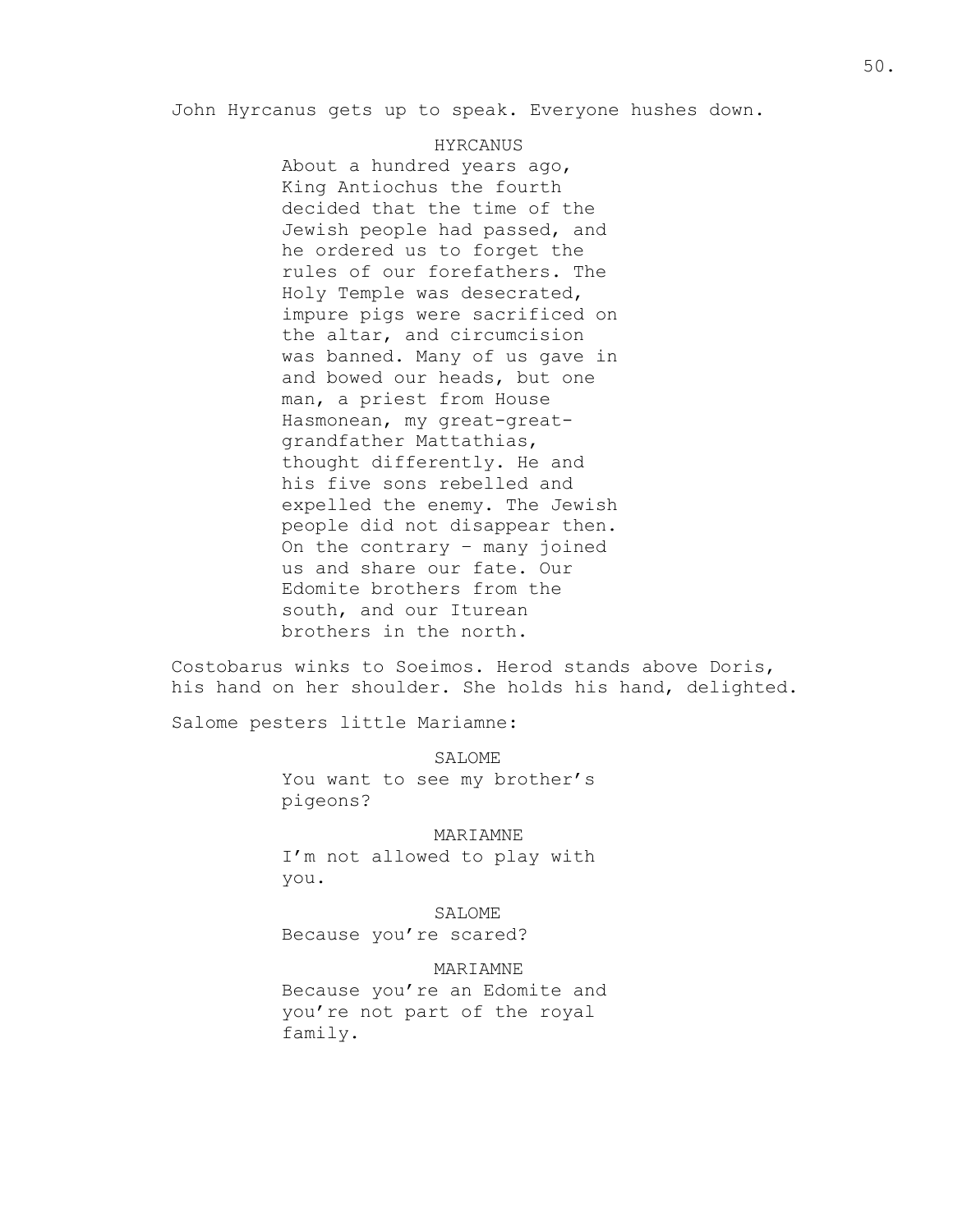John Hyrcanus gets up to speak. Everyone hushes down.

HYRCANUS

About a hundred years ago, King Antiochus the fourth decided that the time of the Jewish people had passed, and he ordered us to forget the rules of our forefathers. The Holy Temple was desecrated, impure pigs were sacrificed on the altar, and circumcision was banned. Many of us gave in and bowed our heads, but one man, a priest from House Hasmonean, my great-great-grandfather Mattathias, thought differently. He and his five sons rebelled and expelled the enemy. The Jewish people did not disappear then. On the contrary – many joined us and share our fate. Our Edomite brothers from the south, and our Iturean brothers in the north.

Costobarus winks to Soeimos. Herod stands above Doris, his hand on her shoulder. She holds his hand, delighted.

Salome pesters little Mariamne:

SALOME

You want to see my brother's pigeons?

MARIAMNE

I'm not allowed to play with you.

SALOME

Because you're scared?

MARIAMNE

Because you're an Edomite and you're not part of the royal family.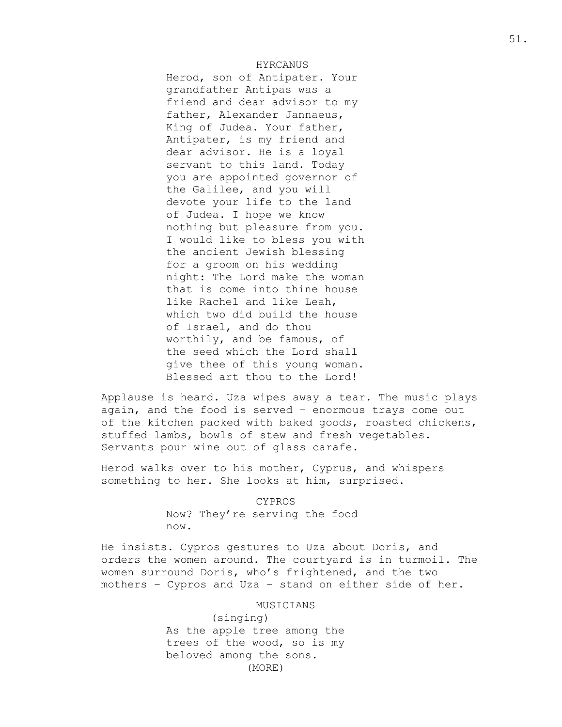HYRCANUS

Herod, son of Antipater. Your grandfather Antipas was a friend and dear advisor to my father, Alexander Jannaeus, King of Judea. Your father, Antipater, is my friend and dear advisor. He is a loyal servant to this land. Today you are appointed governor of the Galilee, and you will devote your life to the land of Judea. I hope we know nothing but pleasure from you. I would like to bless you with the ancient Jewish blessing for a groom on his wedding night: The Lord make the woman that is come into thine house like Rachel and like Leah, which two did build the house of Israel, and do thou worthily, and be famous, of the seed which the Lord shall give thee of this young woman. Blessed art thou to the Lord!

Applause is heard. Uza wipes away a tear. The music plays again, and the food is served – enormous trays come out of the kitchen packed with baked goods, roasted chickens, stuffed lambs, bowls of stew and fresh vegetables. Servants pour wine out of glass carafe.

Herod walks over to his mother, Cyprus, and whispers something to her. She looks at him, surprised.

CYPROS

Now? They're serving the food now.

He insists. Cypros gestures to Uza about Doris, and orders the women around. The courtyard is in turmoil. The women surround Doris, who's frightened, and the two mothers – Cypros and Uza – stand on either side of her.

MUSICIANS

(singing)

As the apple tree among the trees of the wood, so is my beloved among the sons.

(MORE)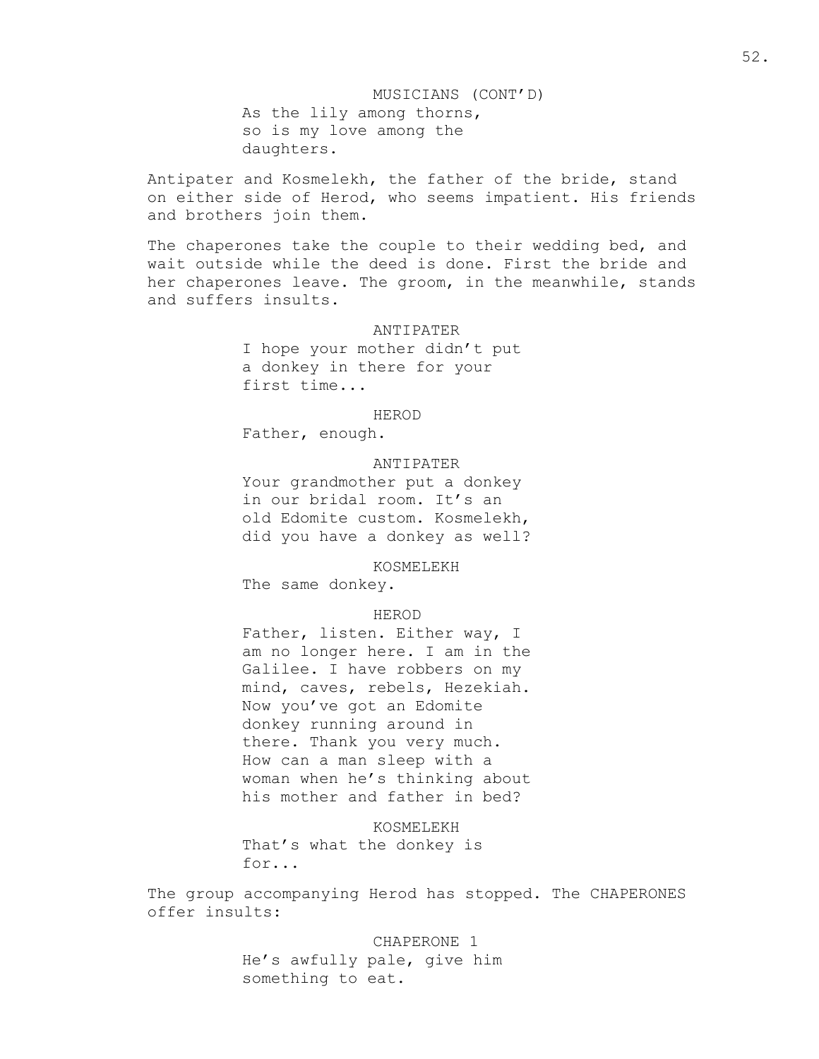MUSICIANS (CONT'D)
As the lily among thorns,
so is my love among the
daughters.

Antipater and Kosmelekh, the father of the bride, stand on either side of Herod, who seems impatient. His friends and brothers join them.

The chaperones take the couple to their wedding bed, and wait outside while the deed is done. First the bride and her chaperones leave. The groom, in the meanwhile, stands and suffers insults.

ANTIPATER
I hope your mother didn't put
a donkey in there for your
first time...

HEROD
Father, enough.

ANTIPATER
Your grandmother put a donkey
in our bridal room. It's an
old Edomite custom. Kosmelekh,
did you have a donkey as well?

KOSMELEKH
The same donkey.

HEROD
Father, listen. Either way, I
am no longer here. I am in the
Galilee. I have robbers on my
mind, caves, rebels, Hezekiah.
Now you've got an Edomite
donkey running around in
there. Thank you very much.
How can a man sleep with a
woman when he's thinking about
his mother and father in bed?

KOSMELEKH
That's what the donkey is
for...

The group accompanying Herod has stopped. The CHAPERONES offer insults:

CHAPERONE 1
He's awfully pale, give him
something to eat.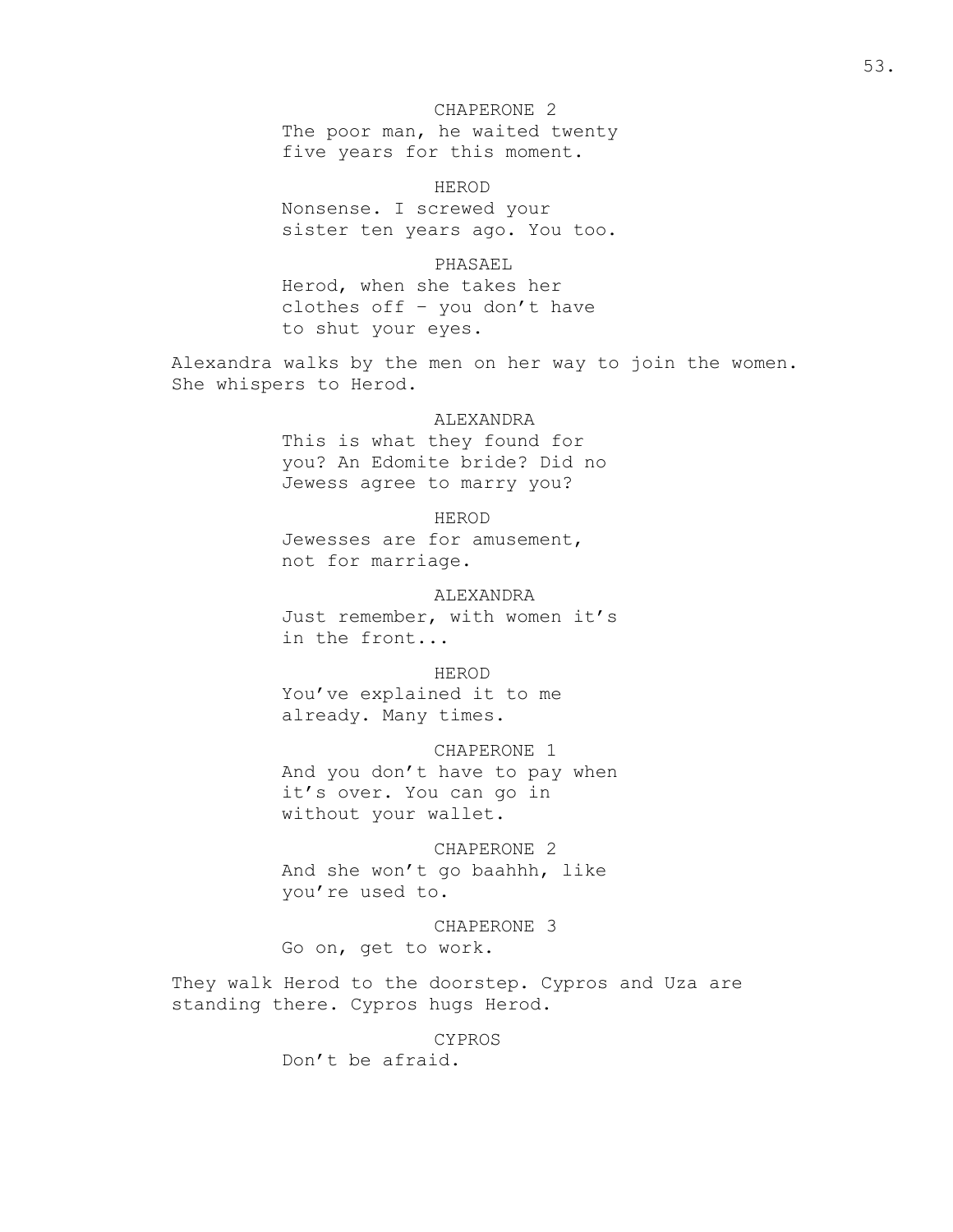CHAPERONE 2
The poor man, he waited twenty five years for this moment.

HEROD
Nonsense. I screwed your sister ten years ago. You too.

PHASAEL
Herod, when she takes her clothes off – you don't have to shut your eyes.

Alexandra walks by the men on her way to join the women. She whispers to Herod.

ALEXANDRA
This is what they found for you? An Edomite bride? Did no Jewess agree to marry you?

HEROD
Jewesses are for amusement, not for marriage.

ALEXANDRA
Just remember, with women it's in the front...

HEROD
You've explained it to me already. Many times.

CHAPERONE 1
And you don't have to pay when it's over. You can go in without your wallet.

CHAPERONE 2
And she won't go baahhh, like you're used to.

CHAPERONE 3
Go on, get to work.

They walk Herod to the doorstep. Cypros and Uza are standing there. Cypros hugs Herod.

CYPROS
Don't be afraid.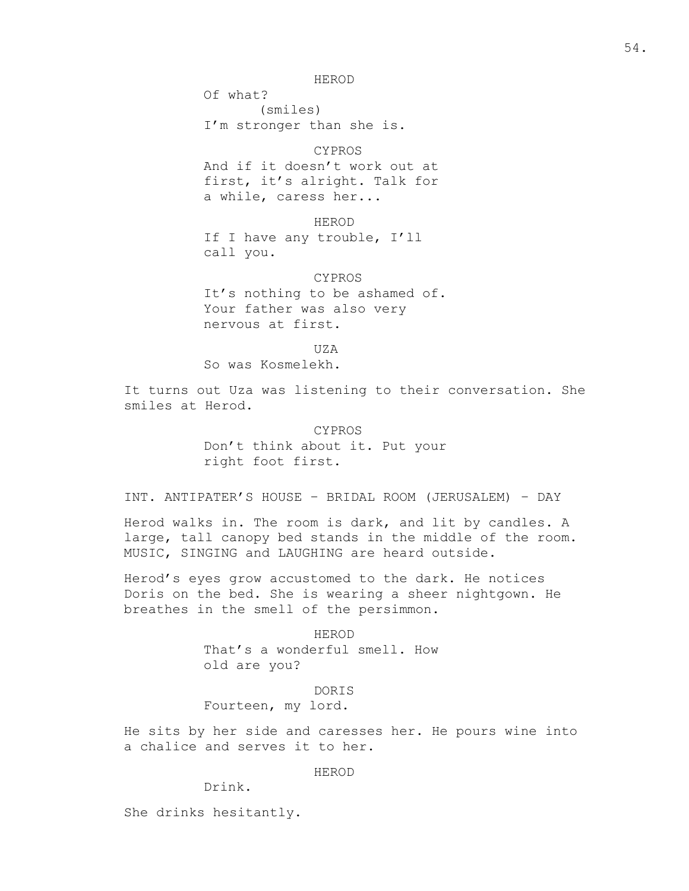HEROD

Of what?

(smiles)

I'm stronger than she is.

CYPROS

And if it doesn't work out at first, it's alright. Talk for a while, caress her...

HEROD

If I have any trouble, I'll call you.

CYPROS

It's nothing to be ashamed of. Your father was also very nervous at first.

UZA

So was Kosmelekh.

It turns out Uza was listening to their conversation. She smiles at Herod.

CYPROS

Don't think about it. Put your right foot first.

INT. ANTIPATER'S HOUSE – BRIDAL ROOM (JERUSALEM) – DAY

Herod walks in. The room is dark, and lit by candles. A large, tall canopy bed stands in the middle of the room. MUSIC, SINGING and LAUGHING are heard outside.

Herod's eyes grow accustomed to the dark. He notices Doris on the bed. She is wearing a sheer nightgown. He breathes in the smell of the persimmon.

HEROD

That's a wonderful smell. How old are you?

DORIS

Fourteen, my lord.

He sits by her side and caresses her. He pours wine into a chalice and serves it to her.

HEROD

Drink.

She drinks hesitantly.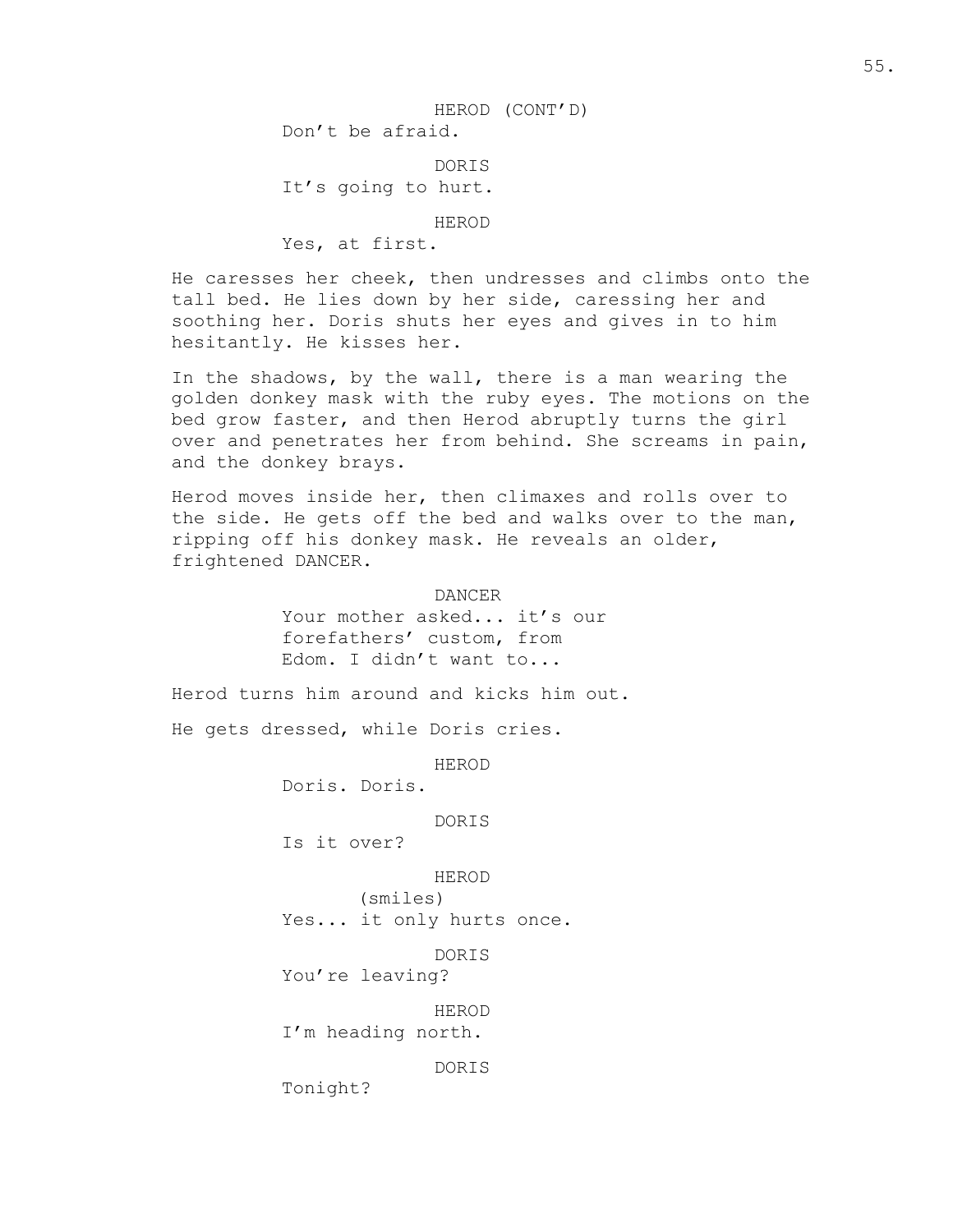HEROD (CONT'D)

Don't be afraid.

DORIS

It's going to hurt.

HEROD

Yes, at first.

He caresses her cheek, then undresses and climbs onto the tall bed. He lies down by her side, caressing her and soothing her. Doris shuts her eyes and gives in to him hesitantly. He kisses her.

In the shadows, by the wall, there is a man wearing the golden donkey mask with the ruby eyes. The motions on the bed grow faster, and then Herod abruptly turns the girl over and penetrates her from behind. She screams in pain, and the donkey brays.

Herod moves inside her, then climaxes and rolls over to the side. He gets off the bed and walks over to the man, ripping off his donkey mask. He reveals an older, frightened DANCER.

DANCER

Your mother asked... it's our forefathers' custom, from Edom. I didn't want to...

Herod turns him around and kicks him out.

He gets dressed, while Doris cries.

HEROD

Doris. Doris.

DORIS

Is it over?

HEROD

(smiles)

Yes... it only hurts once.

DORIS

You're leaving?

HEROD

I'm heading north.

DORIS

Tonight?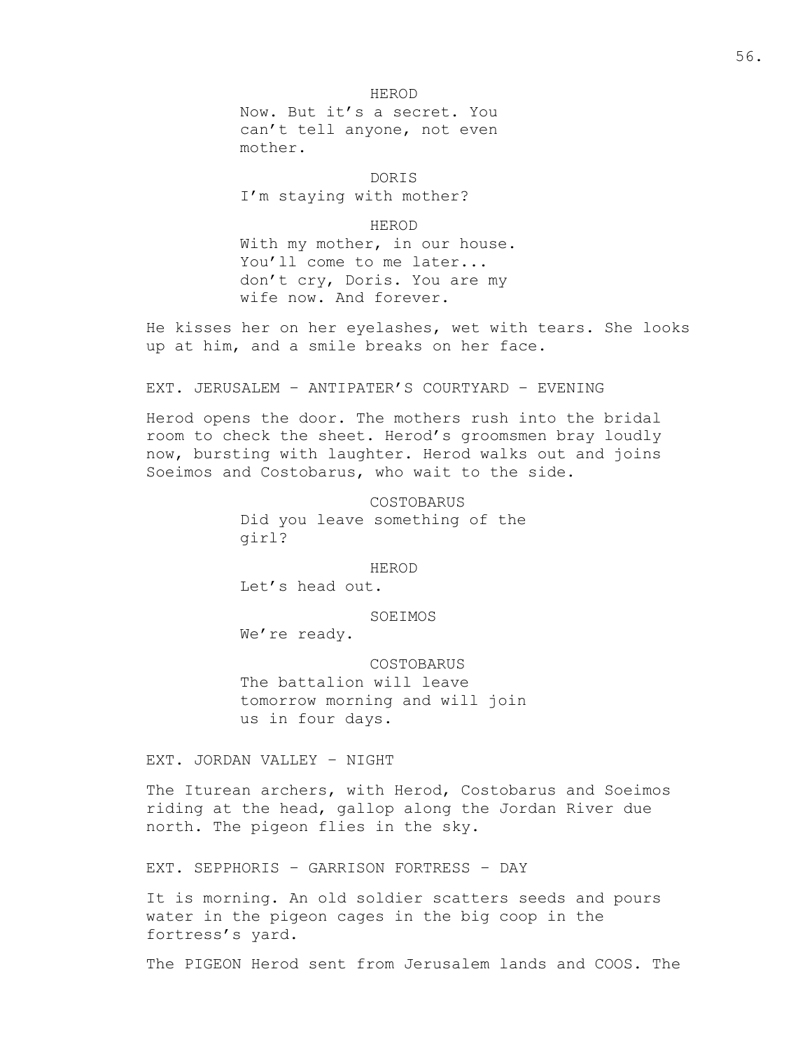HEROD

Now. But it’s a secret. You can’t tell anyone, not even mother.

DORIS

I’m staying with mother?

HEROD

With my mother, in our house. You’ll come to me later... don’t cry, Doris. You are my wife now. And forever.

He kisses her on her eyelashes, wet with tears. She looks up at him, and a smile breaks on her face.

EXT. JERUSALEM – ANTIPATER’S COURTYARD – EVENING

Herod opens the door. The mothers rush into the bridal room to check the sheet. Herod’s groomsmen bray loudly now, bursting with laughter. Herod walks out and joins Soeimos and Costobarus, who wait to the side.

COSTOBARUS

Did you leave something of the girl?

HEROD

Let’s head out.

SOEIMOS

We’re ready.

COSTOBARUS

The battalion will leave tomorrow morning and will join us in four days.

EXT. JORDAN VALLEY – NIGHT

The Iturean archers, with Herod, Costobarus and Soeimos riding at the head, gallop along the Jordan River due north. The pigeon flies in the sky.

EXT. SEPPHORIS – GARRISON FORTRESS – DAY

It is morning. An old soldier scatters seeds and pours water in the pigeon cages in the big coop in the fortress’s yard.

The PIGEON Herod sent from Jerusalem lands and COOS. The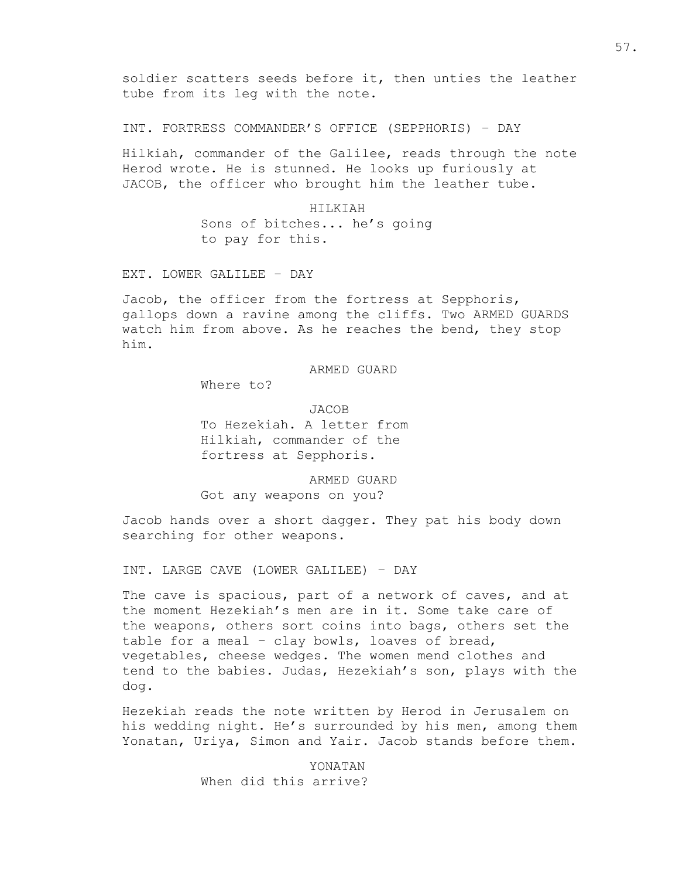soldier scatters seeds before it, then unties the leather tube from its leg with the note.

INT. FORTRESS COMMANDER'S OFFICE (SEPPHORIS) – DAY

Hilkiah, commander of the Galilee, reads through the note Herod wrote. He is stunned. He looks up furiously at JACOB, the officer who brought him the leather tube.

HILKIAH
Sons of bitches... he's going to pay for this.

EXT. LOWER GALILEE – DAY

Jacob, the officer from the fortress at Sepphoris, gallops down a ravine among the cliffs. Two ARMED GUARDS watch him from above. As he reaches the bend, they stop him.

ARMED GUARD
Where to?

JACOB
To Hezekiah. A letter from Hilkiah, commander of the fortress at Sepphoris.

ARMED GUARD
Got any weapons on you?

Jacob hands over a short dagger. They pat his body down searching for other weapons.

INT. LARGE CAVE (LOWER GALILEE) – DAY

The cave is spacious, part of a network of caves, and at the moment Hezekiah's men are in it. Some take care of the weapons, others sort coins into bags, others set the table for a meal – clay bowls, loaves of bread, vegetables, cheese wedges. The women mend clothes and tend to the babies. Judas, Hezekiah's son, plays with the dog.

Hezekiah reads the note written by Herod in Jerusalem on his wedding night. He's surrounded by his men, among them Yonatan, Uriya, Simon and Yair. Jacob stands before them.

YONATAN
When did this arrive?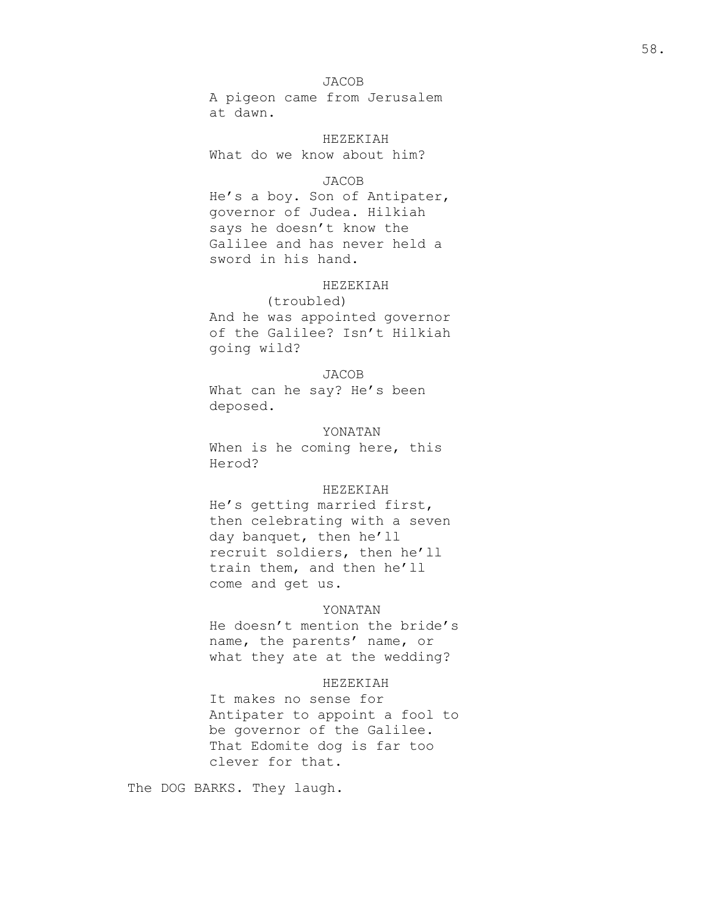JACOB

A pigeon came from Jerusalem at dawn.

HEZEKIAH

What do we know about him?

JACOB

He's a boy. Son of Antipater, governor of Judea. Hilkiah says he doesn't know the Galilee and has never held a sword in his hand.

HEZEKIAH

(troubled)

And he was appointed governor of the Galilee? Isn't Hilkiah going wild?

JACOB

What can he say? He's been deposed.

YONATAN

When is he coming here, this Herod?

HEZEKIAH

He's getting married first, then celebrating with a seven day banquet, then he'll recruit soldiers, then he'll train them, and then he'll come and get us.

YONATAN

He doesn't mention the bride's name, the parents' name, or what they ate at the wedding?

HEZEKIAH

It makes no sense for Antipater to appoint a fool to be governor of the Galilee. That Edomite dog is far too clever for that.

The DOG BARKS. They laugh.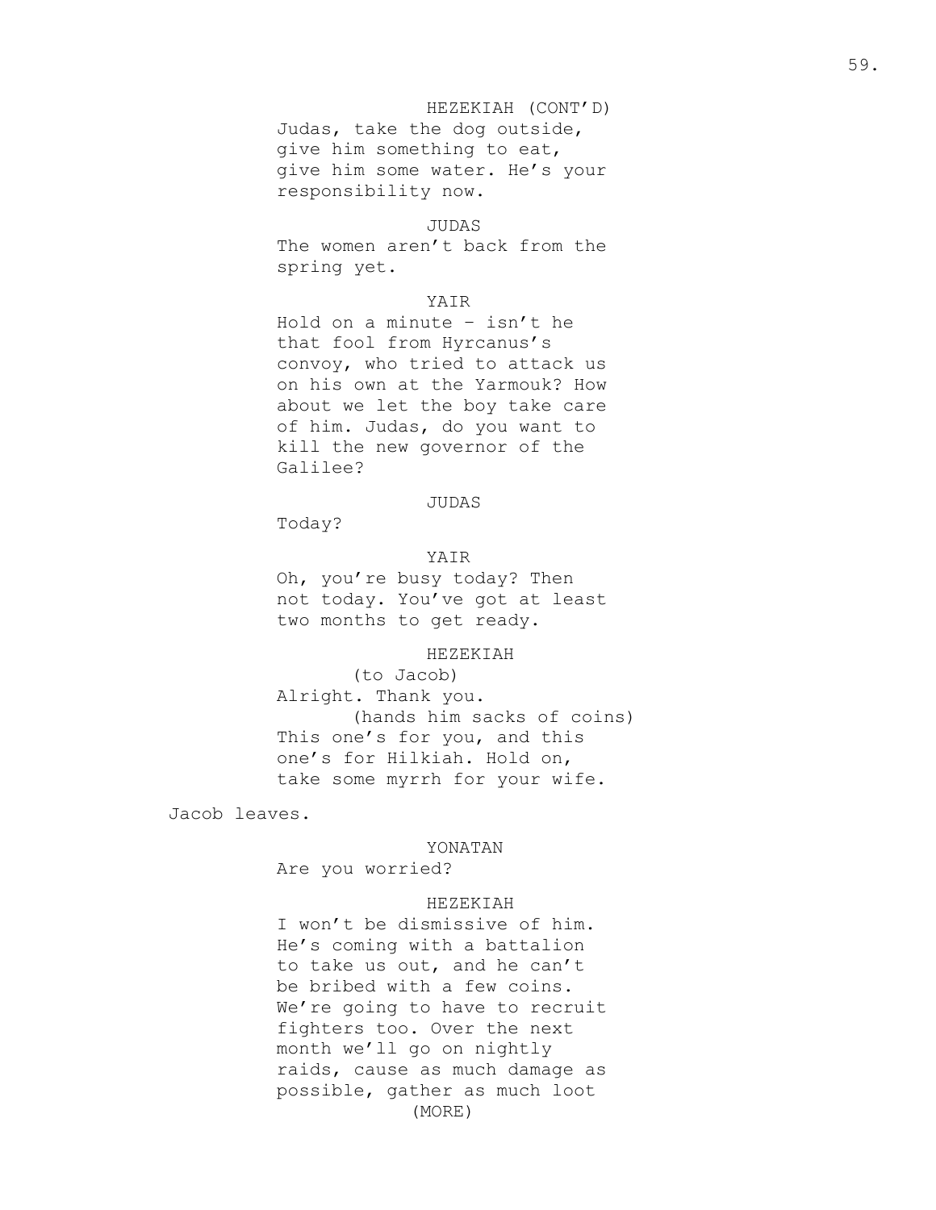HEZEKIAH (CONT'D)
Judas, take the dog outside, give him something to eat, give him some water. He's your responsibility now.

JUDAS
The women aren't back from the spring yet.

YAIR
Hold on a minute – isn't he that fool from Hyrcanus's convoy, who tried to attack us on his own at the Yarmouk? How about we let the boy take care of him. Judas, do you want to kill the new governor of the Galilee?

JUDAS
Today?

YAIR
Oh, you're busy today? Then not today. You've got at least two months to get ready.

HEZEKIAH
(to Jacob)
Alright. Thank you.
(hands him sacks of coins)
This one's for you, and this one's for Hilkiah. Hold on, take some myrrh for your wife.

Jacob leaves.

YONATAN
Are you worried?

HEZEKIAH
I won't be dismissive of him. He's coming with a battalion to take us out, and he can't be bribed with a few coins. We're going to have to recruit fighters too. Over the next month we'll go on nightly raids, cause as much damage as possible, gather as much loot
(MORE)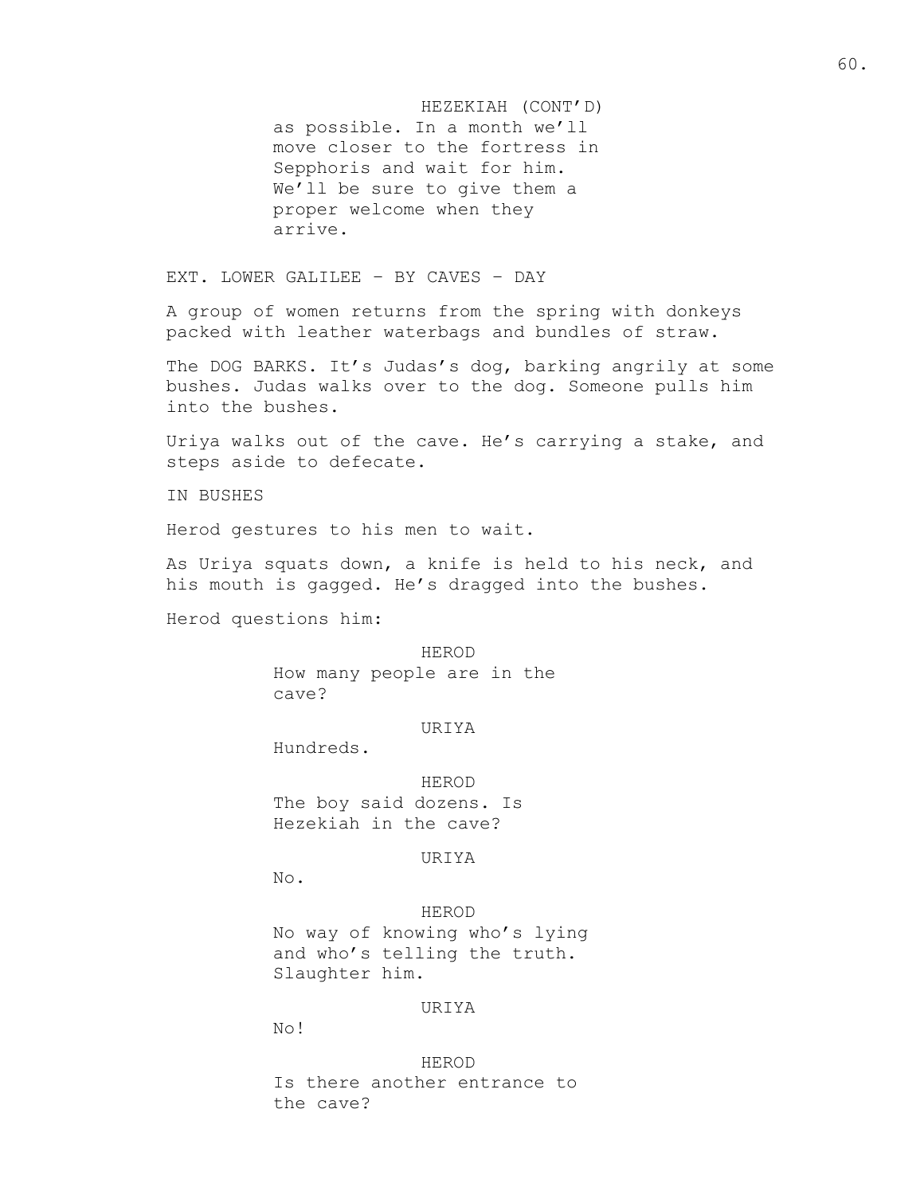HEZEKIAH (CONT'D)
as possible. In a month we'll move closer to the fortress in Sepphoris and wait for him. We'll be sure to give them a proper welcome when they arrive.

EXT. LOWER GALILEE – BY CAVES – DAY

A group of women returns from the spring with donkeys packed with leather waterbags and bundles of straw.

The DOG BARKS. It's Judas's dog, barking angrily at some bushes. Judas walks over to the dog. Someone pulls him into the bushes.

Uriya walks out of the cave. He's carrying a stake, and steps aside to defecate.

IN BUSHES

Herod gestures to his men to wait.

As Uriya squats down, a knife is held to his neck, and his mouth is gagged. He's dragged into the bushes.

Herod questions him:

HEROD
How many people are in the cave?

URIYA
Hundreds.

HEROD
The boy said dozens. Is Hezekiah in the cave?

URIYA
No.

HEROD
No way of knowing who's lying and who's telling the truth. Slaughter him.

URIYA
No!

HEROD
Is there another entrance to the cave?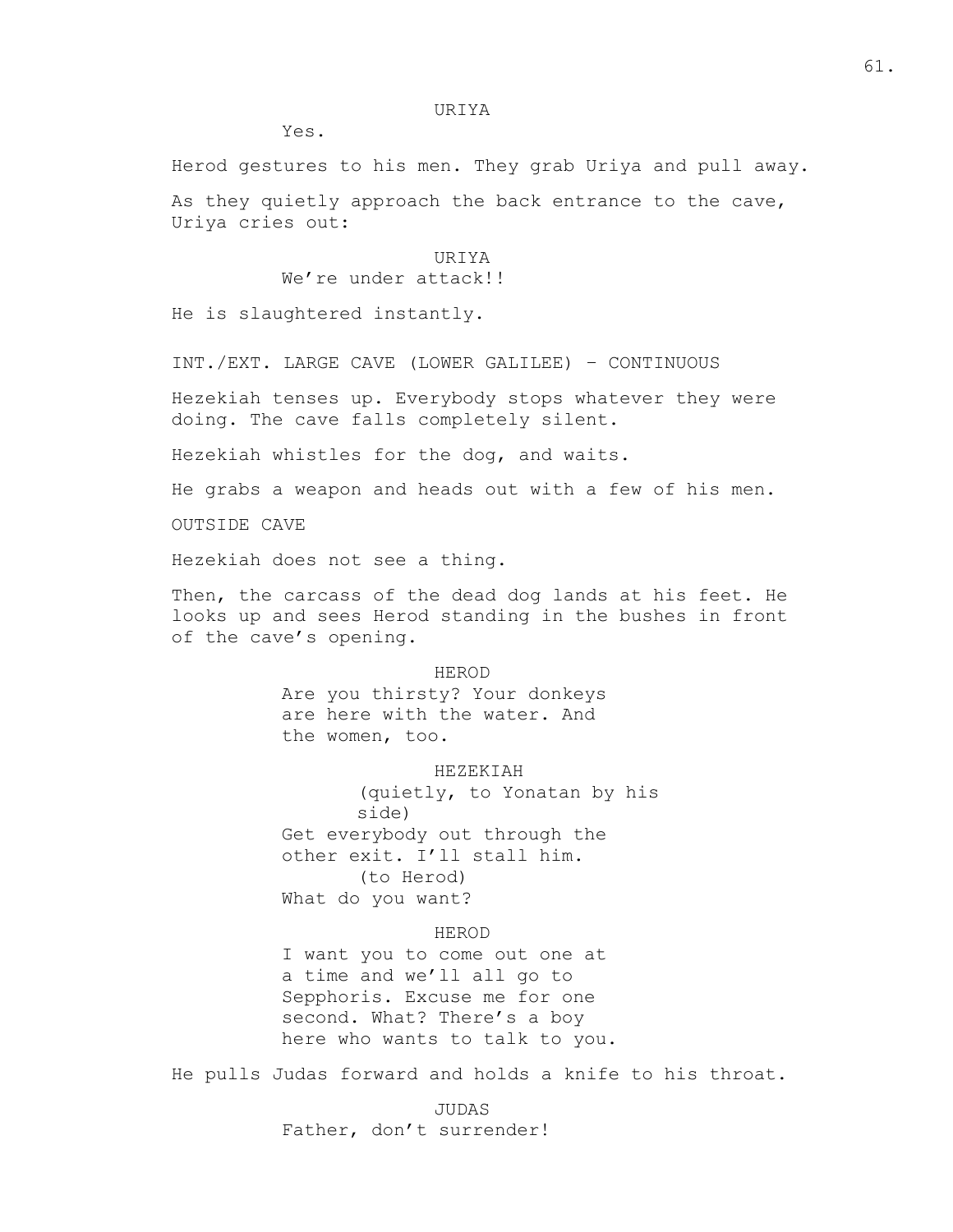URIYA

Yes.

Herod gestures to his men. They grab Uriya and pull away.

As they quietly approach the back entrance to the cave, Uriya cries out:

URIYA

We're under attack!!

He is slaughtered instantly.

INT./EXT. LARGE CAVE (LOWER GALILEE) – CONTINUOUS

Hezekiah tenses up. Everybody stops whatever they were doing. The cave falls completely silent.

Hezekiah whistles for the dog, and waits.

He grabs a weapon and heads out with a few of his men.

OUTSIDE CAVE

Hezekiah does not see a thing.

Then, the carcass of the dead dog lands at his feet. He looks up and sees Herod standing in the bushes in front of the cave's opening.

HEROD

Are you thirsty? Your donkeys are here with the water. And the women, too.

HEZEKIAH

(quietly, to Yonatan by his side)

Get everybody out through the other exit. I'll stall him.

(to Herod)

What do you want?

HEROD

I want you to come out one at a time and we'll all go to Sepphoris. Excuse me for one second. What? There's a boy here who wants to talk to you.

He pulls Judas forward and holds a knife to his throat.

JUDAS

Father, don't surrender!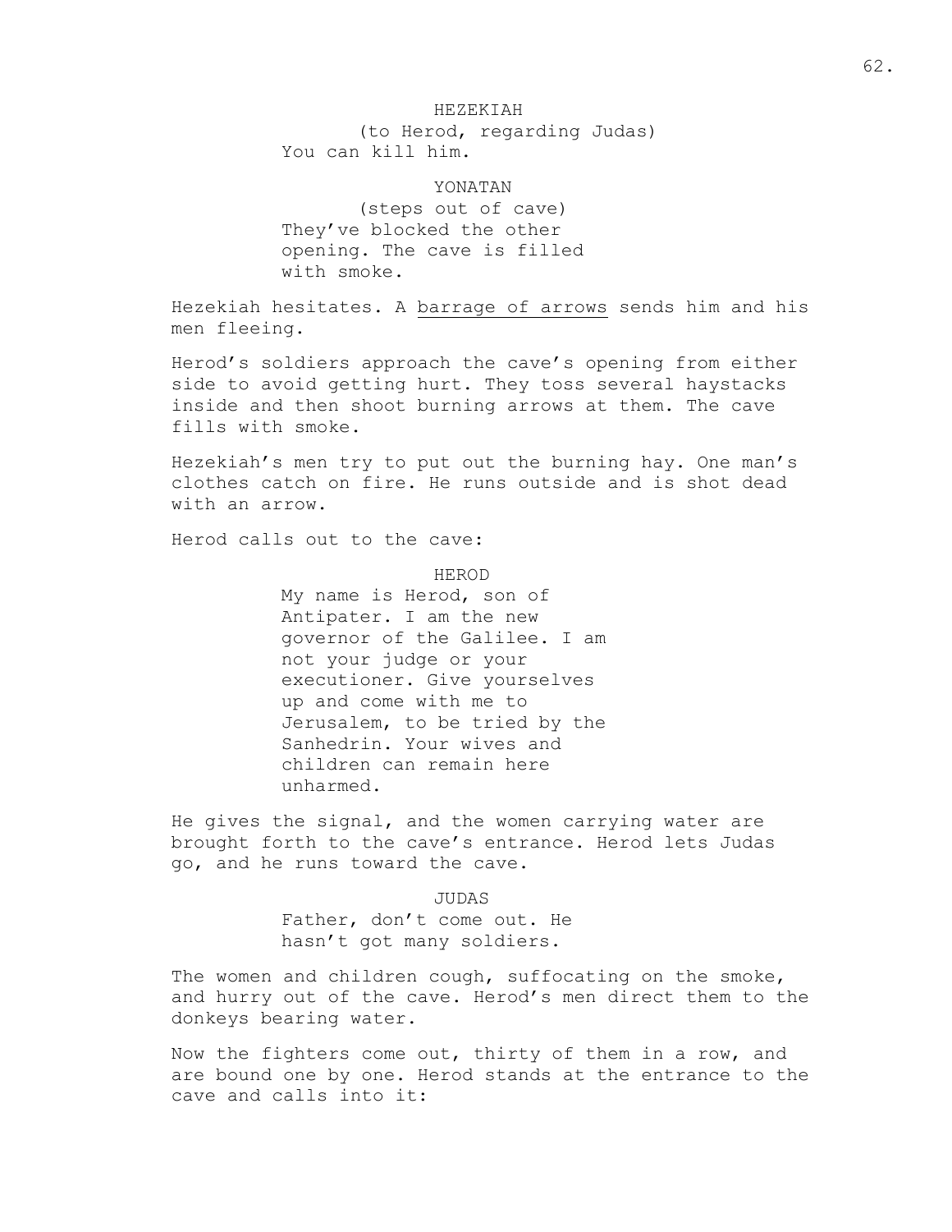HEZEKIAH
(to Herod, regarding Judas)
You can kill him.

YONATAN
(steps out of cave)
They've blocked the other opening. The cave is filled with smoke.

Hezekiah hesitates. A barrage of arrows sends him and his men fleeing.

Herod's soldiers approach the cave's opening from either side to avoid getting hurt. They toss several haystacks inside and then shoot burning arrows at them. The cave fills with smoke.

Hezekiah's men try to put out the burning hay. One man's clothes catch on fire. He runs outside and is shot dead with an arrow.

Herod calls out to the cave:

HEROD
My name is Herod, son of Antipater. I am the new governor of the Galilee. I am not your judge or your executioner. Give yourselves up and come with me to Jerusalem, to be tried by the Sanhedrin. Your wives and children can remain here unharmed.

He gives the signal, and the women carrying water are brought forth to the cave's entrance. Herod lets Judas go, and he runs toward the cave.

JUDAS
Father, don't come out. He hasn't got many soldiers.

The women and children cough, suffocating on the smoke, and hurry out of the cave. Herod's men direct them to the donkeys bearing water.

Now the fighters come out, thirty of them in a row, and are bound one by one. Herod stands at the entrance to the cave and calls into it: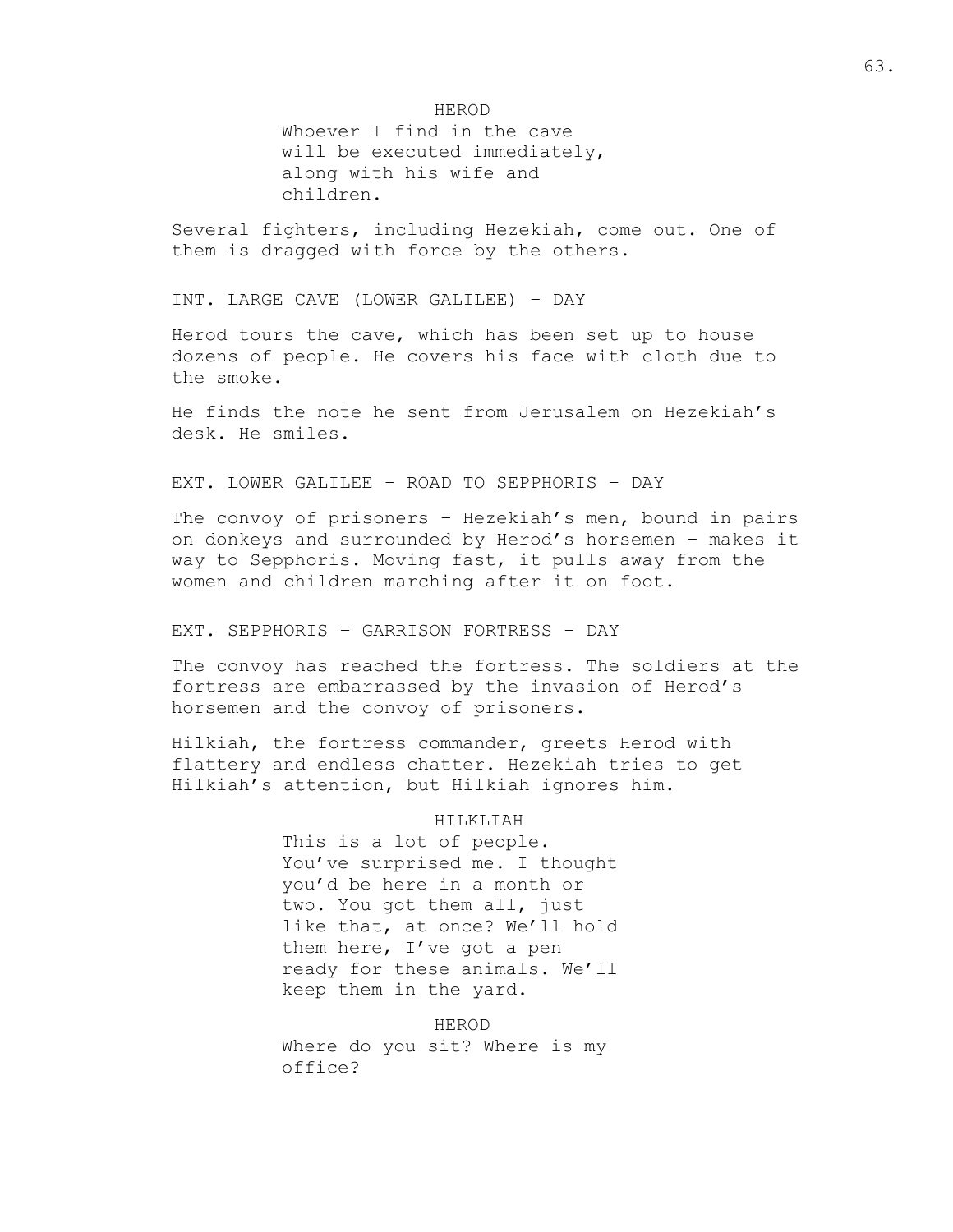HEROD
Whoever I find in the cave will be executed immediately, along with his wife and children.

Several fighters, including Hezekiah, come out. One of them is dragged with force by the others.

INT. LARGE CAVE (LOWER GALILEE) – DAY

Herod tours the cave, which has been set up to house dozens of people. He covers his face with cloth due to the smoke.

He finds the note he sent from Jerusalem on Hezekiah's desk. He smiles.

EXT. LOWER GALILEE – ROAD TO SEPPHORIS – DAY

The convoy of prisoners – Hezekiah's men, bound in pairs on donkeys and surrounded by Herod's horsemen – makes it way to Sepphoris. Moving fast, it pulls away from the women and children marching after it on foot.

EXT. SEPPHORIS – GARRISON FORTRESS – DAY

The convoy has reached the fortress. The soldiers at the fortress are embarrassed by the invasion of Herod's horsemen and the convoy of prisoners.

Hilkiah, the fortress commander, greets Herod with flattery and endless chatter. Hezekiah tries to get Hilkiah's attention, but Hilkiah ignores him.

HILKLIAH
This is a lot of people. You've surprised me. I thought you'd be here in a month or two. You got them all, just like that, at once? We'll hold them here, I've got a pen ready for these animals. We'll keep them in the yard.

HEROD
Where do you sit? Where is my office?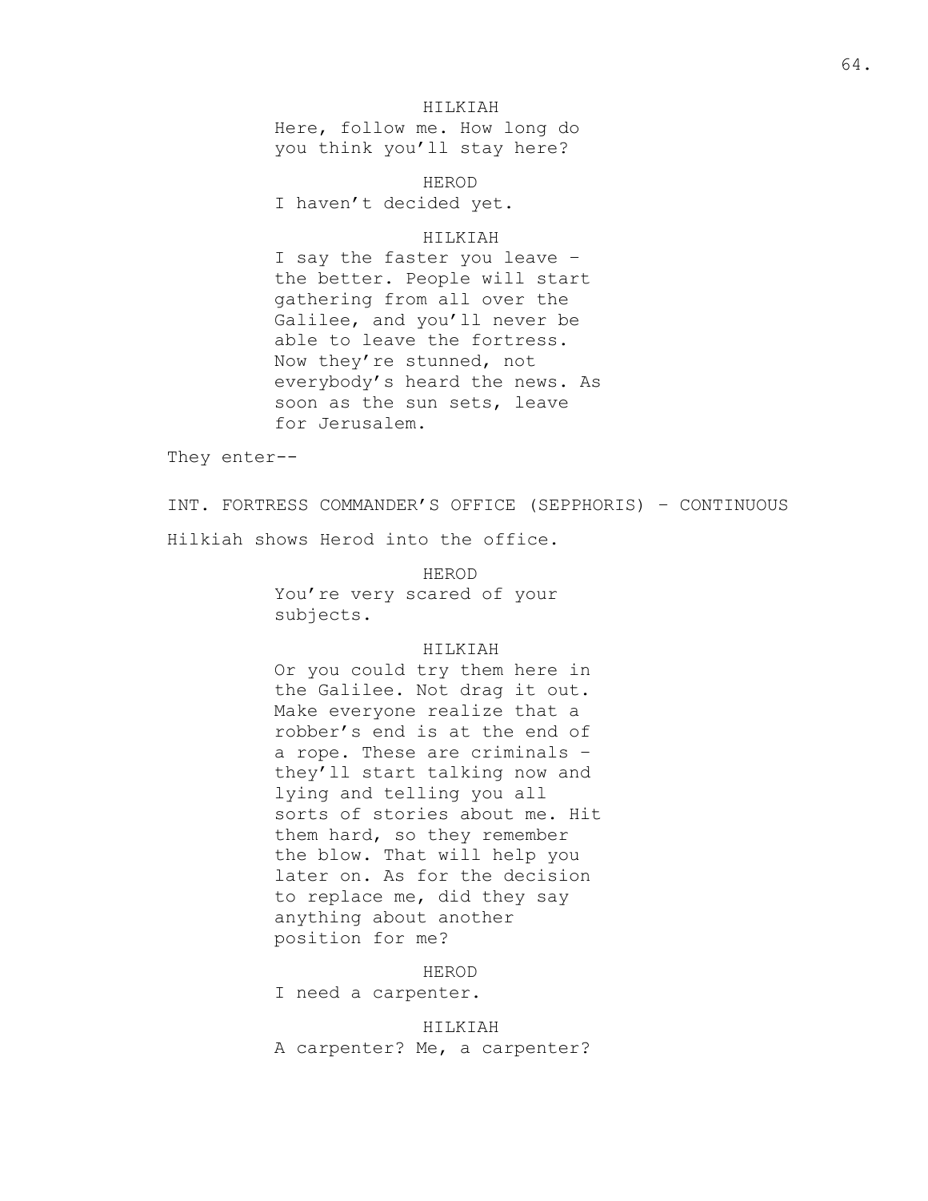HILKIAH

Here, follow me. How long do you think you'll stay here?

HEROD

I haven't decided yet.

HILKIAH

I say the faster you leave – the better. People will start gathering from all over the Galilee, and you'll never be able to leave the fortress. Now they're stunned, not everybody's heard the news. As soon as the sun sets, leave for Jerusalem.

They enter--

INT. FORTRESS COMMANDER'S OFFICE (SEPPHORIS) – CONTINUOUS

Hilkiah shows Herod into the office.

HEROD

You're very scared of your subjects.

HILKIAH

Or you could try them here in the Galilee. Not drag it out. Make everyone realize that a robber's end is at the end of a rope. These are criminals – they'll start talking now and lying and telling you all sorts of stories about me. Hit them hard, so they remember the blow. That will help you later on. As for the decision to replace me, did they say anything about another position for me?

HEROD

I need a carpenter.

HILKIAH

A carpenter? Me, a carpenter?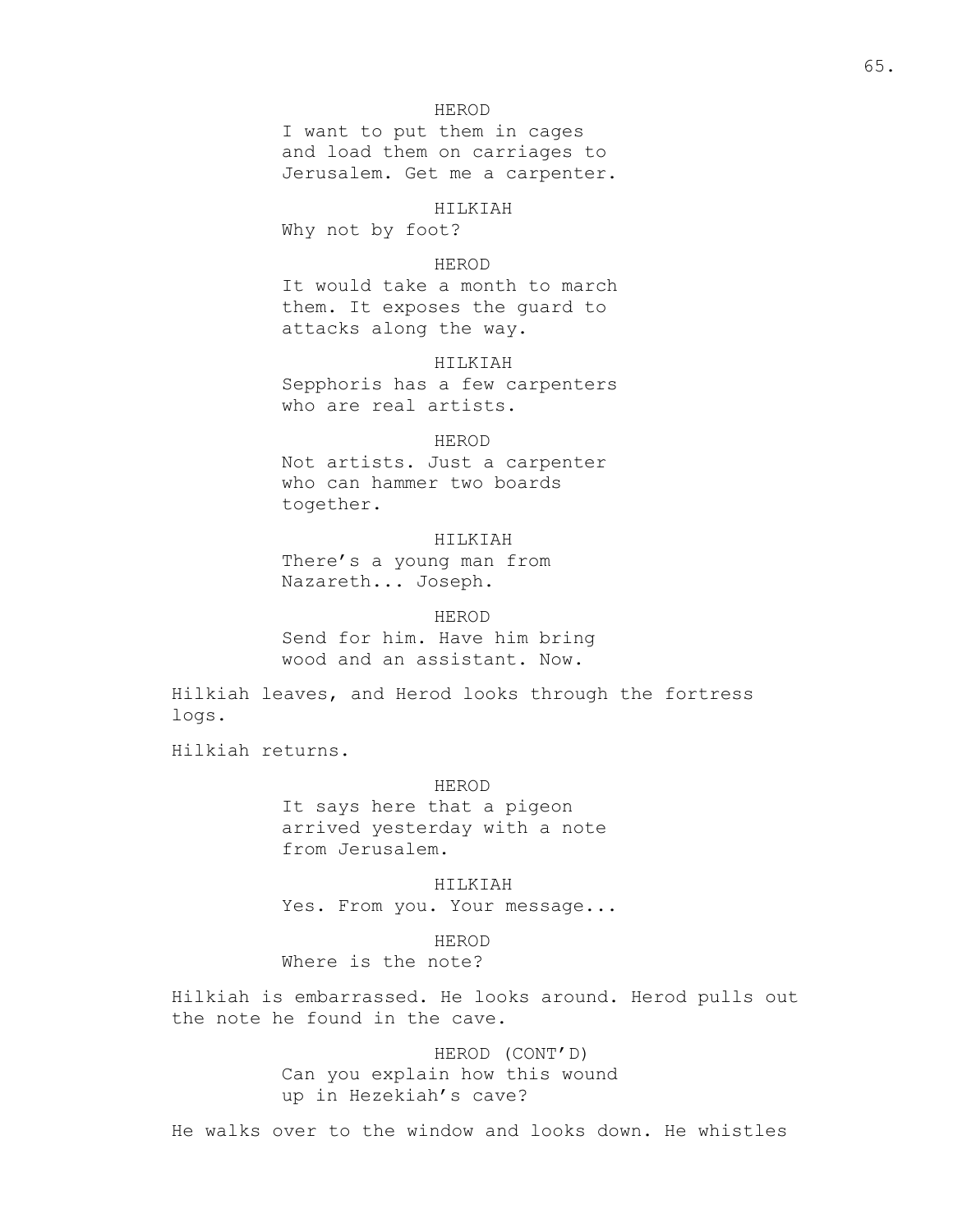HEROD

I want to put them in cages and load them on carriages to Jerusalem. Get me a carpenter.

HILKIAH

Why not by foot?

HEROD

It would take a month to march them. It exposes the guard to attacks along the way.

HILKIAH

Sepphoris has a few carpenters who are real artists.

HEROD

Not artists. Just a carpenter who can hammer two boards together.

HILKIAH

There's a young man from Nazareth... Joseph.

HEROD

Send for him. Have him bring wood and an assistant. Now.

Hilkiah leaves, and Herod looks through the fortress logs.

Hilkiah returns.

HEROD

It says here that a pigeon arrived yesterday with a note from Jerusalem.

HILKIAH

Yes. From you. Your message...

HEROD

Where is the note?

Hilkiah is embarrassed. He looks around. Herod pulls out the note he found in the cave.

HEROD (CONT'D)

Can you explain how this wound up in Hezekiah's cave?

He walks over to the window and looks down. He whistles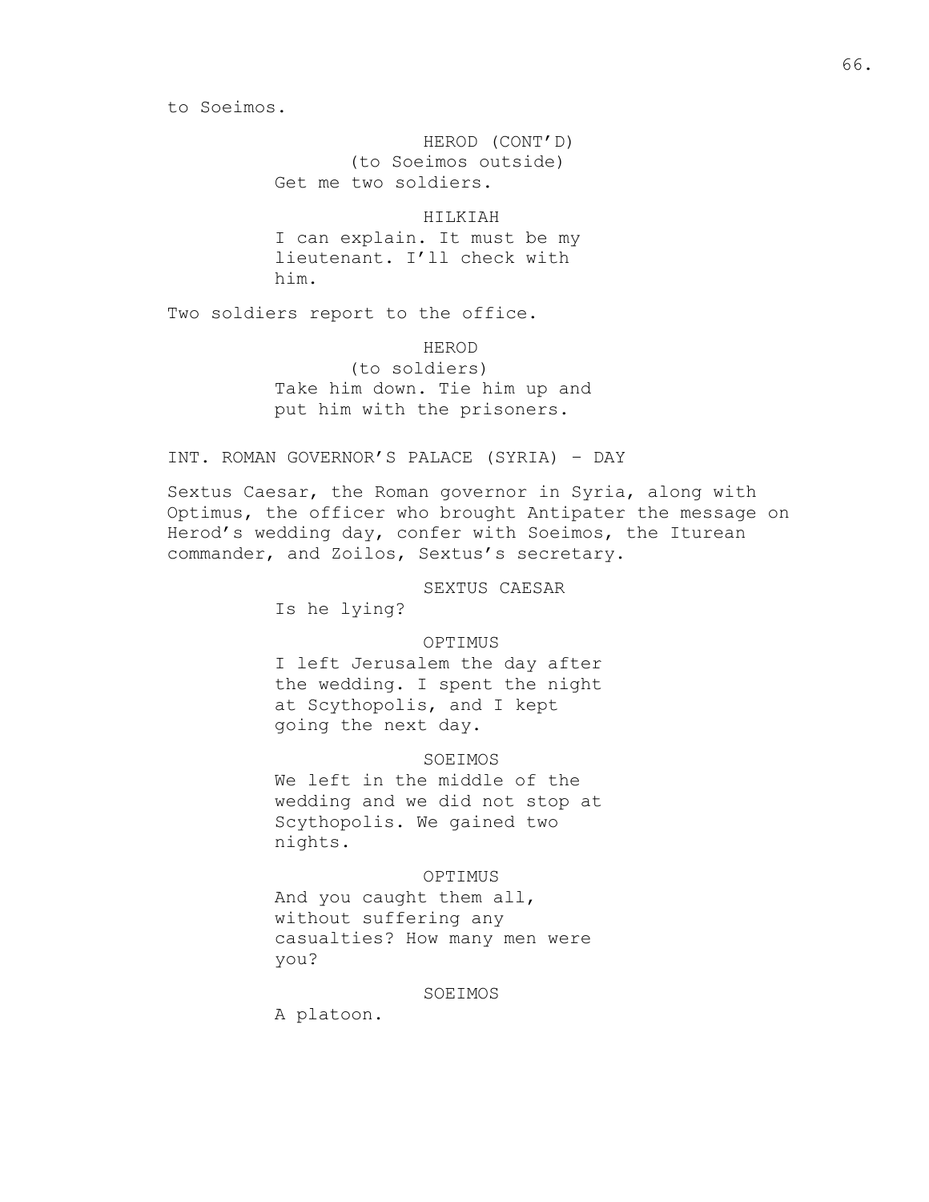to Soeimos.

HEROD (CONT'D)
(to Soeimos outside)
Get me two soldiers.

HILKIAH
I can explain. It must be my lieutenant. I'll check with him.

Two soldiers report to the office.

HEROD
(to soldiers)
Take him down. Tie him up and put him with the prisoners.

INT. ROMAN GOVERNOR'S PALACE (SYRIA) – DAY

Sextus Caesar, the Roman governor in Syria, along with Optimus, the officer who brought Antipater the message on Herod's wedding day, confer with Soeimos, the Iturean commander, and Zoilos, Sextus's secretary.

SEXTUS CAESAR
Is he lying?

OPTIMUS
I left Jerusalem the day after the wedding. I spent the night at Scythopolis, and I kept going the next day.

SOEIMOS
We left in the middle of the wedding and we did not stop at Scythopolis. We gained two nights.

OPTIMUS
And you caught them all, without suffering any casualties? How many men were you?

SOEIMOS
A platoon.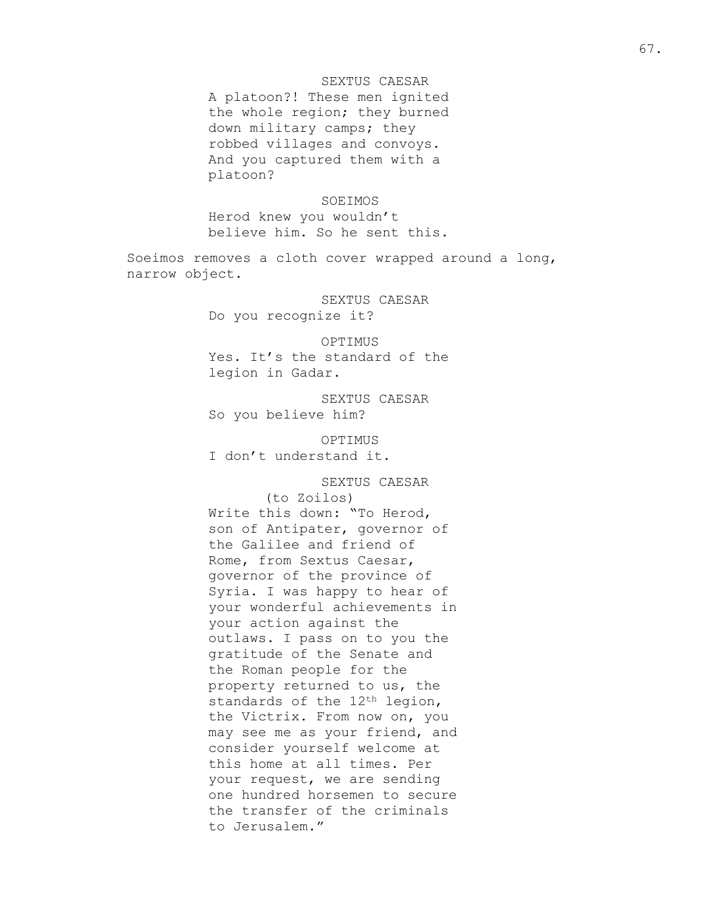SEXTUS CAESAR

A platoon?! These men ignited the whole region; they burned down military camps; they robbed villages and convoys. And you captured them with a platoon?

SOEIMOS

Herod knew you wouldn't believe him. So he sent this.

Soeimos removes a cloth cover wrapped around a long, narrow object.

SEXTUS CAESAR

Do you recognize it?

OPTIMUS

Yes. It's the standard of the legion in Gadar.

SEXTUS CAESAR

So you believe him?

OPTIMUS

I don't understand it.

SEXTUS CAESAR

(to Zoilos)

Write this down: "To Herod, son of Antipater, governor of the Galilee and friend of Rome, from Sextus Caesar, governor of the province of Syria. I was happy to hear of your wonderful achievements in your action against the outlaws. I pass on to you the gratitude of the Senate and the Roman people for the property returned to us, the standards of the 12th legion, the Victrix. From now on, you may see me as your friend, and consider yourself welcome at this home at all times. Per your request, we are sending one hundred horsemen to secure the transfer of the criminals to Jerusalem."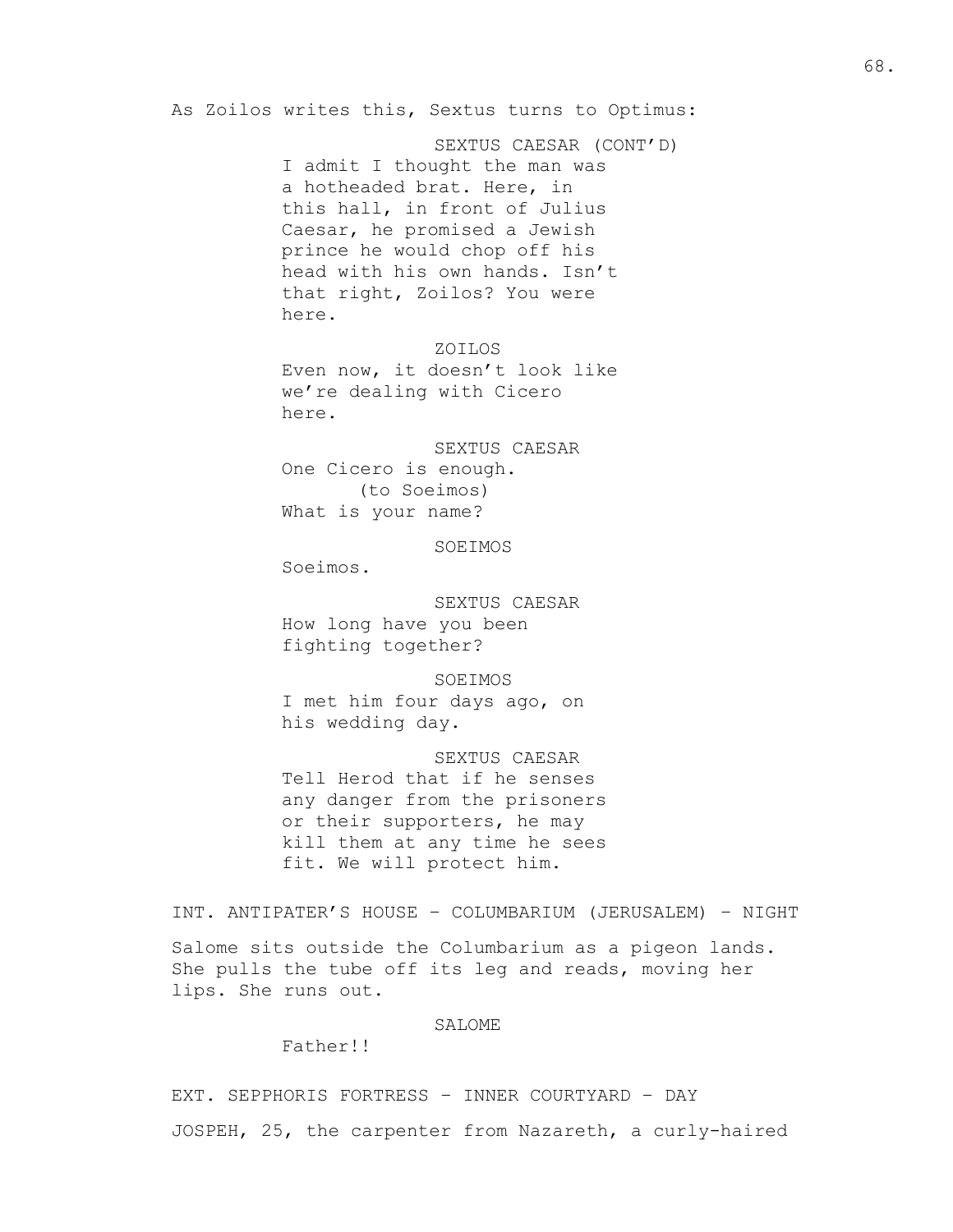As Zoilos writes this, Sextus turns to Optimus:

SEXTUS CAESAR (CONT'D)
I admit I thought the man was a hotheaded brat. Here, in this hall, in front of Julius Caesar, he promised a Jewish prince he would chop off his head with his own hands. Isn't that right, Zoilos? You were here.

ZOILOS
Even now, it doesn't look like we're dealing with Cicero here.

SEXTUS CAESAR
One Cicero is enough.
(to Soeimos)
What is your name?

SOEIMOS
Soeimos.

SEXTUS CAESAR
How long have you been fighting together?

SOEIMOS
I met him four days ago, on his wedding day.

SEXTUS CAESAR
Tell Herod that if he senses any danger from the prisoners or their supporters, he may kill them at any time he sees fit. We will protect him.

INT. ANTIPATER'S HOUSE – COLUMBARIUM (JERUSALEM) – NIGHT

Salome sits outside the Columbarium as a pigeon lands. She pulls the tube off its leg and reads, moving her lips. She runs out.

SALOME
Father!!

EXT. SEPPHORIS FORTRESS – INNER COURTYARD – DAY

JOSPEH, 25, the carpenter from Nazareth, a curly-haired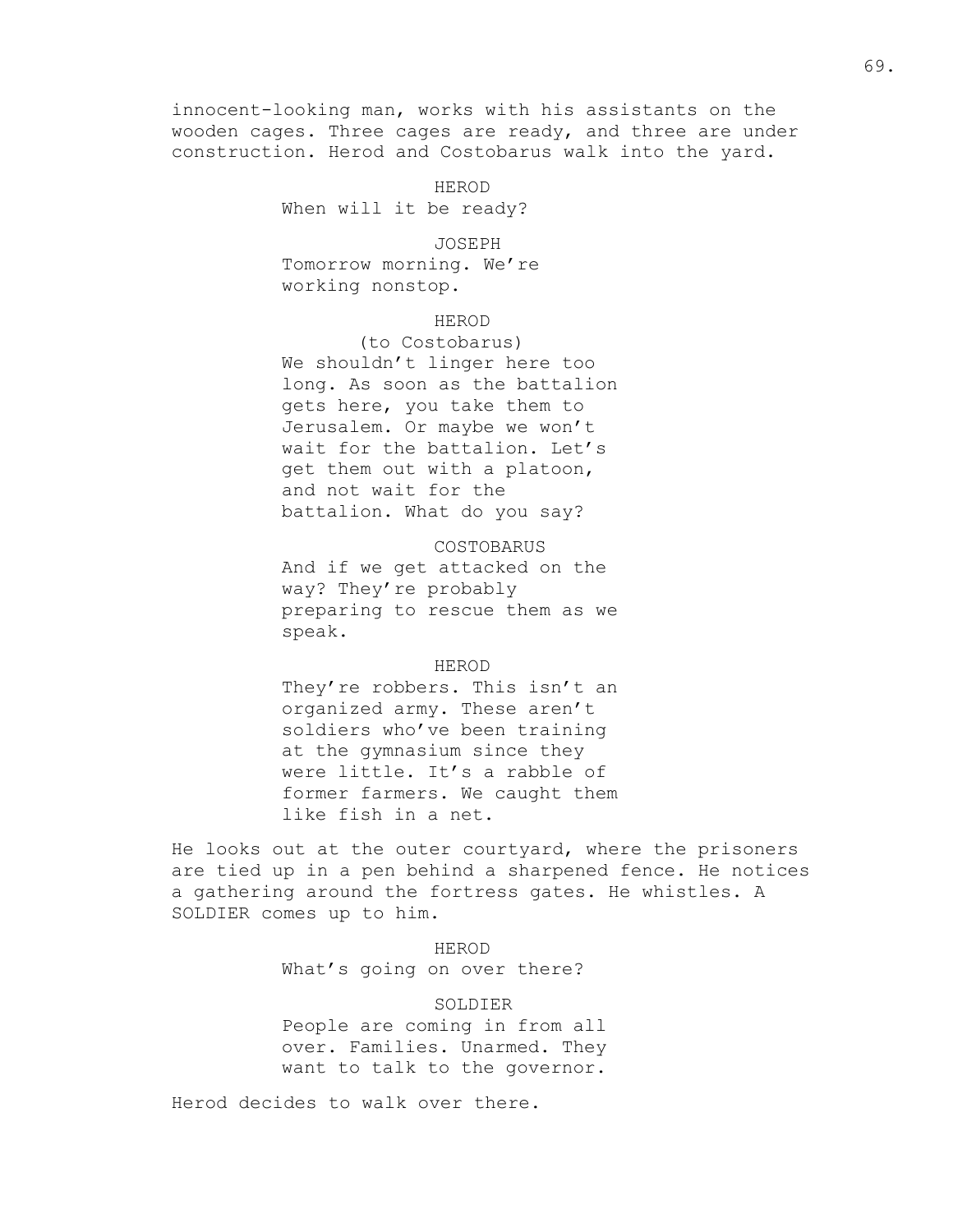innocent-looking man, works with his assistants on the wooden cages. Three cages are ready, and three are under construction. Herod and Costobarus walk into the yard.

HERODWhen will it be ready?

JOSEPH
Tomorrow morning. We're working nonstop.

HEROD
(to Costobarus)
We shouldn't linger here too long. As soon as the battalion gets here, you take them to Jerusalem. Or maybe we won't wait for the battalion. Let's get them out with a platoon, and not wait for the battalion. What do you say?

COSTOBARUS
And if we get attacked on the way? They're probably preparing to rescue them as we speak.

HEROD
They're robbers. This isn't an organized army. These aren't soldiers who've been training at the gymnasium since they were little. It's a rabble of former farmers. We caught them like fish in a net.

He looks out at the outer courtyard, where the prisoners are tied up in a pen behind a sharpened fence. He notices a gathering around the fortress gates. He whistles. A SOLDIER comes up to him.

HEROD
What's going on over there?

SOLDIER
People are coming in from all over. Families. Unarmed. They want to talk to the governor.

Herod decides to walk over there.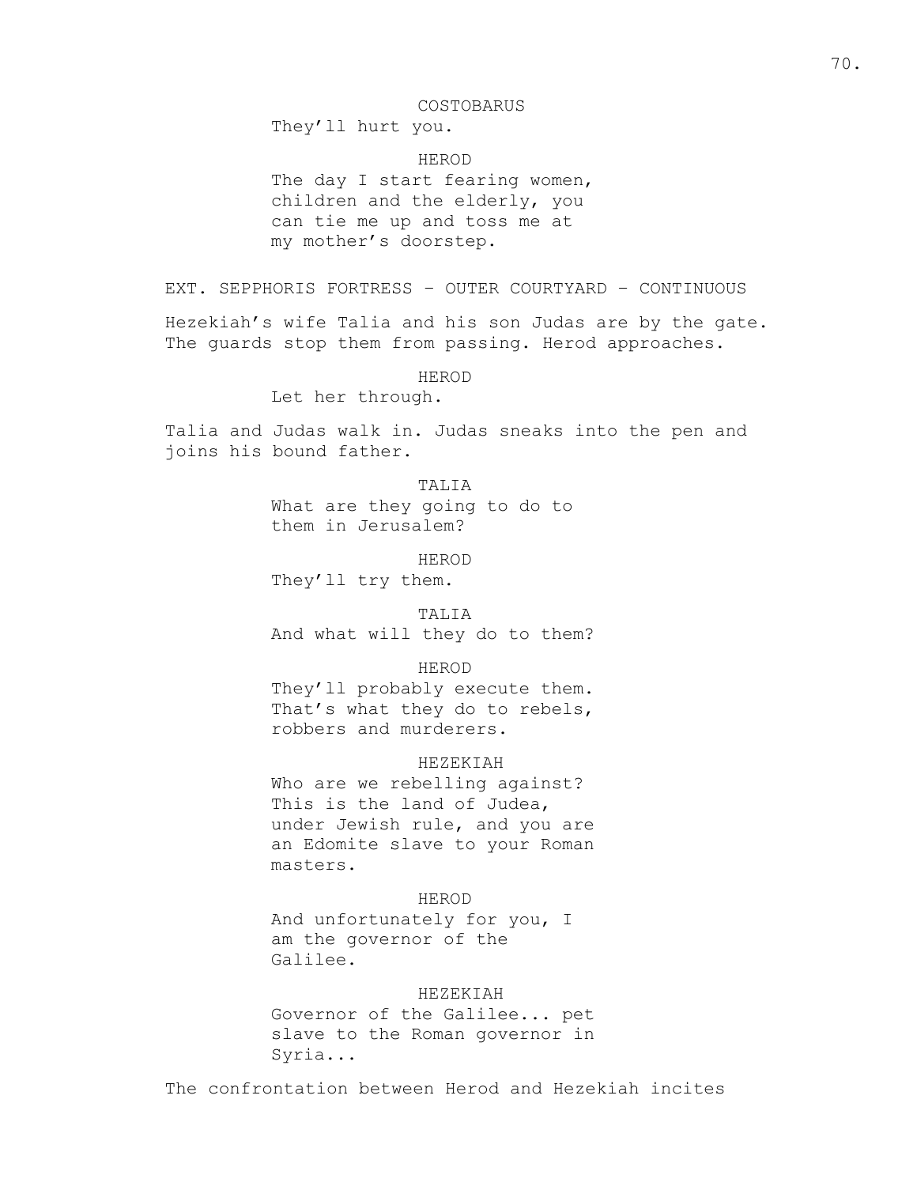COSTOBARUS

They'll hurt you.

HEROD

The day I start fearing women, children and the elderly, you can tie me up and toss me at my mother's doorstep.

EXT. SEPPHORIS FORTRESS – OUTER COURTYARD – CONTINUOUS

Hezekiah's wife Talia and his son Judas are by the gate. The guards stop them from passing. Herod approaches.

HEROD

Let her through.

Talia and Judas walk in. Judas sneaks into the pen and joins his bound father.

TALIA

What are they going to do to them in Jerusalem?

HEROD

They'll try them.

TALIA

And what will they do to them?

HEROD

They'll probably execute them. That's what they do to rebels, robbers and murderers.

HEZEKIAH

Who are we rebelling against? This is the land of Judea, under Jewish rule, and you are an Edomite slave to your Roman masters.

HEROD

And unfortunately for you, I am the governor of the Galilee.

HEZEKIAH

Governor of the Galilee... pet slave to the Roman governor in Syria...

The confrontation between Herod and Hezekiah incites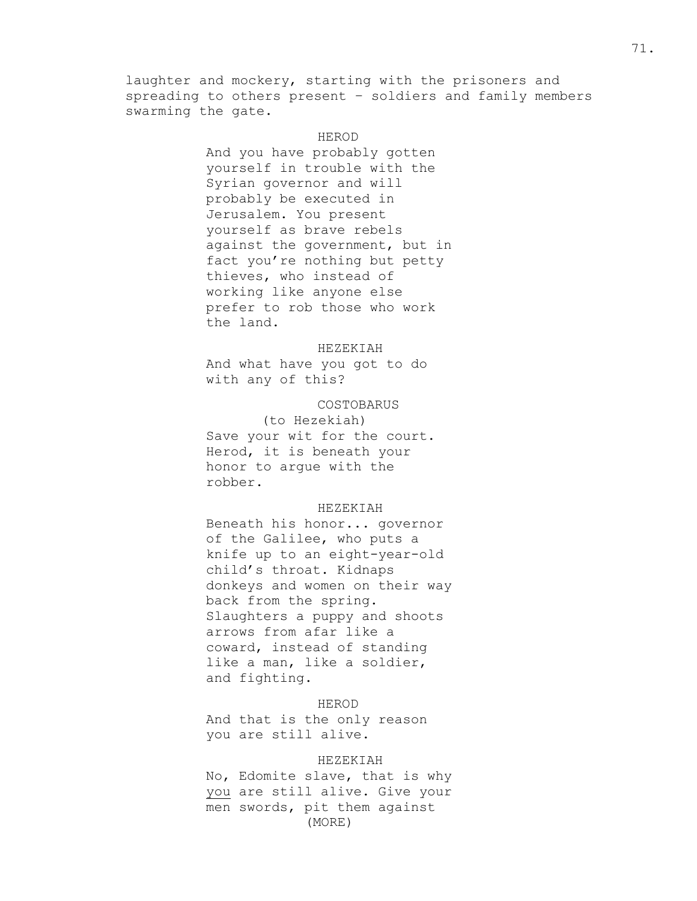laughter and mockery, starting with the prisoners and spreading to others present – soldiers and family members swarming the gate.

HEROD

And you have probably gotten yourself in trouble with the Syrian governor and will probably be executed in Jerusalem. You present yourself as brave rebels against the government, but in fact you're nothing but petty thieves, who instead of working like anyone else prefer to rob those who work the land.

HEZEKIAH

And what have you got to do with any of this?

COSTOBARUS

(to Hezekiah)

Save your wit for the court. Herod, it is beneath your honor to argue with the robber.

HEZEKIAH

Beneath his honor... governor of the Galilee, who puts a knife up to an eight-year-old child's throat. Kidnaps donkeys and women on their way back from the spring. Slaughters a puppy and shoots arrows from afar like a coward, instead of standing like a man, like a soldier, and fighting.

HEROD

And that is the only reason you are still alive.

HEZEKIAH

No, Edomite slave, that is why _you_ are still alive. Give your men swords, pit them against

(MORE)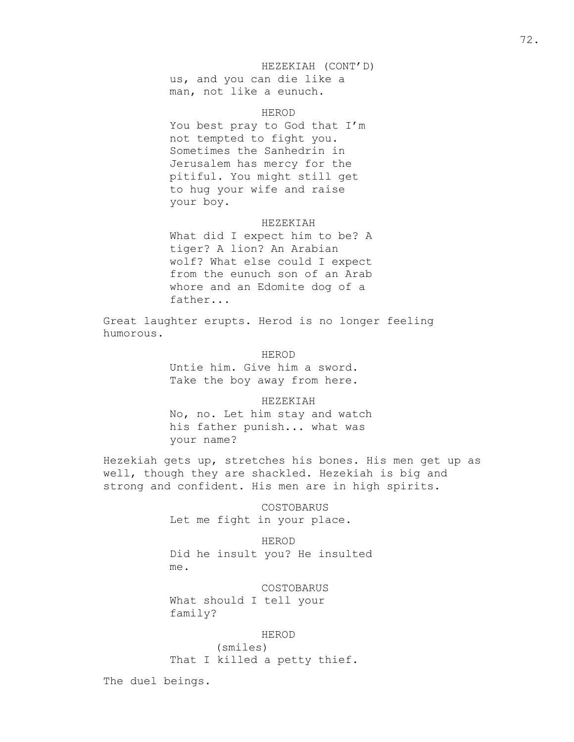HEZEKIAH (CONT'D)
us, and you can die like a man, not like a eunuch.

HEROD
You best pray to God that I'm not tempted to fight you. Sometimes the Sanhedrin in Jerusalem has mercy for the pitiful. You might still get to hug your wife and raise your boy.

HEZEKIAH
What did I expect him to be? A tiger? A lion? An Arabian wolf? What else could I expect from the eunuch son of an Arab whore and an Edomite dog of a father...

Great laughter erupts. Herod is no longer feeling humorous.

HEROD
Untie him. Give him a sword. Take the boy away from here.

HEZEKIAH
No, no. Let him stay and watch his father punish... what was your name?

Hezekiah gets up, stretches his bones. His men get up as well, though they are shackled. Hezekiah is big and strong and confident. His men are in high spirits.

COSTOBARUS
Let me fight in your place.

HEROD
Did he insult you? He insulted me.

COSTOBARUS
What should I tell your family?

HEROD
(smiles)
That I killed a petty thief.

The duel beings.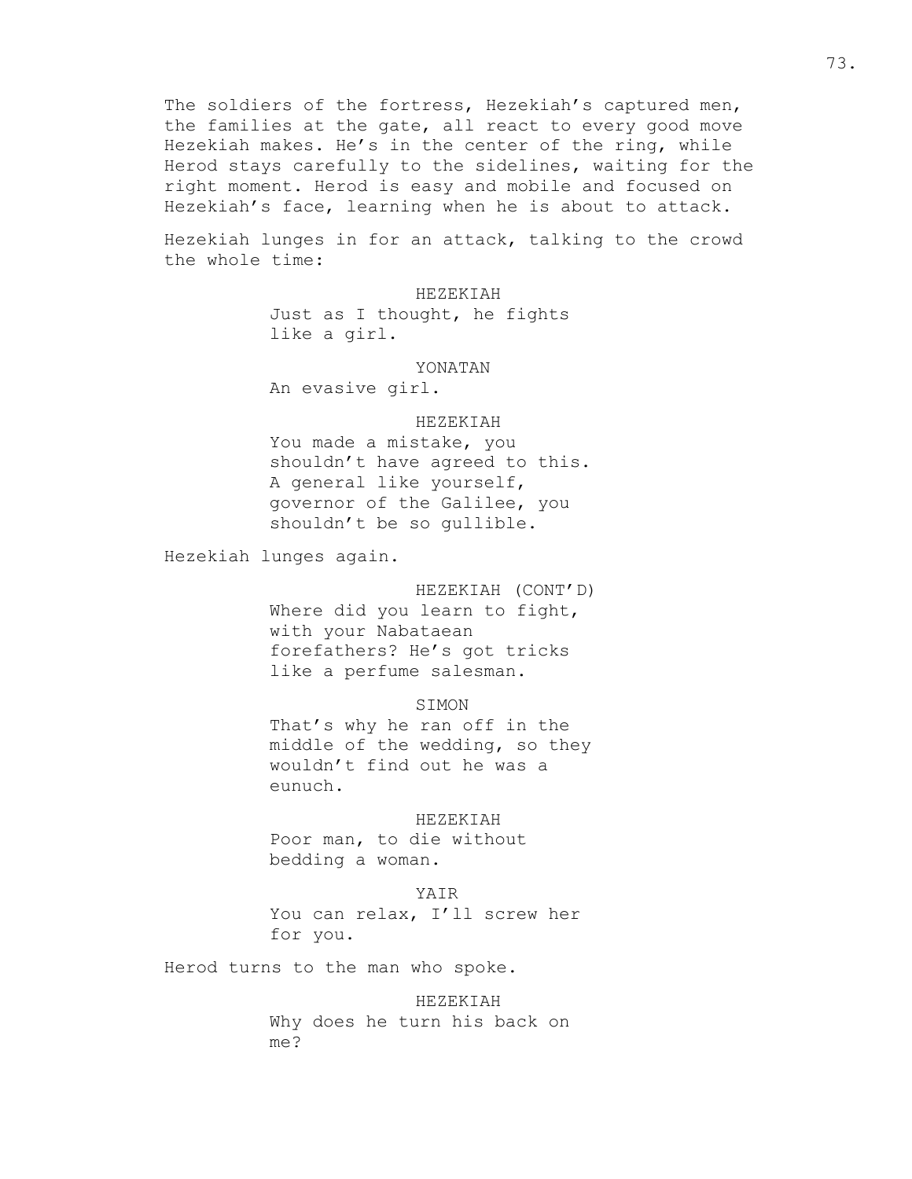The soldiers of the fortress, Hezekiah's captured men, the families at the gate, all react to every good move Hezekiah makes. He's in the center of the ring, while Herod stays carefully to the sidelines, waiting for the right moment. Herod is easy and mobile and focused on Hezekiah's face, learning when he is about to attack.

Hezekiah lunges in for an attack, talking to the crowd the whole time:

HEZEKIAH
Just as I thought, he fights like a girl.

YONATAN
An evasive girl.

HEZEKIAH
You made a mistake, you shouldn't have agreed to this. A general like yourself, governor of the Galilee, you shouldn't be so gullible.

Hezekiah lunges again.

HEZEKIAH (CONT'D)
Where did you learn to fight, with your Nabataean forefathers? He's got tricks like a perfume salesman.

SIMON
That's why he ran off in the middle of the wedding, so they wouldn't find out he was a eunuch.

HEZEKIAH
Poor man, to die without bedding a woman.

YAIR
You can relax, I'll screw her for you.

Herod turns to the man who spoke.

HEZEKIAH
Why does he turn his back on me?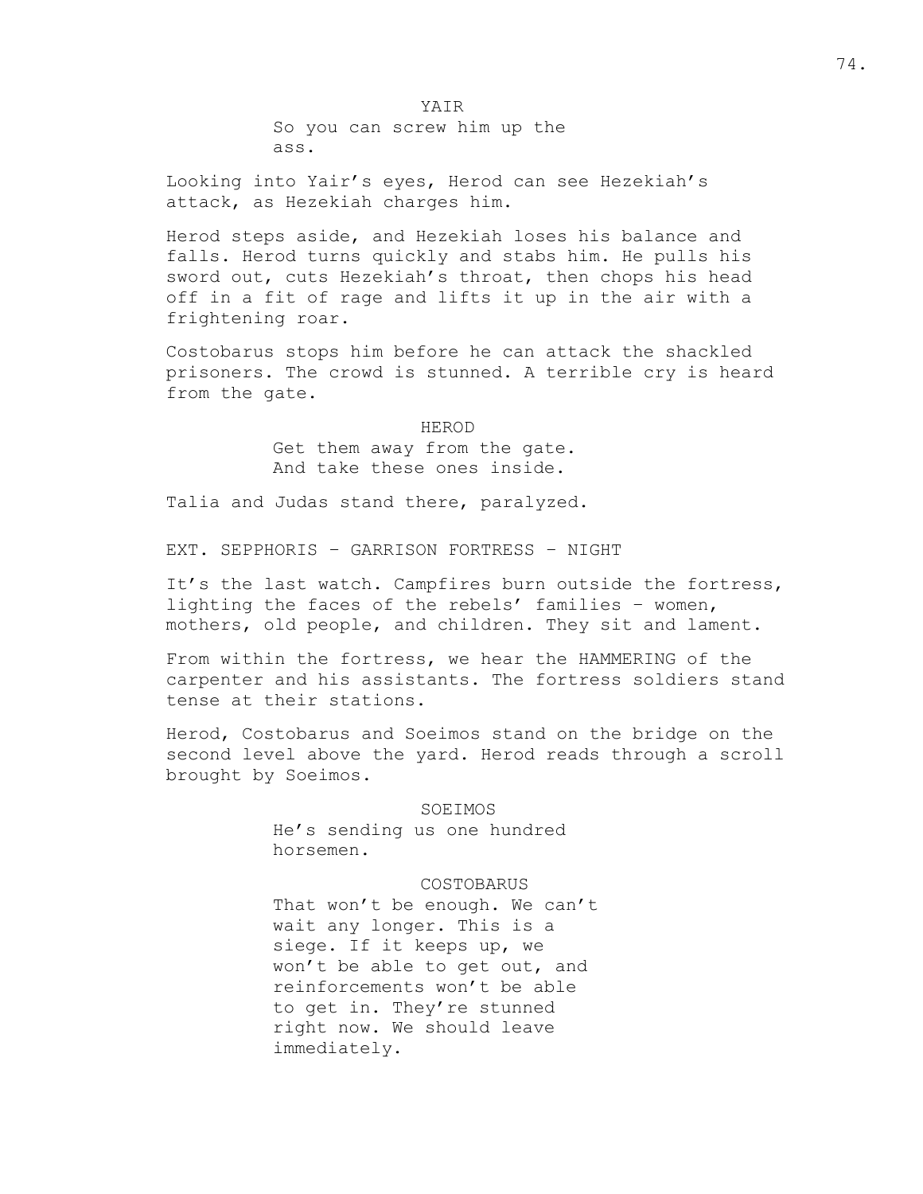YAIR

So you can screw him up the ass.

Looking into Yair's eyes, Herod can see Hezekiah's attack, as Hezekiah charges him.

Herod steps aside, and Hezekiah loses his balance and falls. Herod turns quickly and stabs him. He pulls his sword out, cuts Hezekiah's throat, then chops his head off in a fit of rage and lifts it up in the air with a frightening roar.

Costobarus stops him before he can attack the shackled prisoners. The crowd is stunned. A terrible cry is heard from the gate.

HEROD

Get them away from the gate. And take these ones inside.

Talia and Judas stand there, paralyzed.

EXT. SEPPHORIS – GARRISON FORTRESS – NIGHT

It's the last watch. Campfires burn outside the fortress, lighting the faces of the rebels' families – women, mothers, old people, and children. They sit and lament.

From within the fortress, we hear the HAMMERING of the carpenter and his assistants. The fortress soldiers stand tense at their stations.

Herod, Costobarus and Soeimos stand on the bridge on the second level above the yard. Herod reads through a scroll brought by Soeimos.

SOEIMOS

He's sending us one hundred horsemen.

COSTOBARUS

That won't be enough. We can't wait any longer. This is a siege. If it keeps up, we won't be able to get out, and reinforcements won't be able to get in. They're stunned right now. We should leave immediately.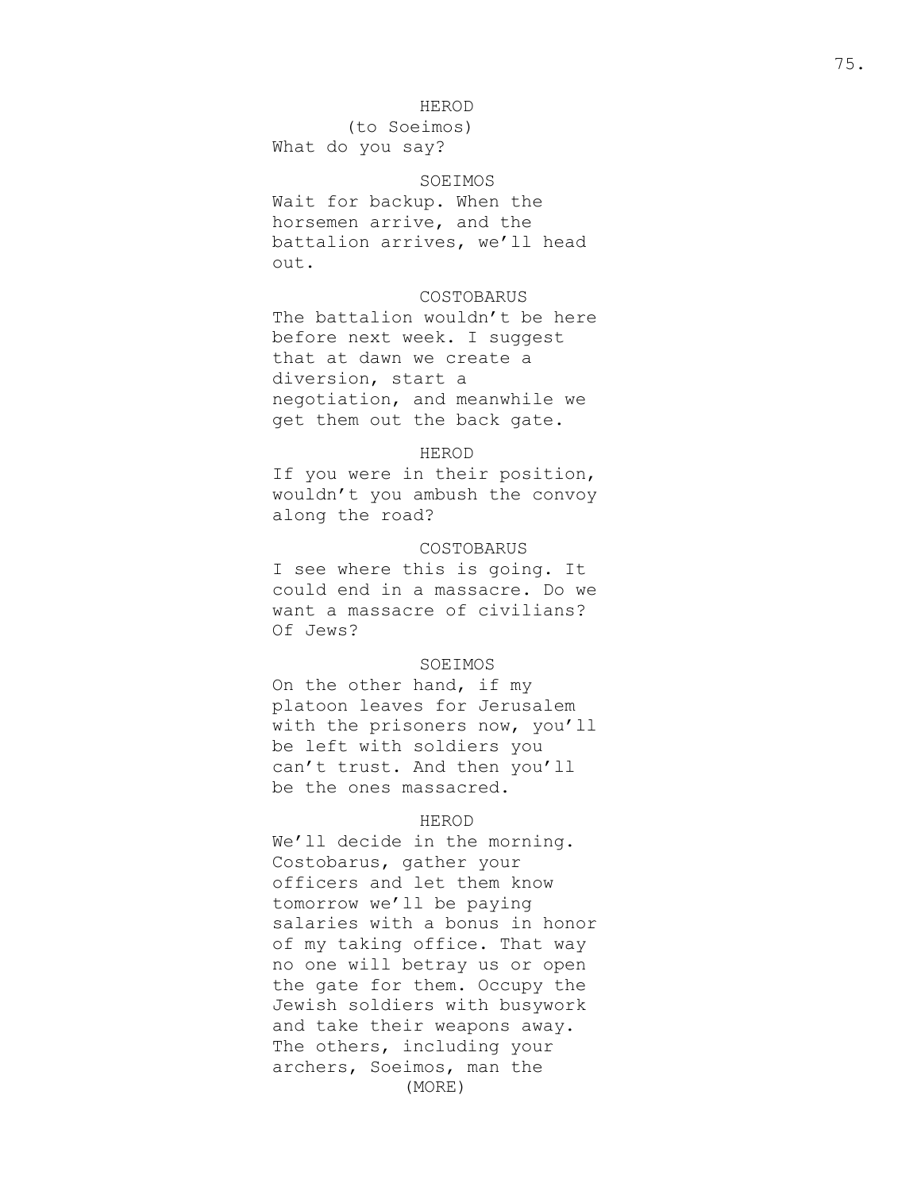HEROD
(to Soeimos)
What do you say?

SOEIMOS
Wait for backup. When the horsemen arrive, and the battalion arrives, we'll head out.

COSTOBARUS
The battalion wouldn't be here before next week. I suggest that at dawn we create a diversion, start a negotiation, and meanwhile we get them out the back gate.

HEROD
If you were in their position, wouldn't you ambush the convoy along the road?

COSTOBARUS
I see where this is going. It could end in a massacre. Do we want a massacre of civilians? Of Jews?

SOEIMOS
On the other hand, if my platoon leaves for Jerusalem with the prisoners now, you'll be left with soldiers you can't trust. And then you'll be the ones massacred.

HEROD
We'll decide in the morning. Costobarus, gather your officers and let them know tomorrow we'll be paying salaries with a bonus in honor of my taking office. That way no one will betray us or open the gate for them. Occupy the Jewish soldiers with busywork and take their weapons away. The others, including your archers, Soeimos, man the
(MORE)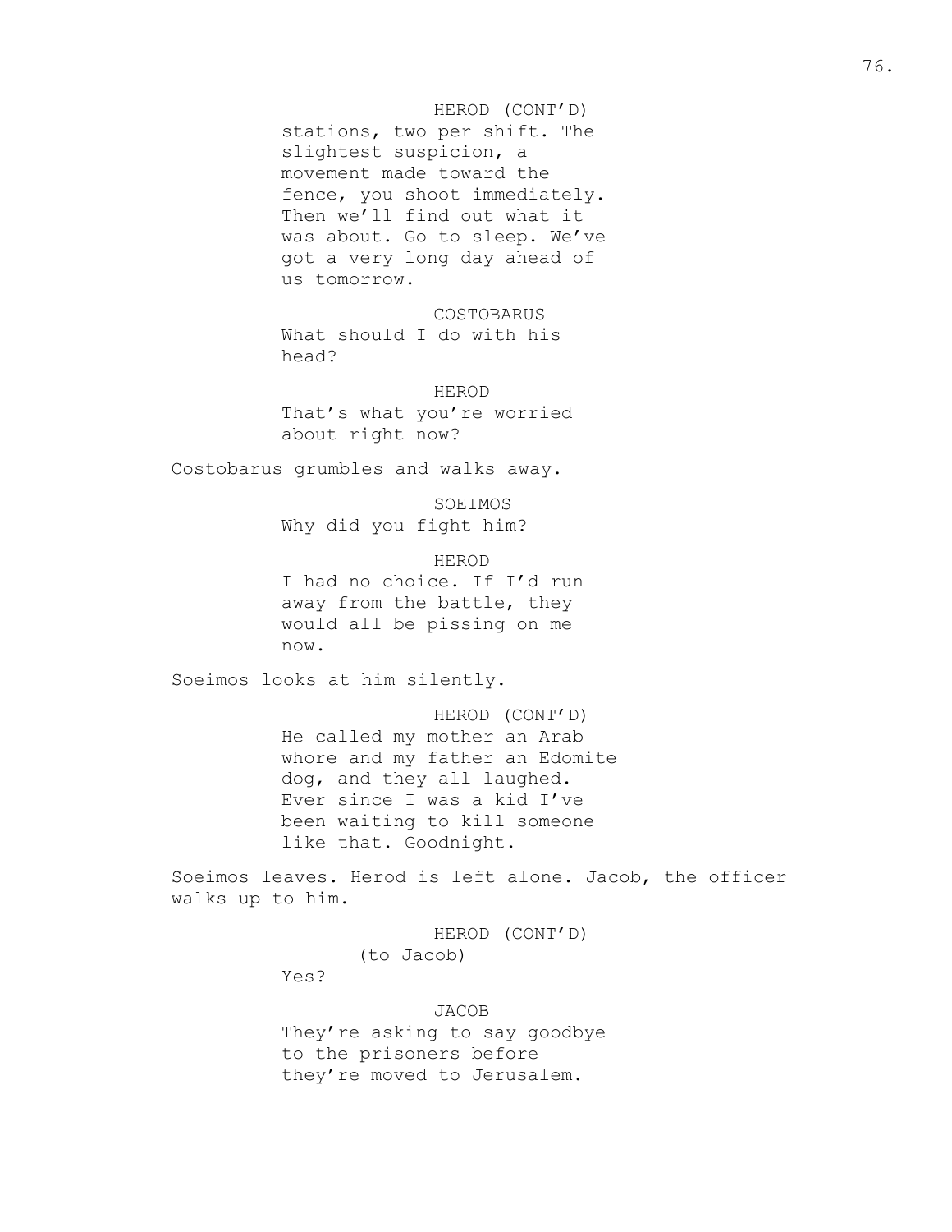HEROD (CONT'D)
stations, two per shift. The slightest suspicion, a movement made toward the fence, you shoot immediately. Then we'll find out what it was about. Go to sleep. We've got a very long day ahead of us tomorrow.

COSTOBARUS
What should I do with his head?

HEROD
That's what you're worried about right now?

Costobarus grumbles and walks away.

SOEIMOS
Why did you fight him?

HEROD
I had no choice. If I'd run away from the battle, they would all be pissing on me now.

Soeimos looks at him silently.

HEROD (CONT'D)
He called my mother an Arab whore and my father an Edomite dog, and they all laughed. Ever since I was a kid I've been waiting to kill someone like that. Goodnight.

Soeimos leaves. Herod is left alone. Jacob, the officer walks up to him.

HEROD (CONT'D)
(to Jacob)
Yes?

JACOB
They're asking to say goodbye to the prisoners before they're moved to Jerusalem.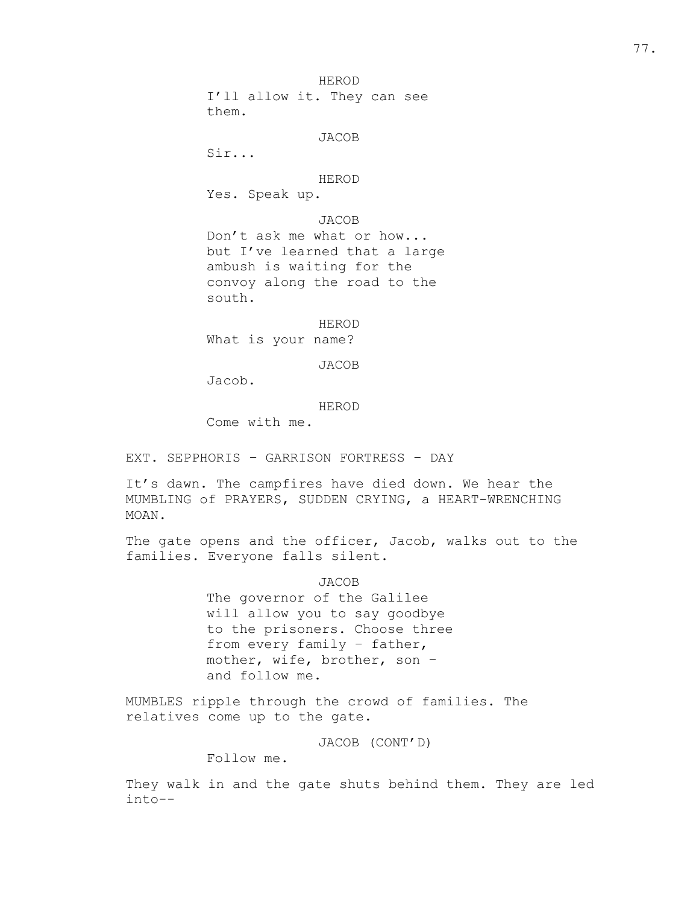HEROD
I'll allow it. They can see them.

JACOB
Sir...

HEROD
Yes. Speak up.

JACOB
Don't ask me what or how... but I've learned that a large ambush is waiting for the convoy along the road to the south.

HEROD
What is your name?

JACOB
Jacob.

HEROD
Come with me.

EXT. SEPPHORIS – GARRISON FORTRESS – DAY

It's dawn. The campfires have died down. We hear the MUMBLING of PRAYERS, SUDDEN CRYING, a HEART-WRENCHING MOAN.

The gate opens and the officer, Jacob, walks out to the families. Everyone falls silent.

JACOB
The governor of the Galilee will allow you to say goodbye to the prisoners. Choose three from every family – father, mother, wife, brother, son – and follow me.

MUMBLES ripple through the crowd of families. The relatives come up to the gate.

JACOB (CONT'D)
Follow me.

They walk in and the gate shuts behind them. They are led into--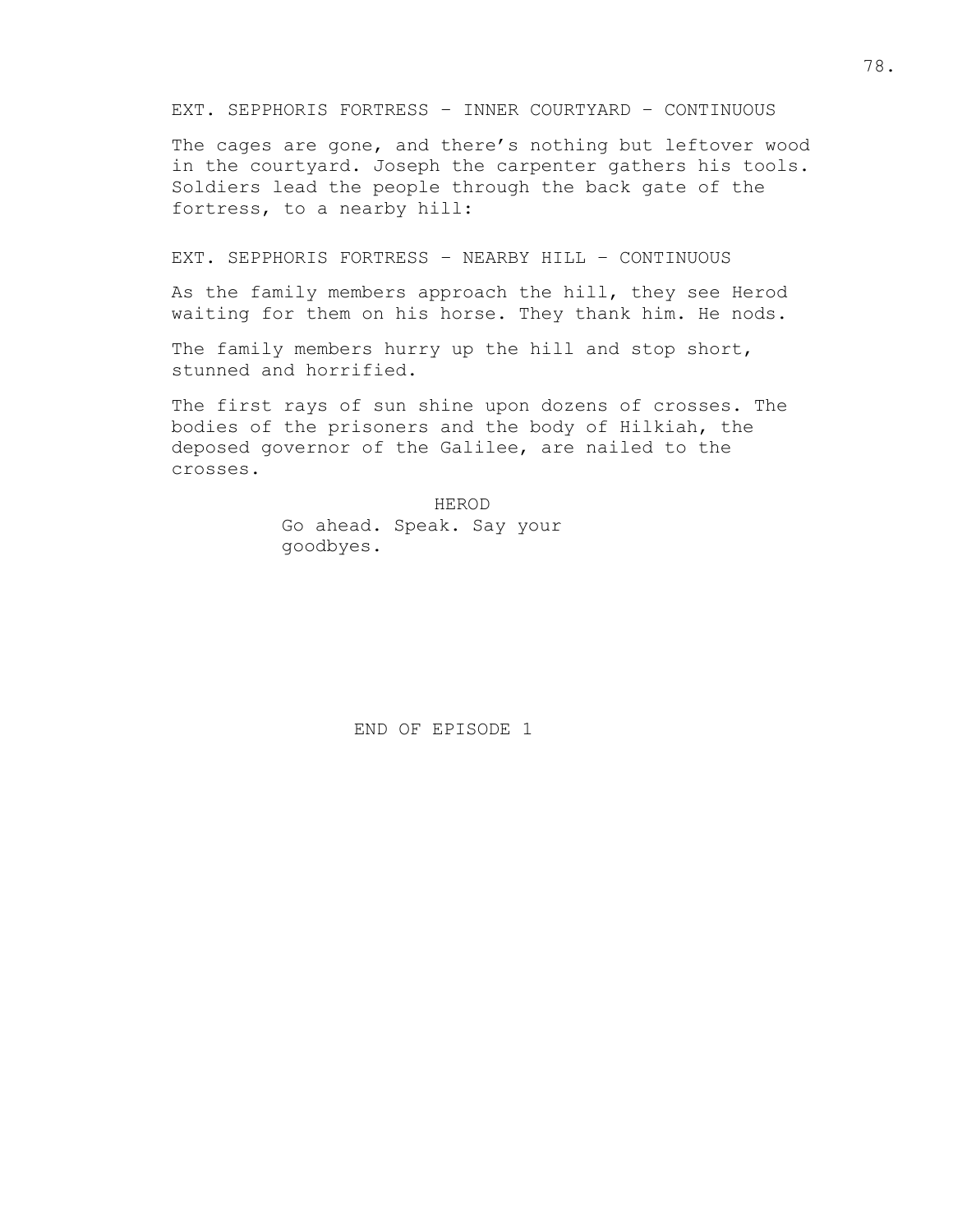EXT. SEPPHORIS FORTRESS – INNER COURTYARD – CONTINUOUS

The cages are gone, and there's nothing but leftover wood in the courtyard. Joseph the carpenter gathers his tools. Soldiers lead the people through the back gate of the fortress, to a nearby hill:

EXT. SEPPHORIS FORTRESS – NEARBY HILL – CONTINUOUS

As the family members approach the hill, they see Herod waiting for them on his horse. They thank him. He nods.

The family members hurry up the hill and stop short, stunned and horrified.

The first rays of sun shine upon dozens of crosses. The bodies of the prisoners and the body of Hilkiah, the deposed governor of the Galilee, are nailed to the crosses.

HEROD

Go ahead. Speak. Say your goodbyes.

END OF EPISODE 1